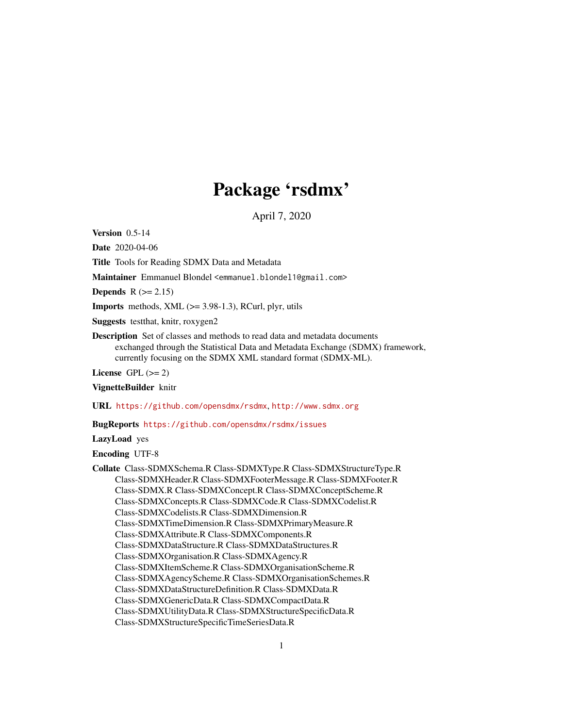# Package 'rsdmx'

April 7, 2020

**Version** 0.5-14

**Date** 2020-04-06

**Title** Tools for Reading SDMX Data and Metadata

**Maintainer** Emmanuel Blondel <emmanuel.blondel1@gmail.com>

**Depends** R (>= 2.15)

**Imports** methods, XML (>= 3.98-1.3), RCurl, plyr, utils

**Suggests** testthat, knitr, roxygen2

**Description** Set of classes and methods to read data and metadata documents exchanged through the Statistical Data and Metadata Exchange (SDMX) framework, currently focusing on the SDMX XML standard format (SDMX-ML).

**License** GPL (>= 2)

**VignetteBuilder** knitr

**URL** https://github.com/opensdmx/rsdmx, http://www.sdmx.org

**BugReports** https://github.com/opensdmx/rsdmx/issues

**LazyLoad** yes

**Encoding** UTF-8

**Collate** Class-SDMXSchema.R Class-SDMXType.R Class-SDMXStructureType.R Class-SDMXHeader.R Class-SDMXFooterMessage.R Class-SDMXFooter.R Class-SDMX.R Class-SDMXConcept.R Class-SDMXConceptScheme.R Class-SDMXConcepts.R Class-SDMXCode.R Class-SDMXCodelist.R Class-SDMXCodelists.R Class-SDMXDimension.R Class-SDMXTimeDimension.R Class-SDMXPrimaryMeasure.R Class-SDMXAttribute.R Class-SDMXComponents.R Class-SDMXDataStructure.R Class-SDMXDataStructures.R Class-SDMXOrganisation.R Class-SDMXAgency.R Class-SDMXItemScheme.R Class-SDMXOrganisationScheme.R Class-SDMXAgencyScheme.R Class-SDMXOrganisationSchemes.R Class-SDMXDataStructureDefinition.R Class-SDMXData.R Class-SDMXGenericData.R Class-SDMXCompactData.R Class-SDMXUtilityData.R Class-SDMXStructureSpecificData.R Class-SDMXStructureSpecificTimeSeriesData.R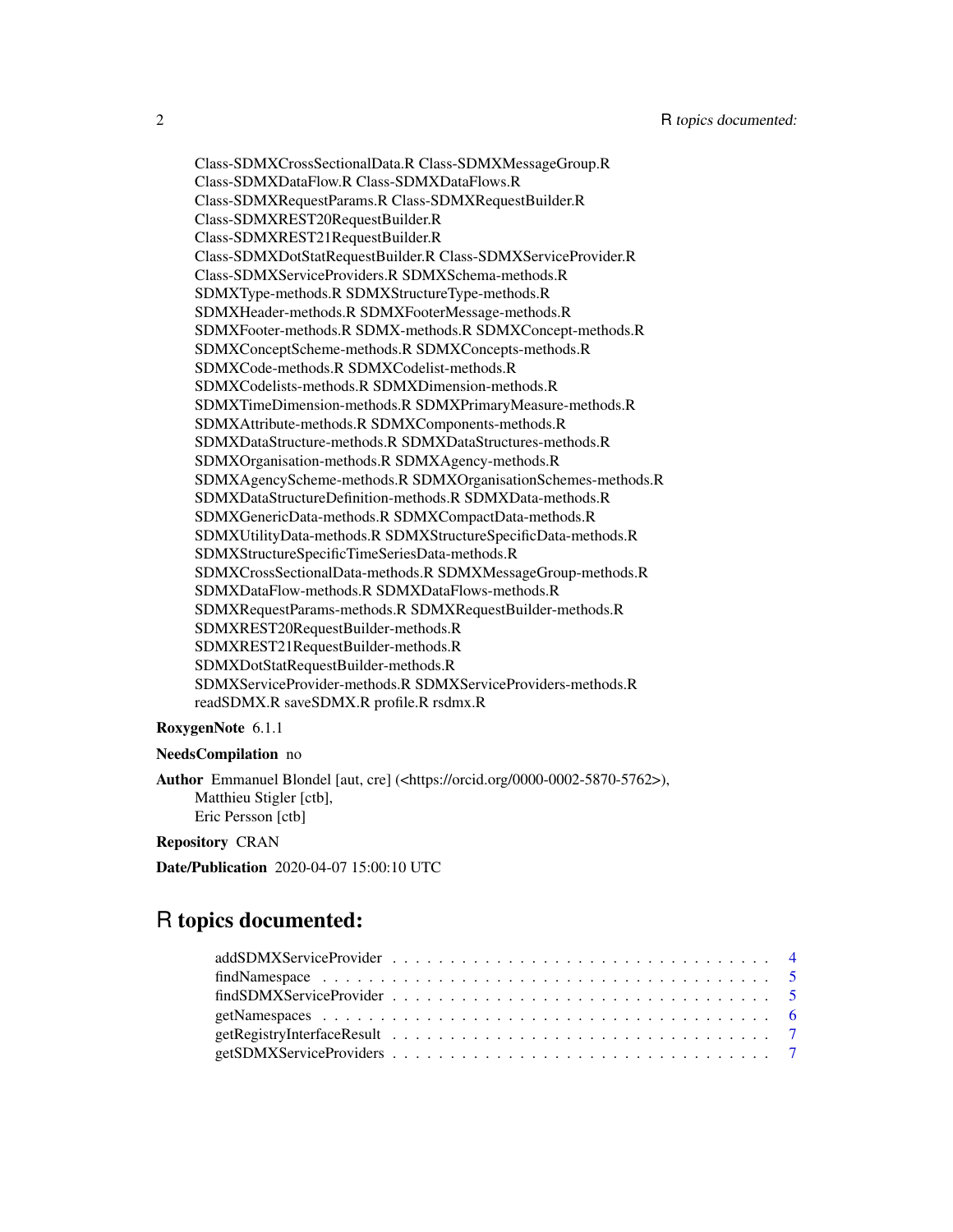Class-SDMXCrossSectionalData.R Class-SDMXMessageGroup.R
Class-SDMXDataFlow.R Class-SDMXDataFlows.R
Class-SDMXRequestParams.R Class-SDMXRequestBuilder.R
Class-SDMXREST20RequestBuilder.R
Class-SDMXREST21RequestBuilder.R
Class-SDMXDotStatRequestBuilder.R Class-SDMXServiceProvider.R
Class-SDMXServiceProviders.R SDMXSchema-methods.R
SDMXType-methods.R SDMXStructureType-methods.R
SDMXHeader-methods.R SDMXFooterMessage-methods.R
SDMXFooter-methods.R SDMX-methods.R SDMXConcept-methods.R
SDMXConceptScheme-methods.R SDMXConcepts-methods.R
SDMXCode-methods.R SDMXCodelist-methods.R
SDMXCodelists-methods.R SDMXDimension-methods.R
SDMXTimeDimension-methods.R SDMXPrimaryMeasure-methods.R
SDMXAttribute-methods.R SDMXComponents-methods.R
SDMXDataStructure-methods.R SDMXDataStructures-methods.R
SDMXOrganisation-methods.R SDMXAgency-methods.R
SDMXAgencyScheme-methods.R SDMXOrganisationSchemes-methods.R
SDMXDataStructureDefinition-methods.R SDMXData-methods.R
SDMXGenericData-methods.R SDMXCompactData-methods.R
SDMXUtilityData-methods.R SDMXStructureSpecificData-methods.R
SDMXStructureSpecificTimeSeriesData-methods.R
SDMXCrossSectionalData-methods.R SDMXMessageGroup-methods.R
SDMXDataFlow-methods.R SDMXDataFlows-methods.R
SDMXRequestParams-methods.R SDMXRequestBuilder-methods.R
SDMXREST20RequestBuilder-methods.R
SDMXREST21RequestBuilder-methods.R
SDMXDotStatRequestBuilder-methods.R
SDMXServiceProvider-methods.R SDMXServiceProviders-methods.R
readSDMX.R saveSDMX.R profile.R rsdmx.R

**RoxygenNote** 6.1.1

**NeedsCompilation** no

**Author** Emmanuel Blondel [aut, cre] (<https://orcid.org/0000-0002-5870-5762>),
Matthieu Stigler [ctb],
Eric Persson [ctb]

**Repository** CRAN

**Date/Publication** 2020-04-07 15:00:10 UTC

# R topics documented:

addSDMXServiceProvider . . . . . . . . . . . . . . . . . . . . . . . . . . . . . . . . 4
findNamespace . . . . . . . . . . . . . . . . . . . . . . . . . . . . . . . . . . . . . 5
findSDMXServiceProvider . . . . . . . . . . . . . . . . . . . . . . . . . . . . . . . 5
getNamespaces . . . . . . . . . . . . . . . . . . . . . . . . . . . . . . . . . . . . . 6
getRegistryInterfaceResult . . . . . . . . . . . . . . . . . . . . . . . . . . . . . . 7
getSDMXServiceProviders . . . . . . . . . . . . . . . . . . . . . . . . . . . . . . . 7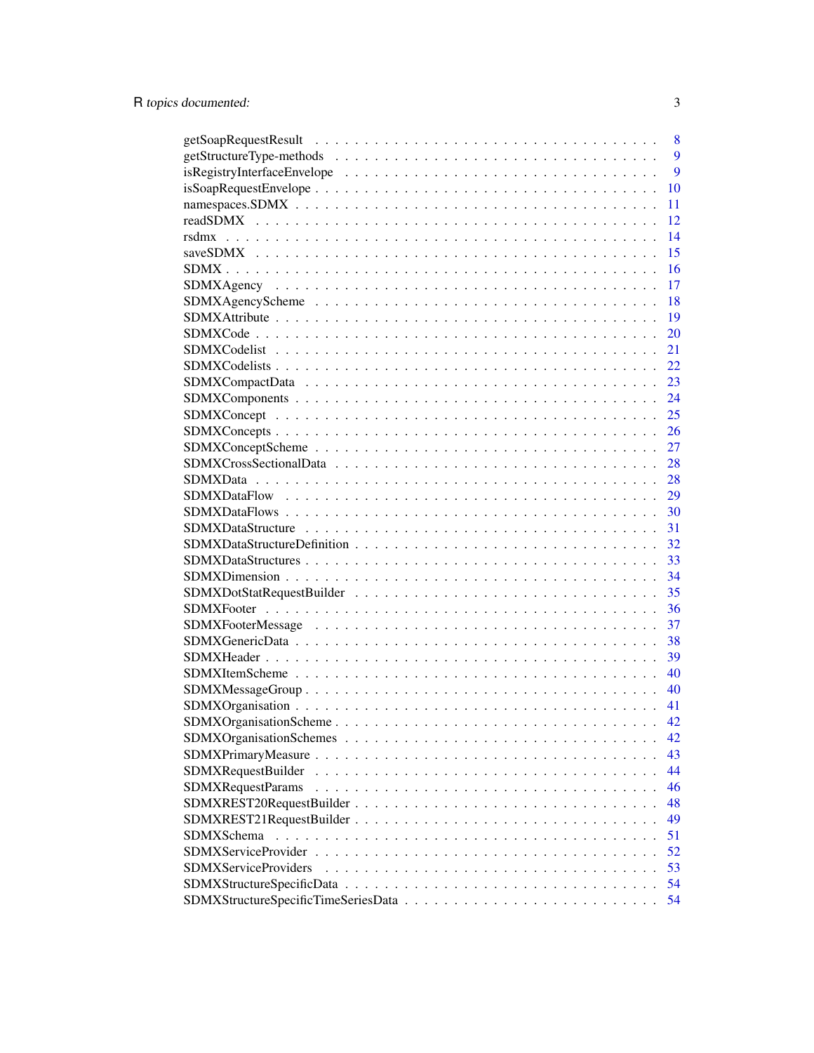getSoapRequestResult . . . . . . . . . . . . . . . . . . . . . . . . . . . . . . . . . . . 8
getStructureType-methods . . . . . . . . . . . . . . . . . . . . . . . . . . . . . . . . . 9
isRegistryInterfaceEnvelope . . . . . . . . . . . . . . . . . . . . . . . . . . . . . . . . 9
isSoapRequestEnvelope . . . . . . . . . . . . . . . . . . . . . . . . . . . . . . . . . . 10
namespaces.SDMX . . . . . . . . . . . . . . . . . . . . . . . . . . . . . . . . . . . . 11
readSDMX . . . . . . . . . . . . . . . . . . . . . . . . . . . . . . . . . . . . . . . 12
rsdmx . . . . . . . . . . . . . . . . . . . . . . . . . . . . . . . . . . . . . . . . . 14
saveSDMX . . . . . . . . . . . . . . . . . . . . . . . . . . . . . . . . . . . . . . . 15
SDMX . . . . . . . . . . . . . . . . . . . . . . . . . . . . . . . . . . . . . . . . . 16
SDMXAgency . . . . . . . . . . . . . . . . . . . . . . . . . . . . . . . . . . . . . . 17
SDMXAgencyScheme . . . . . . . . . . . . . . . . . . . . . . . . . . . . . . . . . . 18
SDMXAttribute . . . . . . . . . . . . . . . . . . . . . . . . . . . . . . . . . . . . . 19
SDMXCode . . . . . . . . . . . . . . . . . . . . . . . . . . . . . . . . . . . . . . . 20
SDMXCodelist . . . . . . . . . . . . . . . . . . . . . . . . . . . . . . . . . . . . . 21
SDMXCodelists . . . . . . . . . . . . . . . . . . . . . . . . . . . . . . . . . . . . . 22
SDMXCompactData . . . . . . . . . . . . . . . . . . . . . . . . . . . . . . . . . . . 23
SDMXComponents . . . . . . . . . . . . . . . . . . . . . . . . . . . . . . . . . . . 24
SDMXConcept . . . . . . . . . . . . . . . . . . . . . . . . . . . . . . . . . . . . . 25
SDMXConcepts . . . . . . . . . . . . . . . . . . . . . . . . . . . . . . . . . . . . . 26
SDMXConceptScheme . . . . . . . . . . . . . . . . . . . . . . . . . . . . . . . . . . 27
SDMXCrossSectionalData . . . . . . . . . . . . . . . . . . . . . . . . . . . . . . . . 28
SDMXData . . . . . . . . . . . . . . . . . . . . . . . . . . . . . . . . . . . . . . . 28
SDMXDataFlow . . . . . . . . . . . . . . . . . . . . . . . . . . . . . . . . . . . . . 29
SDMXDataFlows . . . . . . . . . . . . . . . . . . . . . . . . . . . . . . . . . . . . 30
SDMXDataStructure . . . . . . . . . . . . . . . . . . . . . . . . . . . . . . . . . . 31
SDMXDataStructureDefinition . . . . . . . . . . . . . . . . . . . . . . . . . . . . . . 32
SDMXDataStructures . . . . . . . . . . . . . . . . . . . . . . . . . . . . . . . . . . 33
SDMXDimension . . . . . . . . . . . . . . . . . . . . . . . . . . . . . . . . . . . . 34
SDMXDotStatRequestBuilder . . . . . . . . . . . . . . . . . . . . . . . . . . . . . . 35
SDMXFooter . . . . . . . . . . . . . . . . . . . . . . . . . . . . . . . . . . . . . . 36
SDMXFooterMessage . . . . . . . . . . . . . . . . . . . . . . . . . . . . . . . . . . 37
SDMXGenericData . . . . . . . . . . . . . . . . . . . . . . . . . . . . . . . . . . . 38
SDMXHeader . . . . . . . . . . . . . . . . . . . . . . . . . . . . . . . . . . . . . . 39
SDMXItemScheme . . . . . . . . . . . . . . . . . . . . . . . . . . . . . . . . . . . . 40
SDMXMessageGroup . . . . . . . . . . . . . . . . . . . . . . . . . . . . . . . . . . . 40
SDMXOrganisation . . . . . . . . . . . . . . . . . . . . . . . . . . . . . . . . . . . 41
SDMXOrganisationScheme . . . . . . . . . . . . . . . . . . . . . . . . . . . . . . . . 42
SDMXOrganisationSchemes . . . . . . . . . . . . . . . . . . . . . . . . . . . . . . . 42
SDMXPrimaryMeasure . . . . . . . . . . . . . . . . . . . . . . . . . . . . . . . . . . 43
SDMXRequestBuilder . . . . . . . . . . . . . . . . . . . . . . . . . . . . . . . . . . 44
SDMXRequestParams . . . . . . . . . . . . . . . . . . . . . . . . . . . . . . . . . . 46
SDMXREST20RequestBuilder . . . . . . . . . . . . . . . . . . . . . . . . . . . . . . 48
SDMXREST21RequestBuilder . . . . . . . . . . . . . . . . . . . . . . . . . . . . . . 49
SDMXSchema . . . . . . . . . . . . . . . . . . . . . . . . . . . . . . . . . . . . . . 51
SDMXServiceProvider . . . . . . . . . . . . . . . . . . . . . . . . . . . . . . . . . 52
SDMXServiceProviders . . . . . . . . . . . . . . . . . . . . . . . . . . . . . . . . . 53
SDMXStructureSpecificData . . . . . . . . . . . . . . . . . . . . . . . . . . . . . . . 54
SDMXStructureSpecificTimeSeriesData . . . . . . . . . . . . . . . . . . . . . . . . . 54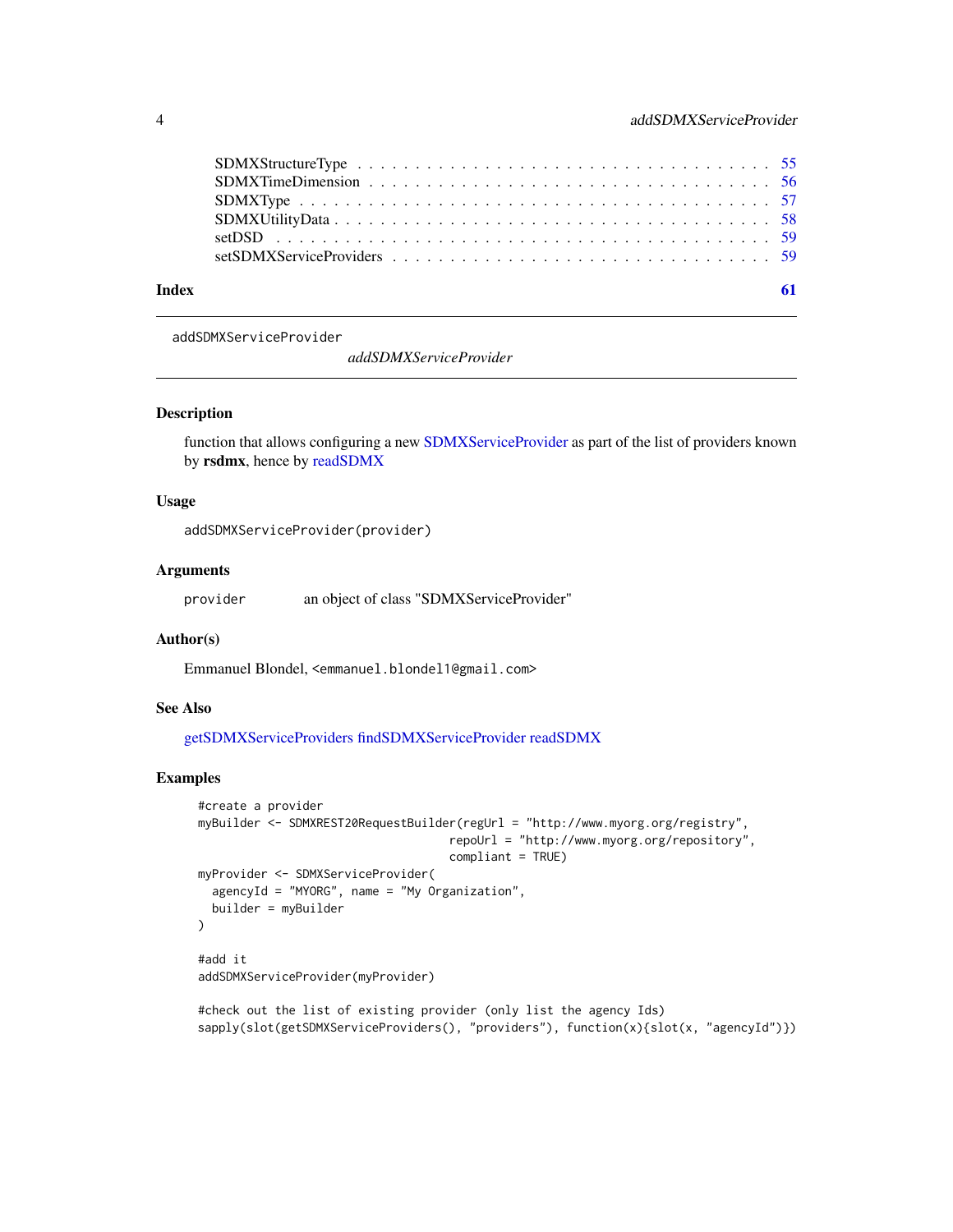SDMXStructureType . . . . . . . . . . . . . . . . . . . . . . . . . . . . . . . . . . 55
SDMXTimeDimension . . . . . . . . . . . . . . . . . . . . . . . . . . . . . . . . . . 56
SDMXType . . . . . . . . . . . . . . . . . . . . . . . . . . . . . . . . . . . . . . . 57
SDMXUtilityData . . . . . . . . . . . . . . . . . . . . . . . . . . . . . . . . . . . 58
setDSD . . . . . . . . . . . . . . . . . . . . . . . . . . . . . . . . . . . . . . . . 59
setSDMXServiceProviders . . . . . . . . . . . . . . . . . . . . . . . . . . . . . . . 59

**Index** **61**

---

`addSDMXServiceProvider` *addSDMXServiceProvider*

---

### Description

function that allows configuring a new SDMXServiceProvider as part of the list of providers known by **rsdmx**, hence by readSDMX

### Usage

```
addSDMXServiceProvider(provider)
```

### Arguments

| | |
|---|---|
| `provider` | an object of class "SDMXServiceProvider" |

### Author(s)

Emmanuel Blondel, <emmanuel.blondel1@gmail.com>

### See Also

getSDMXServiceProviders findSDMXServiceProvider readSDMX

### Examples

```
#create a provider
myBuilder <- SDMXREST20RequestBuilder(regUrl = "http://www.myorg.org/registry",
                                      repoUrl = "http://www.myorg.org/repository",
                                      compliant = TRUE)
myProvider <- SDMXServiceProvider(
  agencyId = "MYORG", name = "My Organization",
  builder = myBuilder
)

#add it
addSDMXServiceProvider(myProvider)

#check out the list of existing provider (only list the agency Ids)
sapply(slot(getSDMXServiceProviders(), "providers"), function(x){slot(x, "agencyId")})
```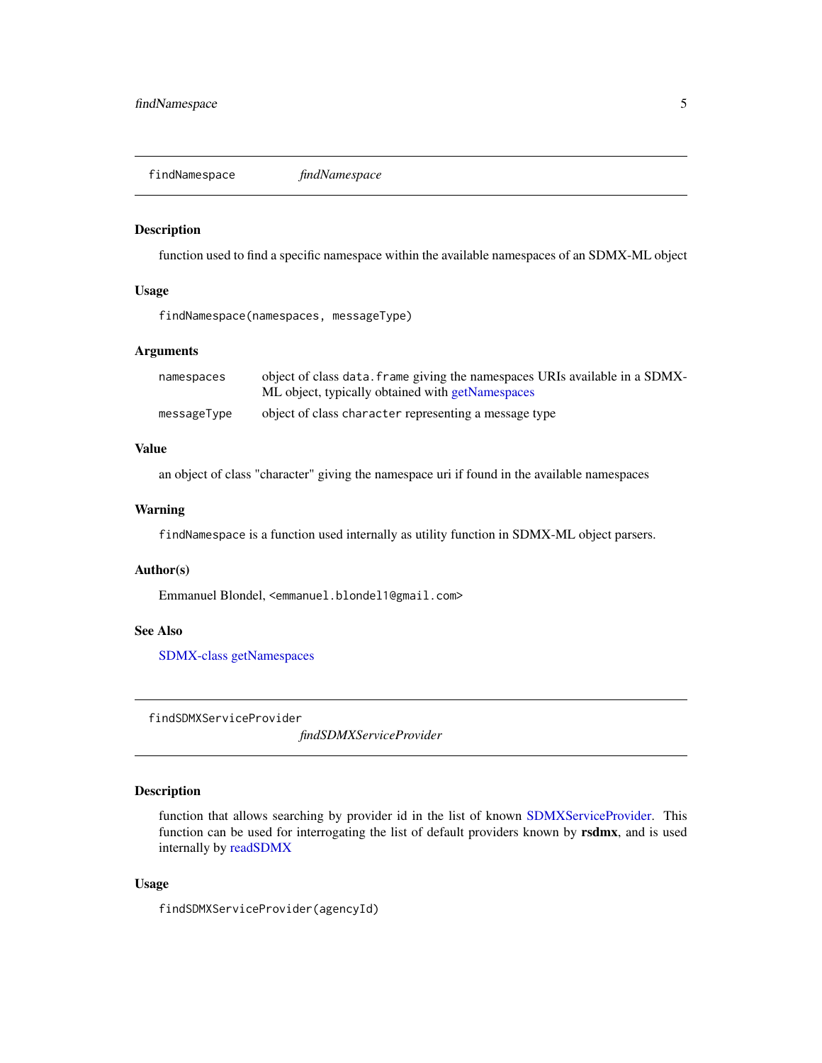## findNamespace — *findNamespace*

### Description

function used to find a specific namespace within the available namespaces of an SDMX-ML object

### Usage

```
findNamespace(namespaces, messageType)
```

### Arguments

| | |
|---|---|
| `namespaces` | object of class `data.frame` giving the namespaces URIs available in a SDMX-ML object, typically obtained with getNamespaces |
| `messageType` | object of class `character` representing a message type |

### Value

an object of class "character" giving the namespace uri if found in the available namespaces

### Warning

`findNamespace` is a function used internally as utility function in SDMX-ML object parsers.

### Author(s)

Emmanuel Blondel, `<emmanuel.blondel1@gmail.com>`

### See Also

SDMX-class getNamespaces

## findSDMXServiceProvider — *findSDMXServiceProvider*

### Description

function that allows searching by provider id in the list of known SDMXServiceProvider. This function can be used for interrogating the list of default providers known by **rsdmx**, and is used internally by readSDMX

### Usage

```
findSDMXServiceProvider(agencyId)
```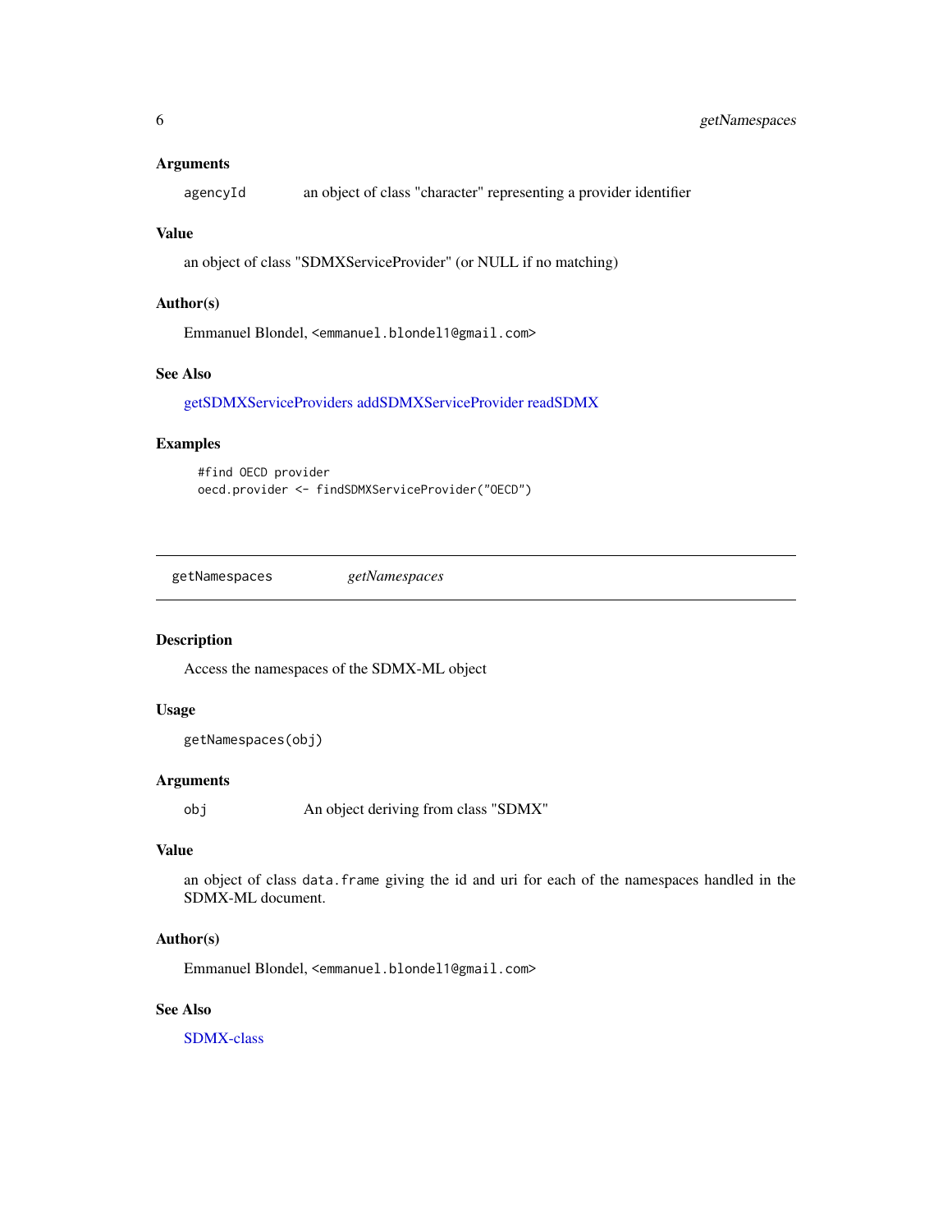### Arguments

| | |
|---|---|
| `agencyId` | an object of class "character" representing a provider identifier |

### Value

an object of class "SDMXServiceProvider" (or NULL if no matching)

### Author(s)

Emmanuel Blondel, <emmanuel.blondel1@gmail.com>

### See Also

getSDMXServiceProviders addSDMXServiceProvider readSDMX

### Examples

```
#find OECD provider
oecd.provider <- findSDMXServiceProvider("OECD")
```

---

## getNamespaces *getNamespaces*

---

### Description

Access the namespaces of the SDMX-ML object

### Usage

```
getNamespaces(obj)
```

### Arguments

| | |
|---|---|
| `obj` | An object deriving from class "SDMX" |

### Value

an object of class `data.frame` giving the id and uri for each of the namespaces handled in the SDMX-ML document.

### Author(s)

Emmanuel Blondel, <emmanuel.blondel1@gmail.com>

### See Also

SDMX-class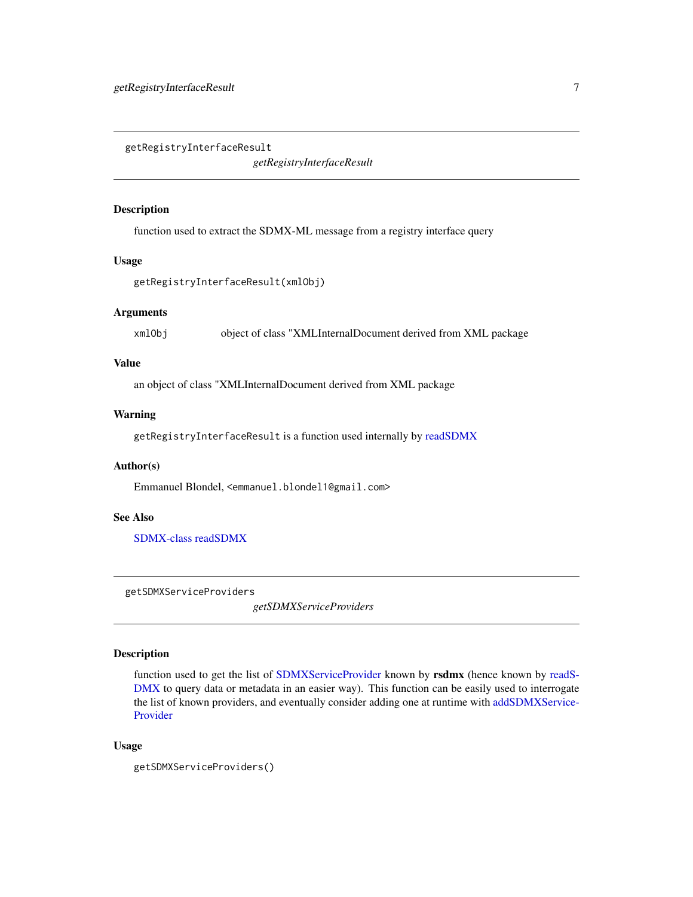## getRegistryInterfaceResult

*getRegistryInterfaceResult*

### Description

function used to extract the SDMX-ML message from a registry interface query

### Usage

```
getRegistryInterfaceResult(xmlObj)
```

### Arguments

| | |
|---|---|
| xmlObj | object of class "XMLInternalDocument derived from XML package |

### Value

an object of class "XMLInternalDocument derived from XML package

### Warning

`getRegistryInterfaceResult` is a function used internally by readSDMX

### Author(s)

Emmanuel Blondel, <emmanuel.blondel1@gmail.com>

### See Also

SDMX-class readSDMX

## getSDMXServiceProviders

*getSDMXServiceProviders*

### Description

function used to get the list of SDMXServiceProvider known by **rsdmx** (hence known by readSDMX to query data or metadata in an easier way). This function can be easily used to interrogate the list of known providers, and eventually consider adding one at runtime with addSDMXServiceProvider

### Usage

```
getSDMXServiceProviders()
```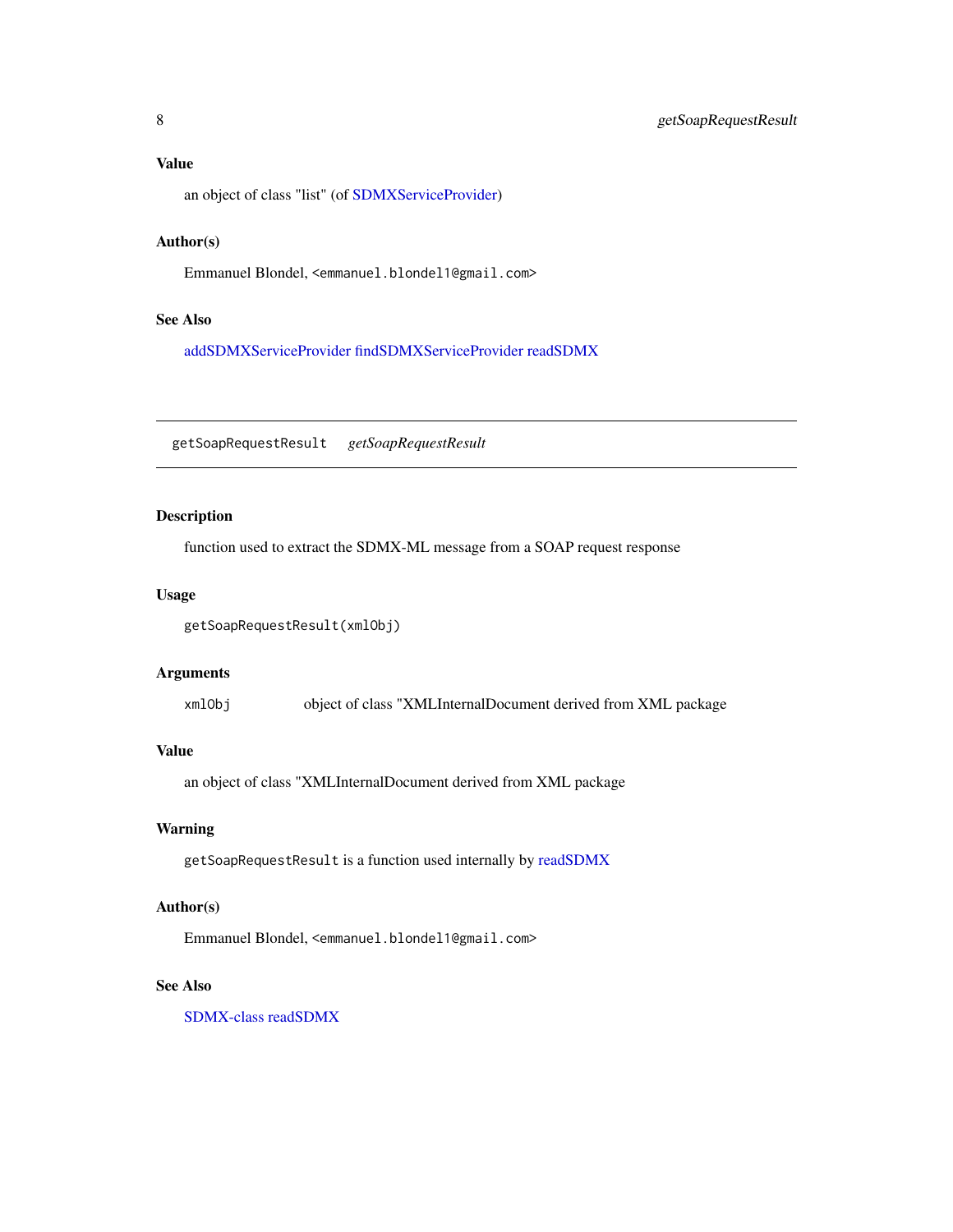### Value

an object of class "list" (of SDMXServiceProvider)

### Author(s)

Emmanuel Blondel, <emmanuel.blondel1@gmail.com>

### See Also

addSDMXServiceProvider findSDMXServiceProvider readSDMX

---

## getSoapRequestResult *getSoapRequestResult*

---

### Description

function used to extract the SDMX-ML message from a SOAP request response

### Usage

```
getSoapRequestResult(xmlObj)
```

### Arguments

| | |
|---|---|
| `xmlObj` | object of class "XMLInternalDocument derived from XML package |

### Value

an object of class "XMLInternalDocument derived from XML package

### Warning

`getSoapRequestResult` is a function used internally by readSDMX

### Author(s)

Emmanuel Blondel, <emmanuel.blondel1@gmail.com>

### See Also

SDMX-class readSDMX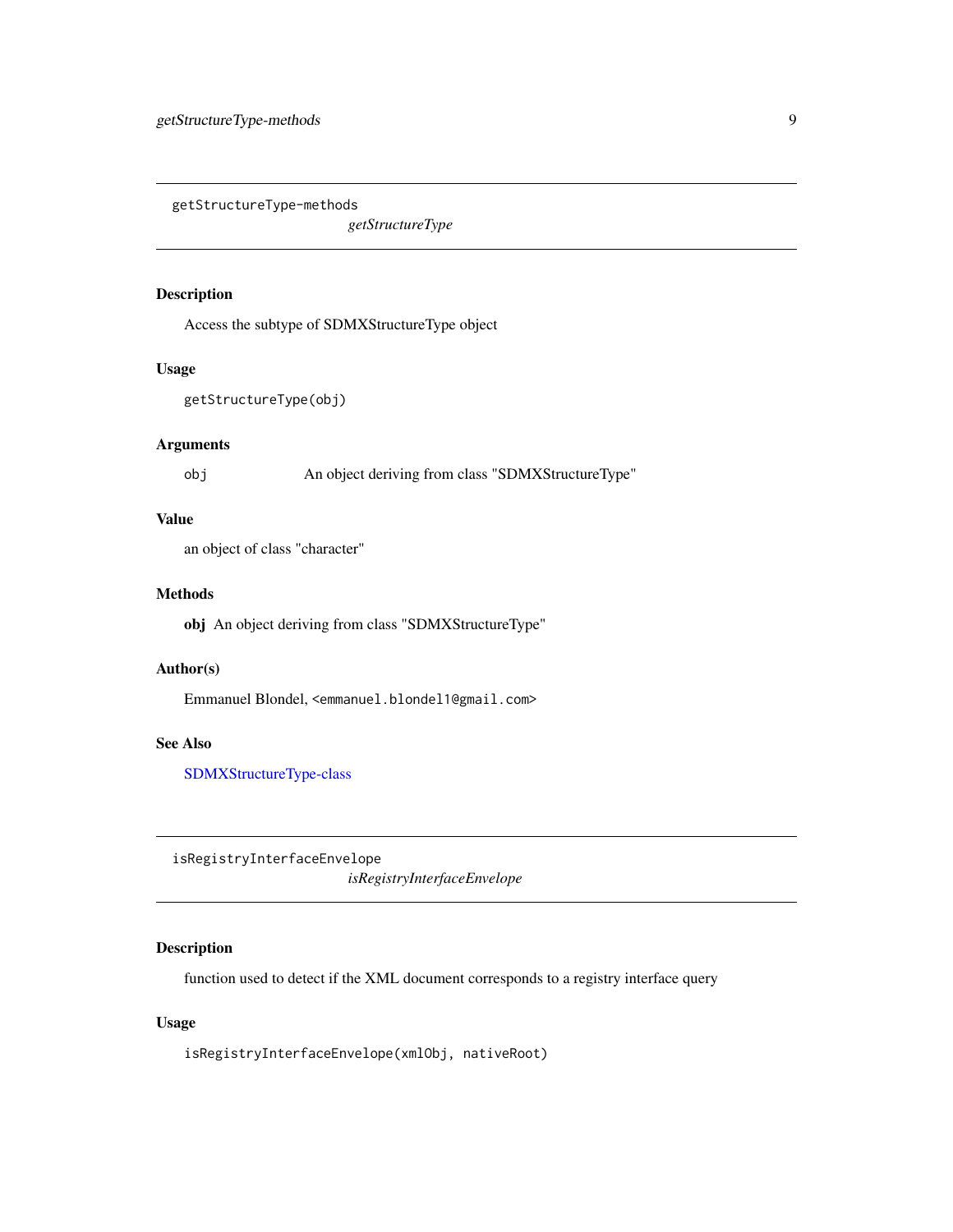## getStructureType-methods

*getStructureType*

### Description

Access the subtype of SDMXStructureType object

### Usage

```
getStructureType(obj)
```

### Arguments

| | |
|---|---|
| obj | An object deriving from class "SDMXStructureType" |

### Value

an object of class "character"

### Methods

**obj** An object deriving from class "SDMXStructureType"

### Author(s)

Emmanuel Blondel, <emmanuel.blondel1@gmail.com>

### See Also

SDMXStructureType-class

## isRegistryInterfaceEnvelope

*isRegistryInterfaceEnvelope*

### Description

function used to detect if the XML document corresponds to a registry interface query

### Usage

```
isRegistryInterfaceEnvelope(xmlObj, nativeRoot)
```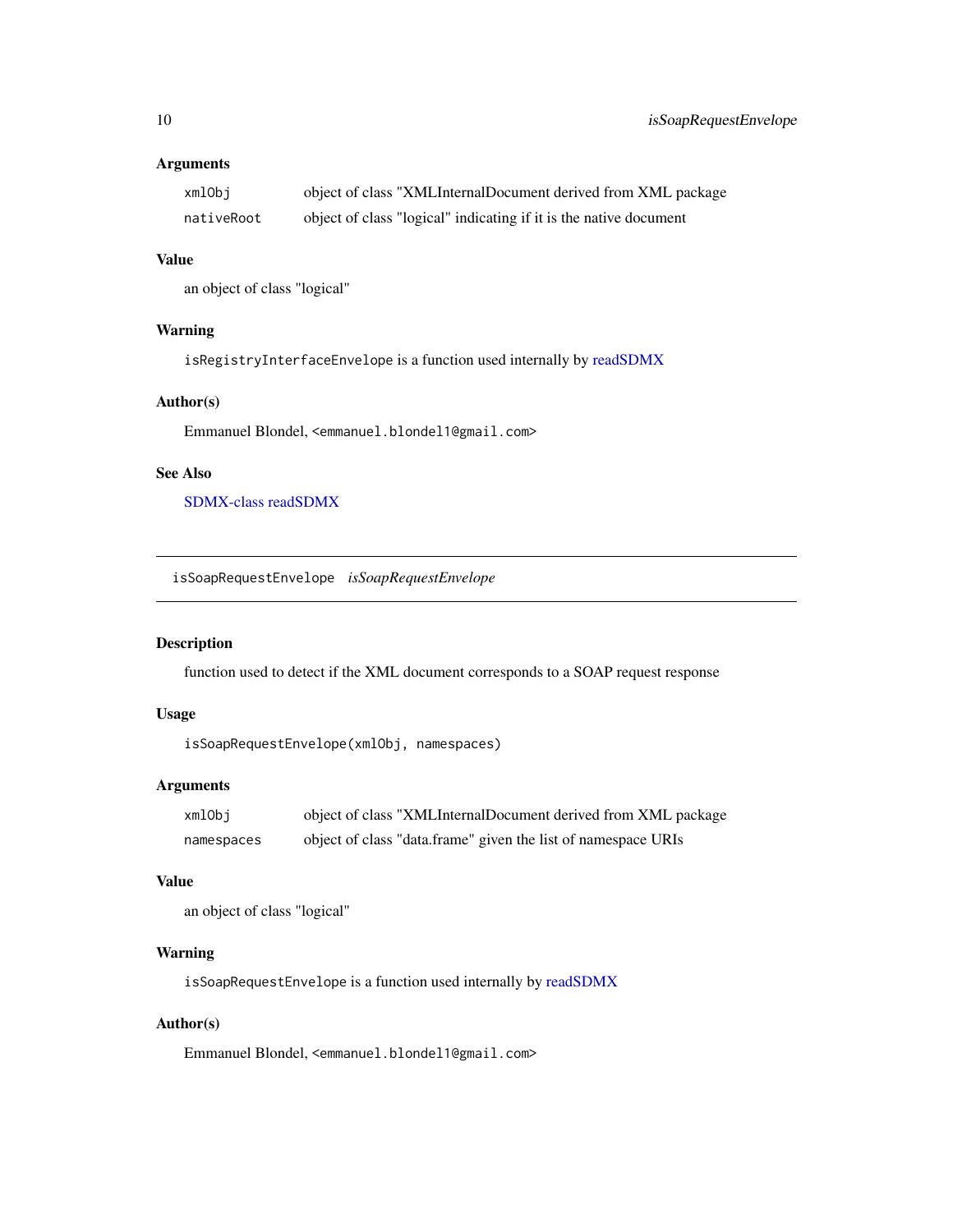### Arguments

| | |
|---|---|
| `xmlObj` | object of class "XMLInternalDocument derived from XML package |
| `nativeRoot` | object of class "logical" indicating if it is the native document |

### Value

an object of class "logical"

### Warning

`isRegistryInterfaceEnvelope` is a function used internally by readSDMX

### Author(s)

Emmanuel Blondel, `<emmanuel.blondel1@gmail.com>`

### See Also

SDMX-class readSDMX

---

## `isSoapRequestEnvelope` *isSoapRequestEnvelope*

---

### Description

function used to detect if the XML document corresponds to a SOAP request response

### Usage

```
isSoapRequestEnvelope(xmlObj, namespaces)
```

### Arguments

| | |
|---|---|
| `xmlObj` | object of class "XMLInternalDocument derived from XML package |
| `namespaces` | object of class "data.frame" given the list of namespace URIs |

### Value

an object of class "logical"

### Warning

`isSoapRequestEnvelope` is a function used internally by readSDMX

### Author(s)

Emmanuel Blondel, `<emmanuel.blondel1@gmail.com>`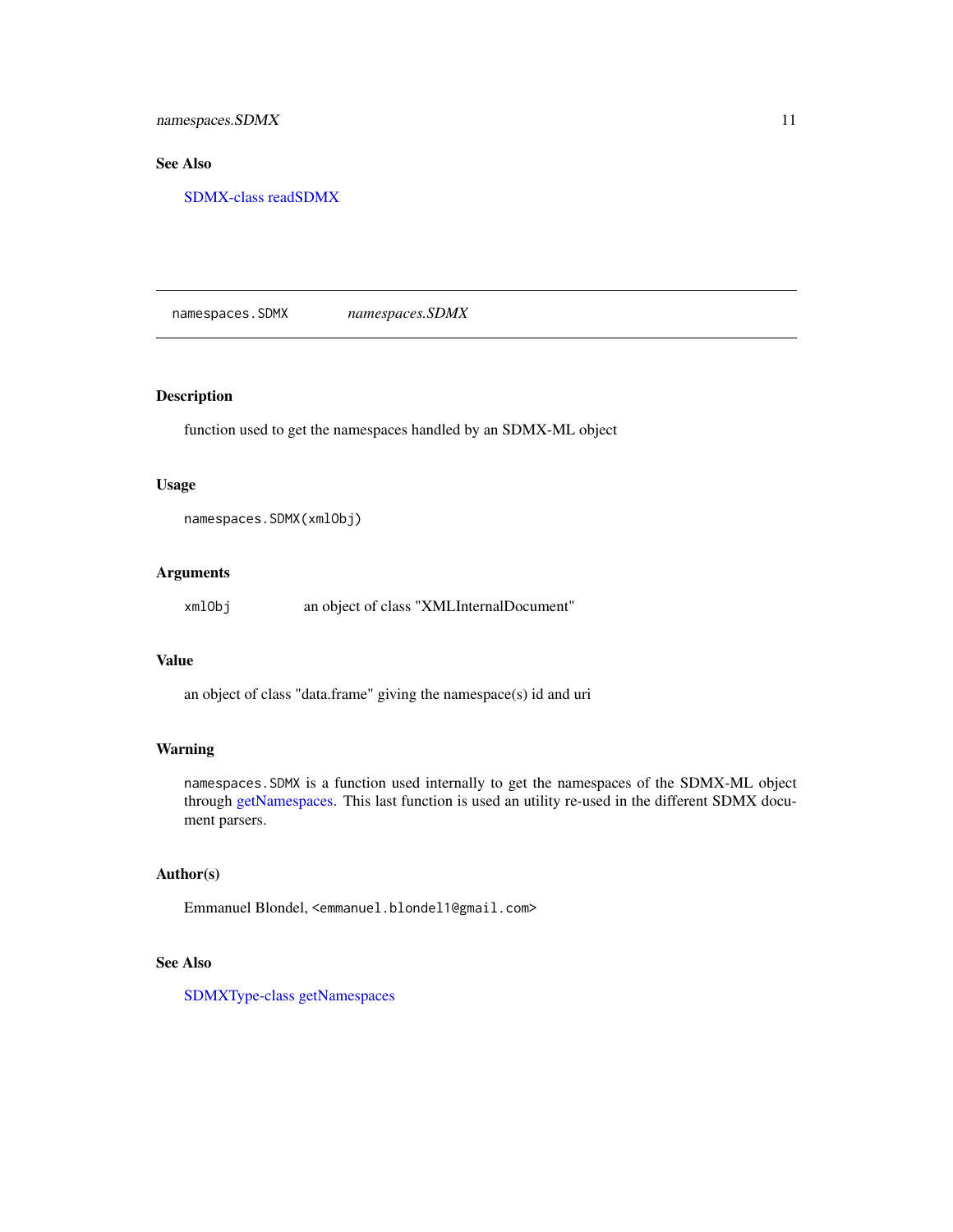## See Also

SDMX-class readSDMX

---

`namespaces.SDMX` *namespaces.SDMX*

---

## Description

function used to get the namespaces handled by an SDMX-ML object

## Usage

```
namespaces.SDMX(xmlObj)
```

## Arguments

`xmlObj` an object of class "XMLInternalDocument"

## Value

an object of class "data.frame" giving the namespace(s) id and uri

## Warning

`namespaces.SDMX` is a function used internally to get the namespaces of the SDMX-ML object through getNamespaces. This last function is used an utility re-used in the different SDMX document parsers.

## Author(s)

Emmanuel Blondel, `<emmanuel.blondel1@gmail.com>`

## See Also

SDMXType-class getNamespaces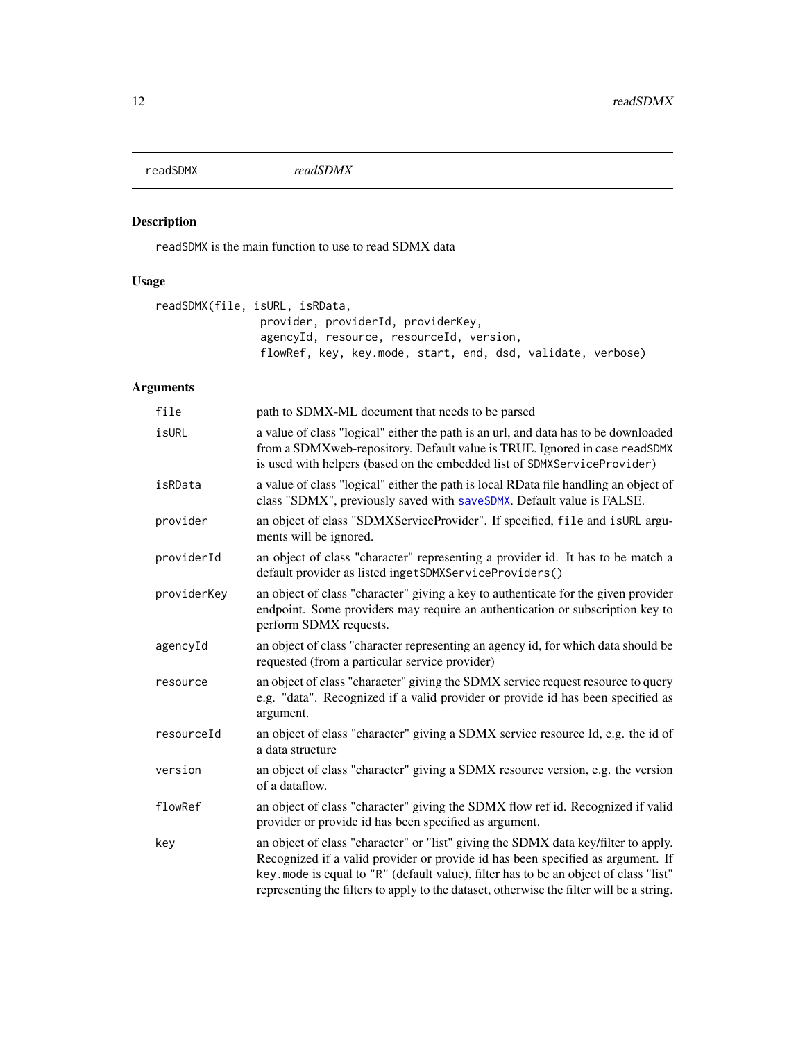# readSDMX — *readSDMX*

## Description

`readSDMX` is the main function to use to read SDMX data

## Usage

```
readSDMX(file, isURL, isRData,
                provider, providerId, providerKey,
                agencyId, resource, resourceId, version,
                flowRef, key, key.mode, start, end, dsd, validate, verbose)
```

## Arguments

| | |
|---|---|
| `file` | path to SDMX-ML document that needs to be parsed |
| `isURL` | a value of class "logical" either the path is an url, and data has to be downloaded from a SDMXweb-repository. Default value is TRUE. Ignored in case `readSDMX` is used with helpers (based on the embedded list of `SDMXServiceProvider`) |
| `isRData` | a value of class "logical" either the path is local RData file handling an object of class "SDMX", previously saved with `saveSDMX`. Default value is FALSE. |
| `provider` | an object of class "SDMXServiceProvider". If specified, `file` and `isURL` arguments will be ignored. |
| `providerId` | an object of class "character" representing a provider id. It has to be match a default provider as listed in`getSDMXServiceProviders()` |
| `providerKey` | an object of class "character" giving a key to authenticate for the given provider endpoint. Some providers may require an authentication or subscription key to perform SDMX requests. |
| `agencyId` | an object of class "character representing an agency id, for which data should be requested (from a particular service provider) |
| `resource` | an object of class "character" giving the SDMX service request resource to query e.g. "data". Recognized if a valid provider or provide id has been specified as argument. |
| `resourceId` | an object of class "character" giving a SDMX service resource Id, e.g. the id of a data structure |
| `version` | an object of class "character" giving a SDMX resource version, e.g. the version of a dataflow. |
| `flowRef` | an object of class "character" giving the SDMX flow ref id. Recognized if valid provider or provide id has been specified as argument. |
| `key` | an object of class "character" or "list" giving the SDMX data key/filter to apply. Recognized if a valid provider or provide id has been specified as argument. If `key.mode` is equal to `"R"` (default value), filter has to be an object of class "list" representing the filters to apply to the dataset, otherwise the filter will be a string. |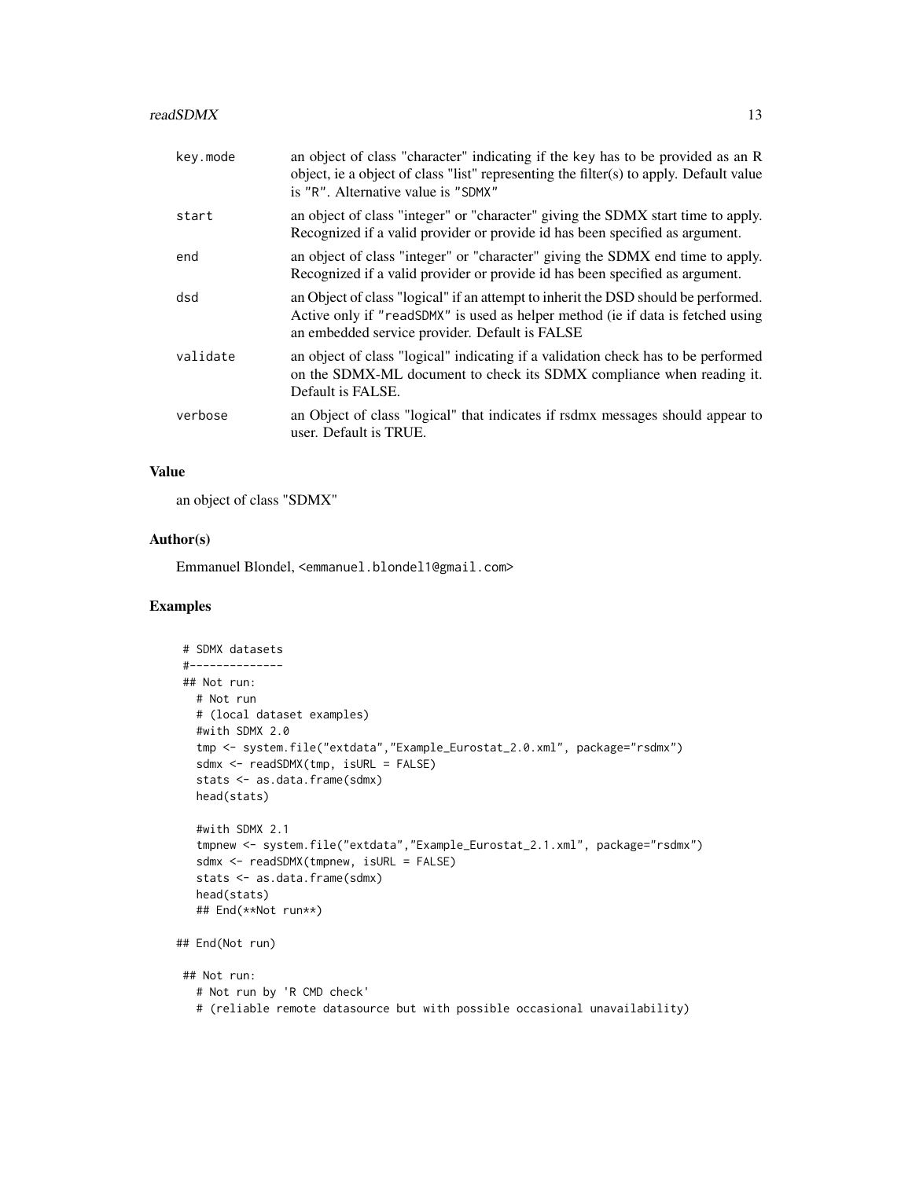| | |
|---|---|
| key.mode | an object of class "character" indicating if the key has to be provided as an R object, ie a object of class "list" representing the filter(s) to apply. Default value is "R". Alternative value is "SDMX" |
| start | an object of class "integer" or "character" giving the SDMX start time to apply. Recognized if a valid provider or provide id has been specified as argument. |
| end | an object of class "integer" or "character" giving the SDMX end time to apply. Recognized if a valid provider or provide id has been specified as argument. |
| dsd | an Object of class "logical" if an attempt to inherit the DSD should be performed. Active only if "readSDMX" is used as helper method (ie if data is fetched using an embedded service provider. Default is FALSE |
| validate | an object of class "logical" indicating if a validation check has to be performed on the SDMX-ML document to check its SDMX compliance when reading it. Default is FALSE. |
| verbose | an Object of class "logical" that indicates if rsdmx messages should appear to user. Default is TRUE. |

### Value

an object of class "SDMX"

### Author(s)

Emmanuel Blondel, <emmanuel.blondel1@gmail.com>

### Examples

```
 # SDMX datasets
 #-------------
 ## Not run:
   # Not run
   # (local dataset examples)
   #with SDMX 2.0
   tmp <- system.file("extdata","Example_Eurostat_2.0.xml", package="rsdmx")
   sdmx <- readSDMX(tmp, isURL = FALSE)
   stats <- as.data.frame(sdmx)
   head(stats)

   #with SDMX 2.1
   tmpnew <- system.file("extdata","Example_Eurostat_2.1.xml", package="rsdmx")
   sdmx <- readSDMX(tmpnew, isURL = FALSE)
   stats <- as.data.frame(sdmx)
   head(stats)
   ## End(**Not run**)

## End(Not run)

 ## Not run:
   # Not run by 'R CMD check'
   # (reliable remote datasource but with possible occasional unavailability)
```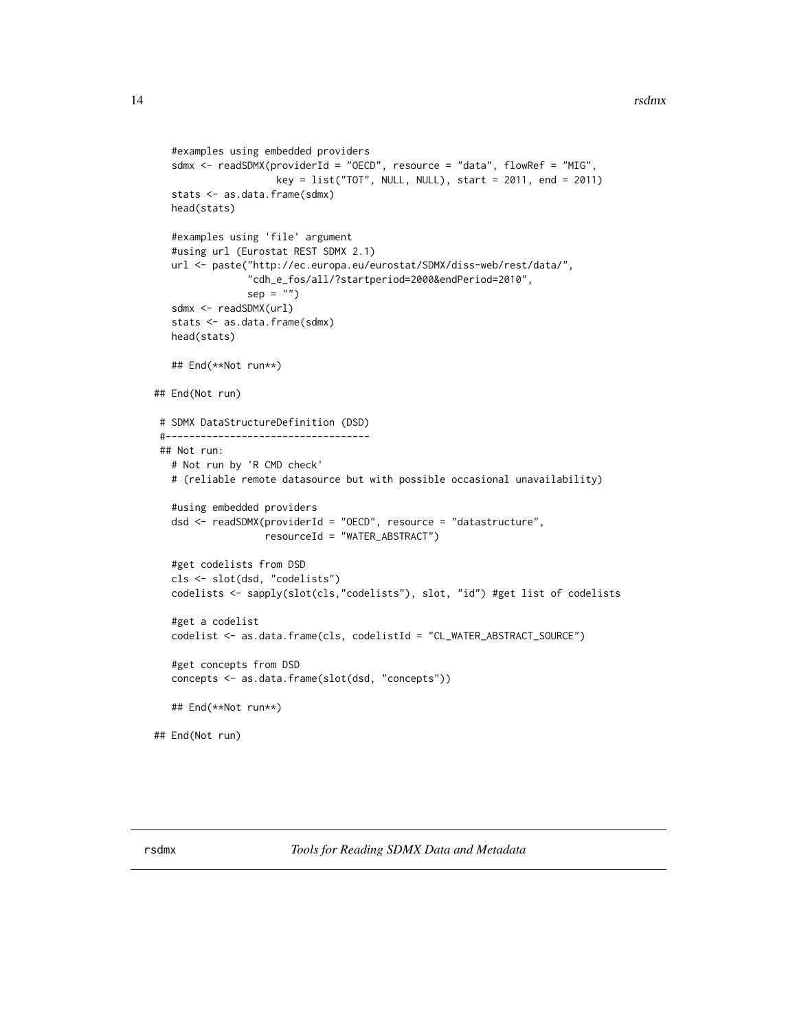```
    #examples using embedded providers
    sdmx <- readSDMX(providerId = "OECD", resource = "data", flowRef = "MIG",
                     key = list("TOT", NULL, NULL), start = 2011, end = 2011)
    stats <- as.data.frame(sdmx)
    head(stats)

    #examples using 'file' argument
    #using url (Eurostat REST SDMX 2.1)
    url <- paste("http://ec.europa.eu/eurostat/SDMX/diss-web/rest/data/",
                 "cdh_e_fos/all/?startperiod=2000&endPeriod=2010",
                 sep = "")
    sdmx <- readSDMX(url)
    stats <- as.data.frame(sdmx)
    head(stats)

    ## End(**Not run**)

## End(Not run)

 # SDMX DataStructureDefinition (DSD)
 #-----------------------------------
 ## Not run:
   # Not run by 'R CMD check'
   # (reliable remote datasource but with possible occasional unavailability)

   #using embedded providers
   dsd <- readSDMX(providerId = "OECD", resource = "datastructure",
                   resourceId = "WATER_ABSTRACT")

   #get codelists from DSD
   cls <- slot(dsd, "codelists")
   codelists <- sapply(slot(cls,"codelists"), slot, "id") #get list of codelists

   #get a codelist
   codelist <- as.data.frame(cls, codelistId = "CL_WATER_ABSTRACT_SOURCE")

   #get concepts from DSD
   concepts <- as.data.frame(slot(dsd, "concepts"))

   ## End(**Not run**)

## End(Not run)
```

---

rsdmx                    *Tools for Reading SDMX Data and Metadata*

---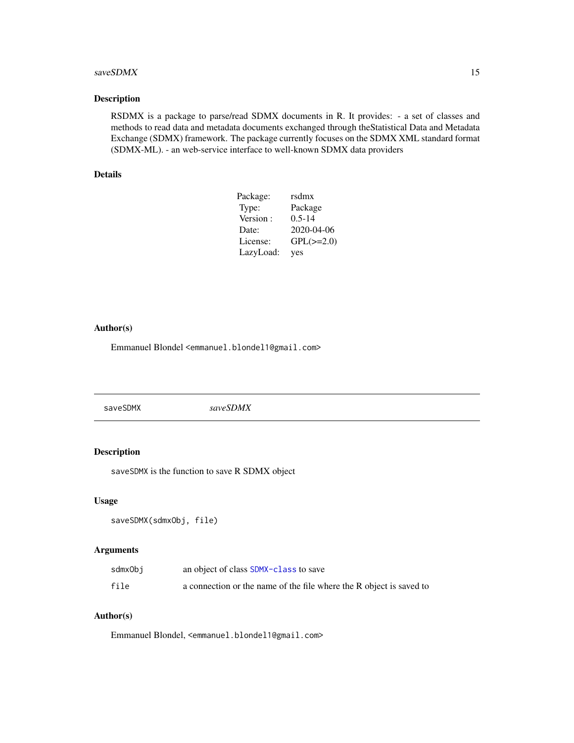## Description

RSDMX is a package to parse/read SDMX documents in R. It provides: - a set of classes and methods to read data and metadata documents exchanged through theStatistical Data and Metadata Exchange (SDMX) framework. The package currently focuses on the SDMX XML standard format (SDMX-ML). - an web-service interface to well-known SDMX data providers

## Details

| | |
|---|---|
| Package: | rsdmx |
| Type: | Package |
| Version : | 0.5-14 |
| Date: | 2020-04-06 |
| License: | GPL(>=2.0) |
| LazyLoad: | yes |

## Author(s)

Emmanuel Blondel <emmanuel.blondel1@gmail.com>

---

# saveSDMX *saveSDMX*

## Description

`saveSDMX` is the function to save R SDMX object

## Usage

```
saveSDMX(sdmxObj, file)
```

## Arguments

| | |
|---|---|
| `sdmxObj` | an object of class `SDMX-class` to save |
| `file` | a connection or the name of the file where the R object is saved to |

## Author(s)

Emmanuel Blondel, <emmanuel.blondel1@gmail.com>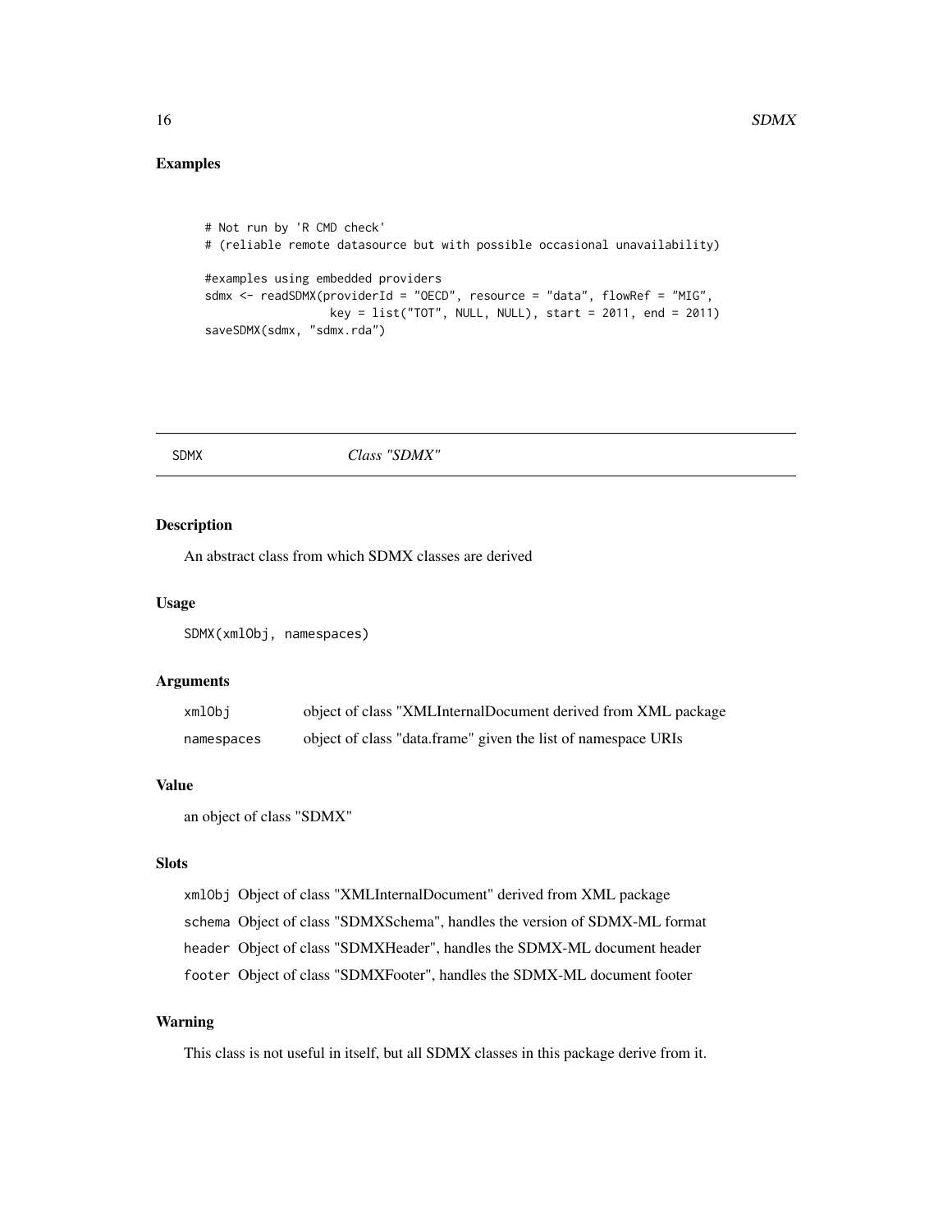## Examples

```
# Not run by 'R CMD check'
# (reliable remote datasource but with possible occasional unavailability)

#examples using embedded providers
sdmx <- readSDMX(providerId = "OECD", resource = "data", flowRef = "MIG",
                 key = list("TOT", NULL, NULL), start = 2011, end = 2011)
saveSDMX(sdmx, "sdmx.rda")
```

---

# SDMX *Class "SDMX"*

---

## Description

An abstract class from which SDMX classes are derived

## Usage

```
SDMX(xmlObj, namespaces)
```

## Arguments

| | |
|---|---|
| `xmlObj` | object of class "XMLInternalDocument derived from XML package |
| `namespaces` | object of class "data.frame" given the list of namespace URIs |

## Value

an object of class "SDMX"

## Slots

`xmlObj` Object of class "XMLInternalDocument" derived from XML package

`schema` Object of class "SDMXSchema", handles the version of SDMX-ML format

`header` Object of class "SDMXHeader", handles the SDMX-ML document header

`footer` Object of class "SDMXFooter", handles the SDMX-ML document footer

## Warning

This class is not useful in itself, but all SDMX classes in this package derive from it.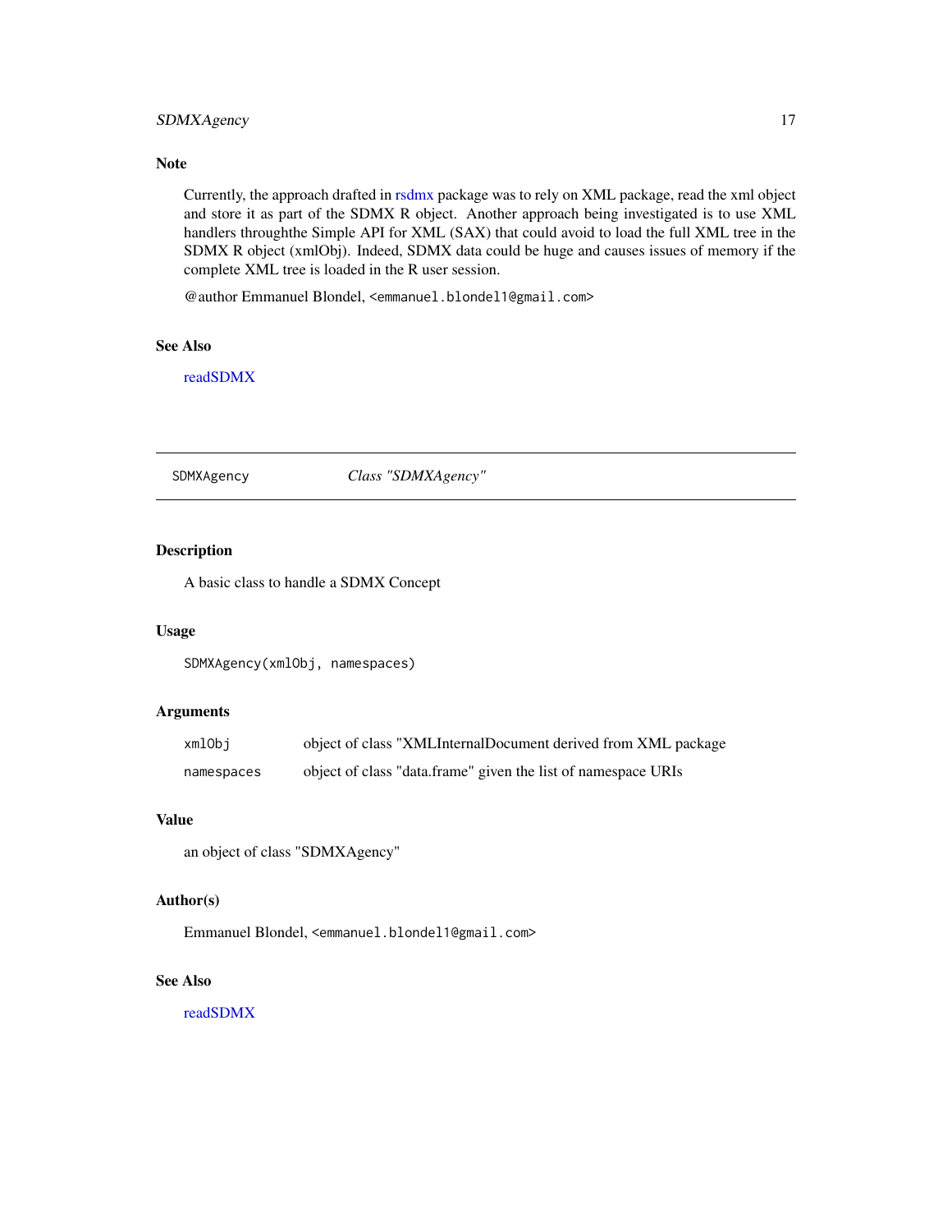### Note

Currently, the approach drafted in rsdmx package was to rely on XML package, read the xml object and store it as part of the SDMX R object. Another approach being investigated is to use XML handlers throughthe Simple API for XML (SAX) that could avoid to load the full XML tree in the SDMX R object (xmlObj). Indeed, SDMX data could be huge and causes issues of memory if the complete XML tree is loaded in the R user session.

@author Emmanuel Blondel, <emmanuel.blondel1@gmail.com>

### See Also

readSDMX

---

## SDMXAgency *Class "SDMXAgency"*

---

### Description

A basic class to handle a SDMX Concept

### Usage

```
SDMXAgency(xmlObj, namespaces)
```

### Arguments

| | |
|---|---|
| `xmlObj` | object of class "XMLInternalDocument derived from XML package |
| `namespaces` | object of class "data.frame" given the list of namespace URIs |

### Value

an object of class "SDMXAgency"

### Author(s)

Emmanuel Blondel, <emmanuel.blondel1@gmail.com>

### See Also

readSDMX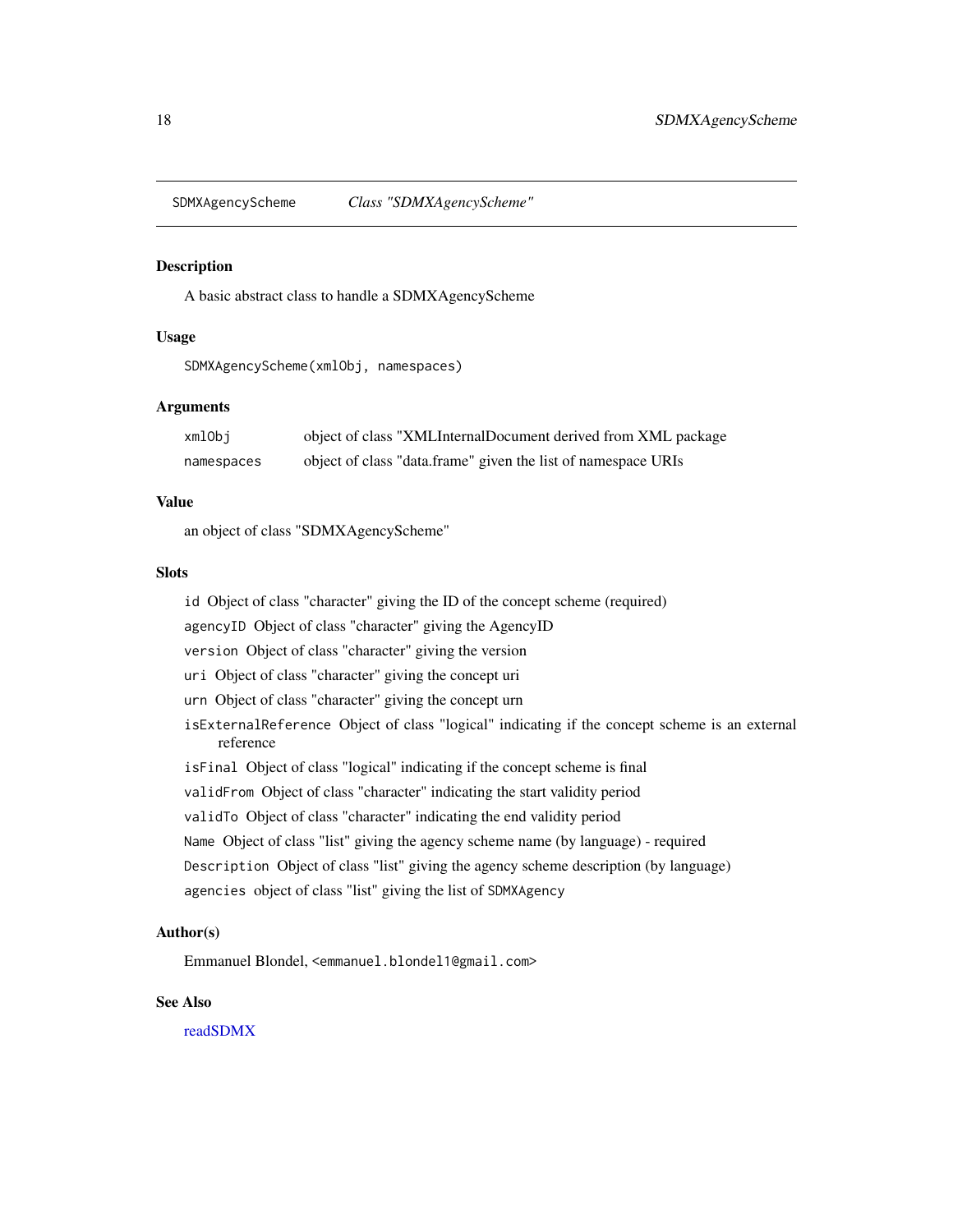SDMXAgencyScheme *Class "SDMXAgencyScheme"*

### Description

A basic abstract class to handle a SDMXAgencyScheme

### Usage

```
SDMXAgencyScheme(xmlObj, namespaces)
```

### Arguments

| | |
|---|---|
| `xmlObj` | object of class "XMLInternalDocument derived from XML package |
| `namespaces` | object of class "data.frame" given the list of namespace URIs |

### Value

an object of class "SDMXAgencyScheme"

### Slots

- `id` Object of class "character" giving the ID of the concept scheme (required)
- `agencyID` Object of class "character" giving the AgencyID
- `version` Object of class "character" giving the version
- `uri` Object of class "character" giving the concept uri
- `urn` Object of class "character" giving the concept urn
- `isExternalReference` Object of class "logical" indicating if the concept scheme is an external reference
- `isFinal` Object of class "logical" indicating if the concept scheme is final
- `validFrom` Object of class "character" indicating the start validity period
- `validTo` Object of class "character" indicating the end validity period
- `Name` Object of class "list" giving the agency scheme name (by language) - required
- `Description` Object of class "list" giving the agency scheme description (by language)
- `agencies` object of class "list" giving the list of `SDMXAgency`

### Author(s)

Emmanuel Blondel, `<emmanuel.blondel1@gmail.com>`

### See Also

readSDMX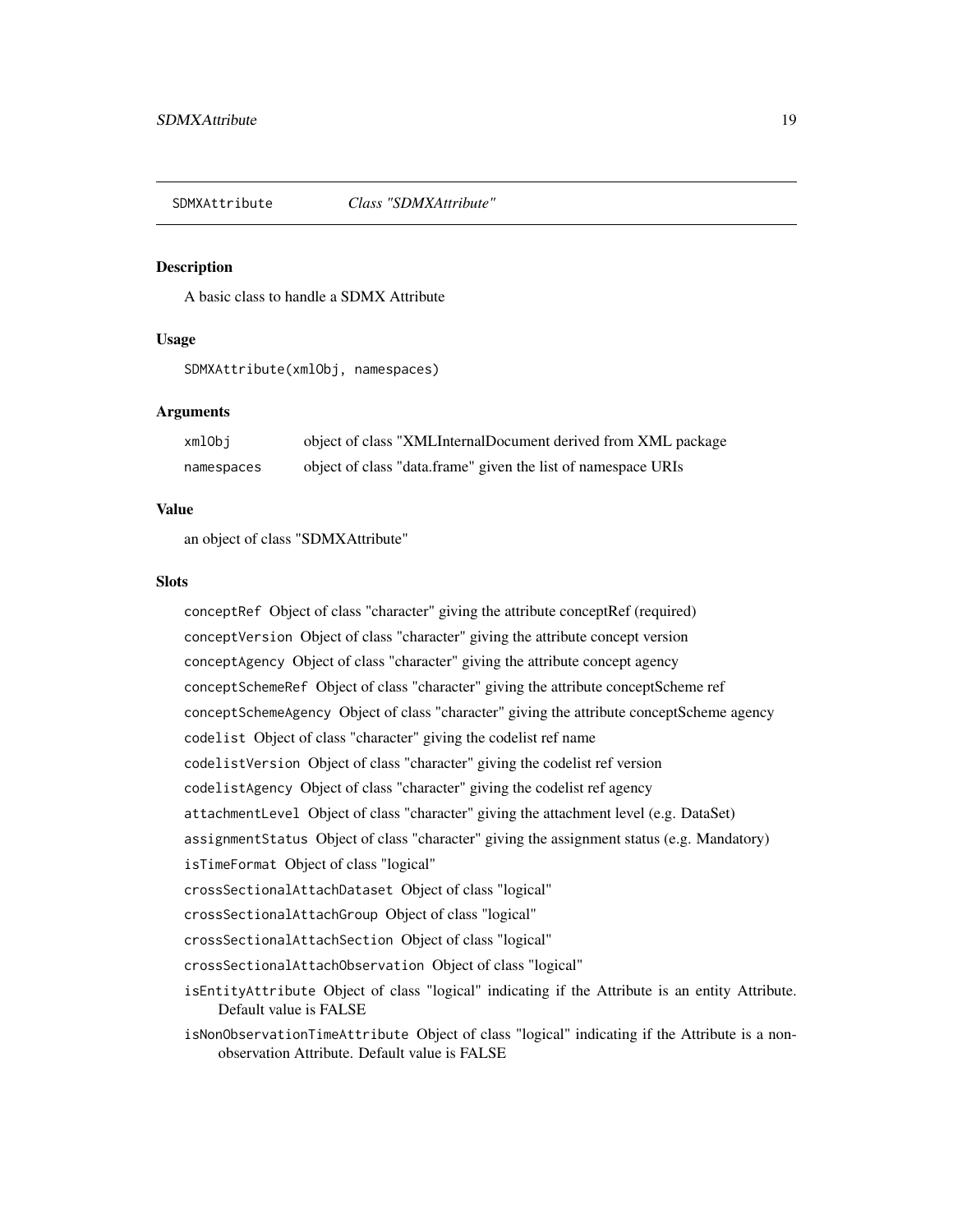## SDMXAttribute — *Class "SDMXAttribute"*

### Description

A basic class to handle a SDMX Attribute

### Usage

```
SDMXAttribute(xmlObj, namespaces)
```

### Arguments

| | |
|---|---|
| `xmlObj` | object of class "XMLInternalDocument derived from XML package |
| `namespaces` | object of class "data.frame" given the list of namespace URIs |

### Value

an object of class "SDMXAttribute"

### Slots

- `conceptRef` Object of class "character" giving the attribute conceptRef (required)
- `conceptVersion` Object of class "character" giving the attribute concept version
- `conceptAgency` Object of class "character" giving the attribute concept agency
- `conceptSchemeRef` Object of class "character" giving the attribute conceptScheme ref
- `conceptSchemeAgency` Object of class "character" giving the attribute conceptScheme agency
- `codelist` Object of class "character" giving the codelist ref name
- `codelistVersion` Object of class "character" giving the codelist ref version
- `codelistAgency` Object of class "character" giving the codelist ref agency
- `attachmentLevel` Object of class "character" giving the attachment level (e.g. DataSet)
- `assignmentStatus` Object of class "character" giving the assignment status (e.g. Mandatory)
- `isTimeFormat` Object of class "logical"
- `crossSectionalAttachDataset` Object of class "logical"
- `crossSectionalAttachGroup` Object of class "logical"
- `crossSectionalAttachSection` Object of class "logical"
- `crossSectionalAttachObservation` Object of class "logical"
- `isEntityAttribute` Object of class "logical" indicating if the Attribute is an entity Attribute. Default value is FALSE
- `isNonObservationTimeAttribute` Object of class "logical" indicating if the Attribute is a non-observation Attribute. Default value is FALSE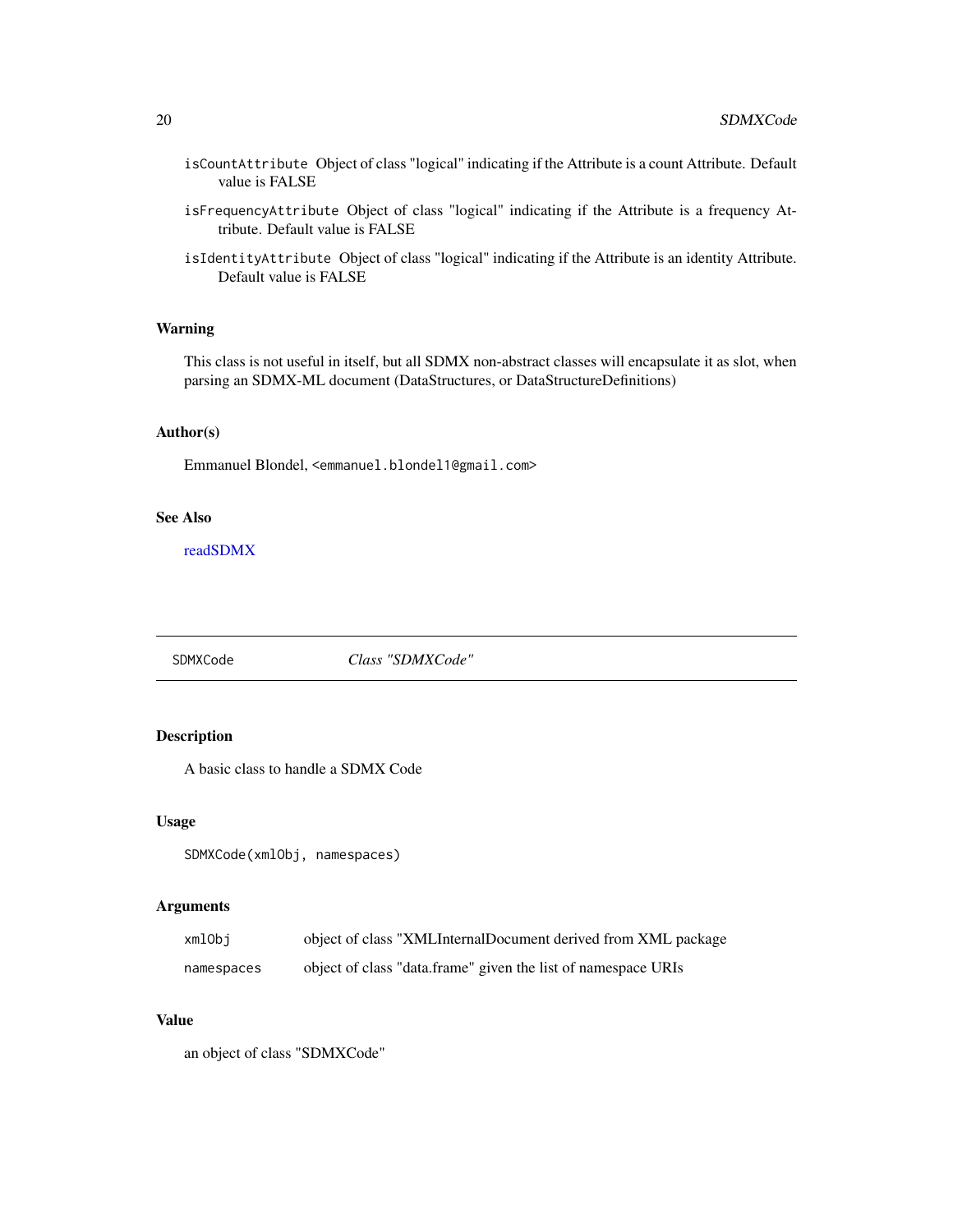isCountAttribute Object of class "logical" indicating if the Attribute is a count Attribute. Default value is FALSE

isFrequencyAttribute Object of class "logical" indicating if the Attribute is a frequency Attribute. Default value is FALSE

isIdentityAttribute Object of class "logical" indicating if the Attribute is an identity Attribute. Default value is FALSE

### Warning

This class is not useful in itself, but all SDMX non-abstract classes will encapsulate it as slot, when parsing an SDMX-ML document (DataStructures, or DataStructureDefinitions)

### Author(s)

Emmanuel Blondel, <emmanuel.blondel1@gmail.com>

### See Also

readSDMX

---

## SDMXCode *Class "SDMXCode"*

### Description

A basic class to handle a SDMX Code

### Usage

```
SDMXCode(xmlObj, namespaces)
```

### Arguments

| | |
|---|---|
| xmlObj | object of class "XMLInternalDocument derived from XML package |
| namespaces | object of class "data.frame" given the list of namespace URIs |

### Value

an object of class "SDMXCode"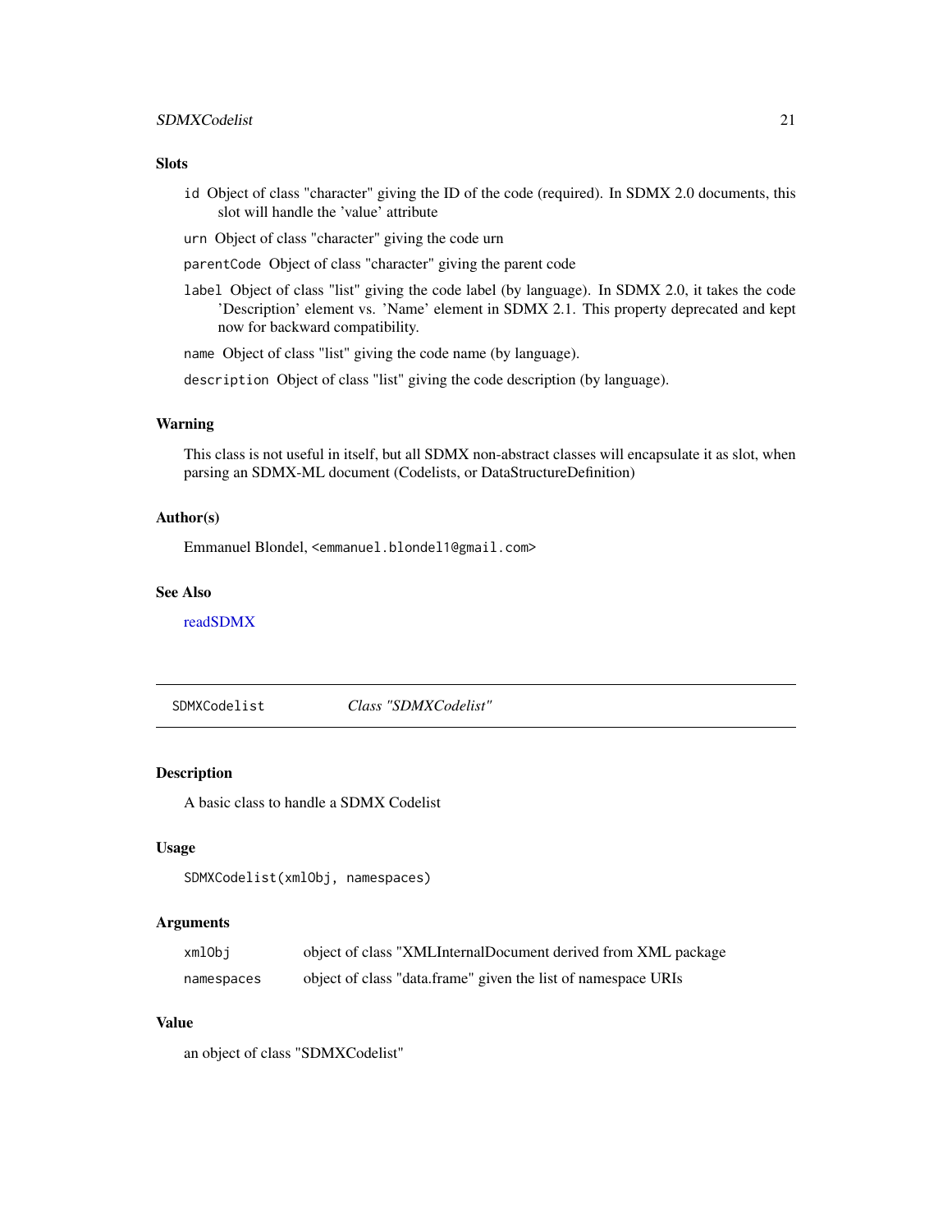### Slots

`id` Object of class "character" giving the ID of the code (required). In SDMX 2.0 documents, this slot will handle the 'value' attribute

`urn` Object of class "character" giving the code urn

`parentCode` Object of class "character" giving the parent code

`label` Object of class "list" giving the code label (by language). In SDMX 2.0, it takes the code 'Description' element vs. 'Name' element in SDMX 2.1. This property deprecated and kept now for backward compatibility.

`name` Object of class "list" giving the code name (by language).

`description` Object of class "list" giving the code description (by language).

### Warning

This class is not useful in itself, but all SDMX non-abstract classes will encapsulate it as slot, when parsing an SDMX-ML document (Codelists, or DataStructureDefinition)

### Author(s)

Emmanuel Blondel, <emmanuel.blondel1@gmail.com>

### See Also

readSDMX

---

## SDMXCodelist — *Class "SDMXCodelist"*

### Description

A basic class to handle a SDMX Codelist

### Usage

```
SDMXCodelist(xmlObj, namespaces)
```

### Arguments

| | |
|---|---|
| `xmlObj` | object of class "XMLInternalDocument derived from XML package |
| `namespaces` | object of class "data.frame" given the list of namespace URIs |

### Value

an object of class "SDMXCodelist"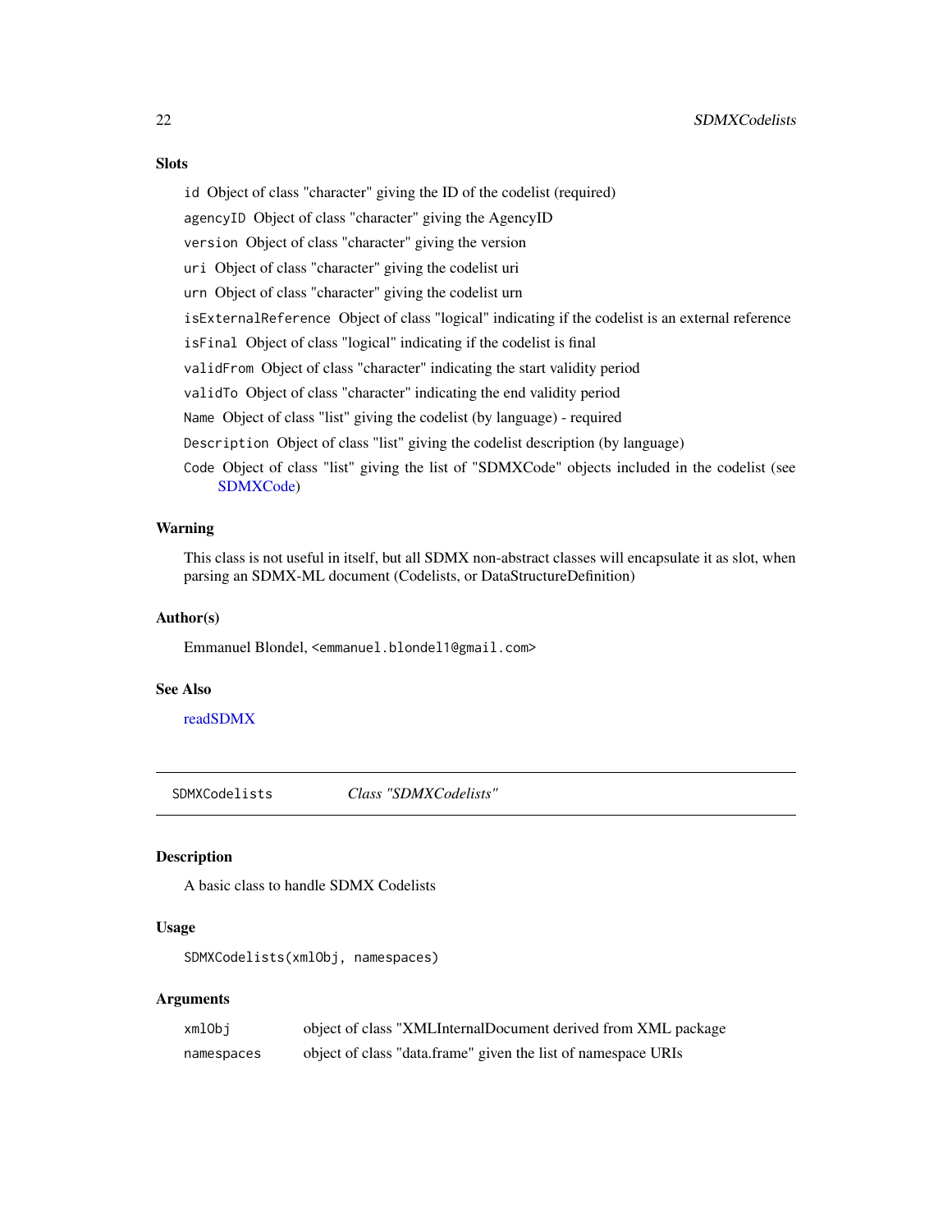### Slots

- `id` Object of class "character" giving the ID of the codelist (required)
- `agencyID` Object of class "character" giving the AgencyID
- `version` Object of class "character" giving the version
- `uri` Object of class "character" giving the codelist uri
- `urn` Object of class "character" giving the codelist urn
- `isExternalReference` Object of class "logical" indicating if the codelist is an external reference
- `isFinal` Object of class "logical" indicating if the codelist is final
- `validFrom` Object of class "character" indicating the start validity period
- `validTo` Object of class "character" indicating the end validity period
- `Name` Object of class "list" giving the codelist (by language) - required
- `Description` Object of class "list" giving the codelist description (by language)
- `Code` Object of class "list" giving the list of "SDMXCode" objects included in the codelist (see SDMXCode)

### Warning

This class is not useful in itself, but all SDMX non-abstract classes will encapsulate it as slot, when parsing an SDMX-ML document (Codelists, or DataStructureDefinition)

### Author(s)

Emmanuel Blondel, <emmanuel.blondel1@gmail.com>

### See Also

readSDMX

---

## SDMXCodelists *Class "SDMXCodelists"*

---

### Description

A basic class to handle SDMX Codelists

### Usage

```
SDMXCodelists(xmlObj, namespaces)
```

### Arguments

| | |
|---|---|
| `xmlObj` | object of class "XMLInternalDocument derived from XML package |
| `namespaces` | object of class "data.frame" given the list of namespace URIs |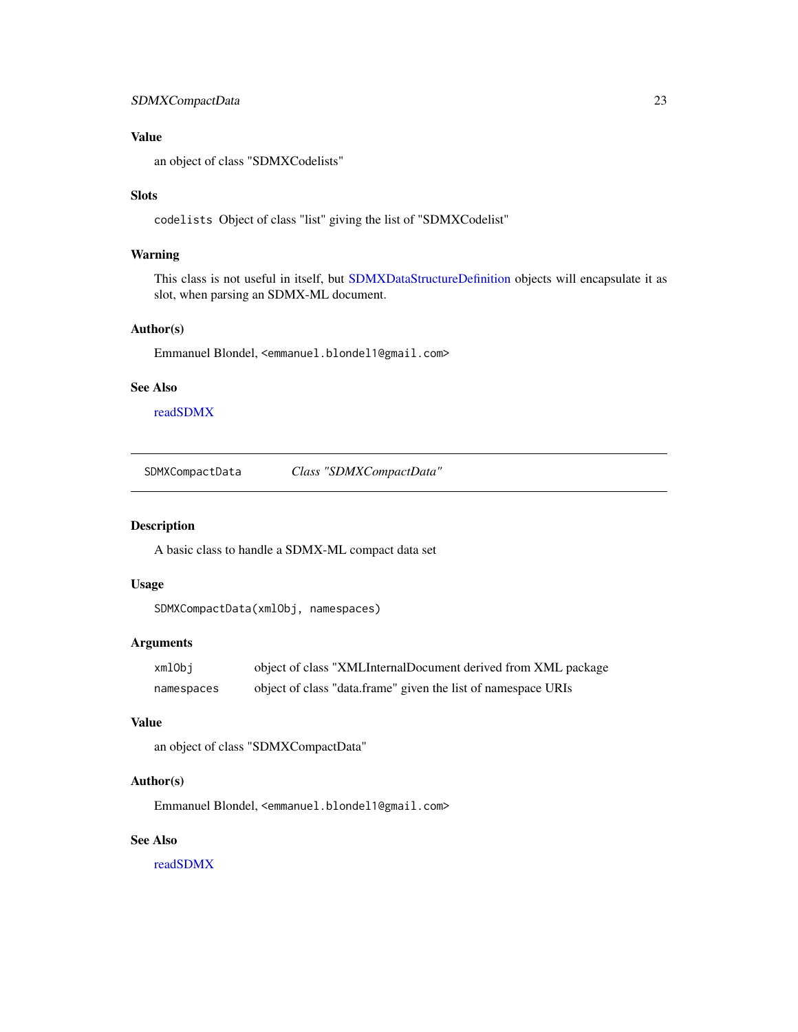### Value

an object of class "SDMXCodelists"

### Slots

`codelists` Object of class "list" giving the list of "SDMXCodelist"

### Warning

This class is not useful in itself, but SDMXDataStructureDefinition objects will encapsulate it as slot, when parsing an SDMX-ML document.

### Author(s)

Emmanuel Blondel, <emmanuel.blondel1@gmail.com>

### See Also

readSDMX

---

## SDMXCompactData *Class "SDMXCompactData"*

---

### Description

A basic class to handle a SDMX-ML compact data set

### Usage

```
SDMXCompactData(xmlObj, namespaces)
```

### Arguments

| | |
|---|---|
| `xmlObj` | object of class "XMLInternalDocument derived from XML package |
| `namespaces` | object of class "data.frame" given the list of namespace URIs |

### Value

an object of class "SDMXCompactData"

### Author(s)

Emmanuel Blondel, <emmanuel.blondel1@gmail.com>

### See Also

readSDMX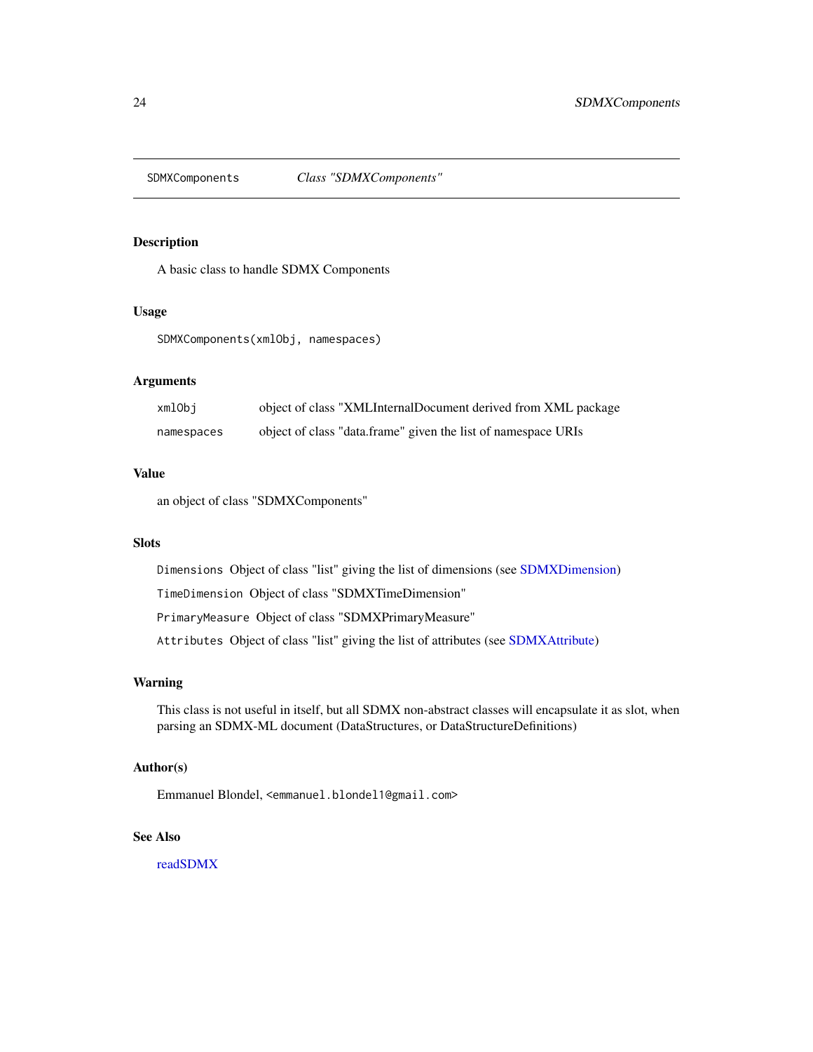SDMXComponents    *Class "SDMXComponents"*

## Description

A basic class to handle SDMX Components

## Usage

```
SDMXComponents(xmlObj, namespaces)
```

## Arguments

| | |
|---|---|
| `xmlObj` | object of class "XMLInternalDocument derived from XML package |
| `namespaces` | object of class "data.frame" given the list of namespace URIs |

## Value

an object of class "SDMXComponents"

## Slots

`Dimensions` Object of class "list" giving the list of dimensions (see SDMXDimension)

`TimeDimension` Object of class "SDMXTimeDimension"

`PrimaryMeasure` Object of class "SDMXPrimaryMeasure"

`Attributes` Object of class "list" giving the list of attributes (see SDMXAttribute)

## Warning

This class is not useful in itself, but all SDMX non-abstract classes will encapsulate it as slot, when parsing an SDMX-ML document (DataStructures, or DataStructureDefinitions)

## Author(s)

Emmanuel Blondel, `<emmanuel.blondel1@gmail.com>`

## See Also

readSDMX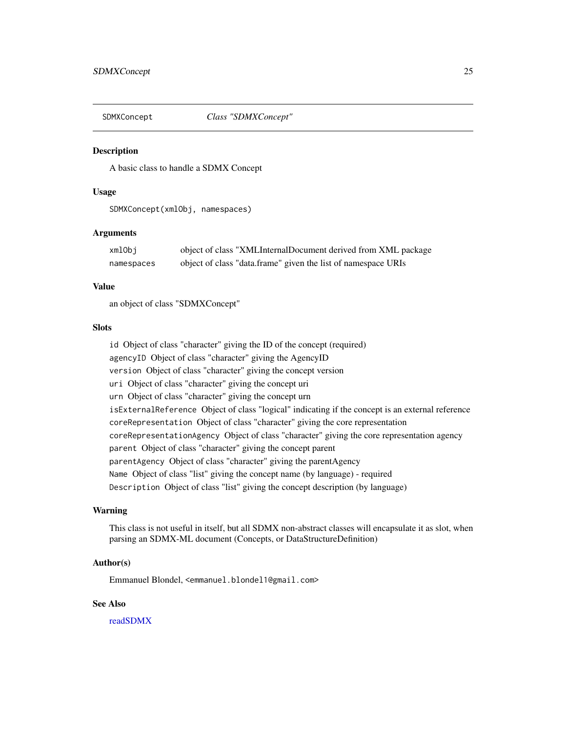## SDMXConcept — *Class "SDMXConcept"*

### Description

A basic class to handle a SDMX Concept

### Usage

```
SDMXConcept(xmlObj, namespaces)
```

### Arguments

| | |
|---|---|
| `xmlObj` | object of class "XMLInternalDocument derived from XML package |
| `namespaces` | object of class "data.frame" given the list of namespace URIs |

### Value

an object of class "SDMXConcept"

### Slots

`id` Object of class "character" giving the ID of the concept (required)

`agencyID` Object of class "character" giving the AgencyID

`version` Object of class "character" giving the concept version

`uri` Object of class "character" giving the concept uri

`urn` Object of class "character" giving the concept urn

`isExternalReference` Object of class "logical" indicating if the concept is an external reference

`coreRepresentation` Object of class "character" giving the core representation

`coreRepresentationAgency` Object of class "character" giving the core representation agency

`parent` Object of class "character" giving the concept parent

`parentAgency` Object of class "character" giving the parentAgency

`Name` Object of class "list" giving the concept name (by language) - required

`Description` Object of class "list" giving the concept description (by language)

### Warning

This class is not useful in itself, but all SDMX non-abstract classes will encapsulate it as slot, when parsing an SDMX-ML document (Concepts, or DataStructureDefinition)

### Author(s)

Emmanuel Blondel, `<emmanuel.blondel1@gmail.com>`

### See Also

readSDMX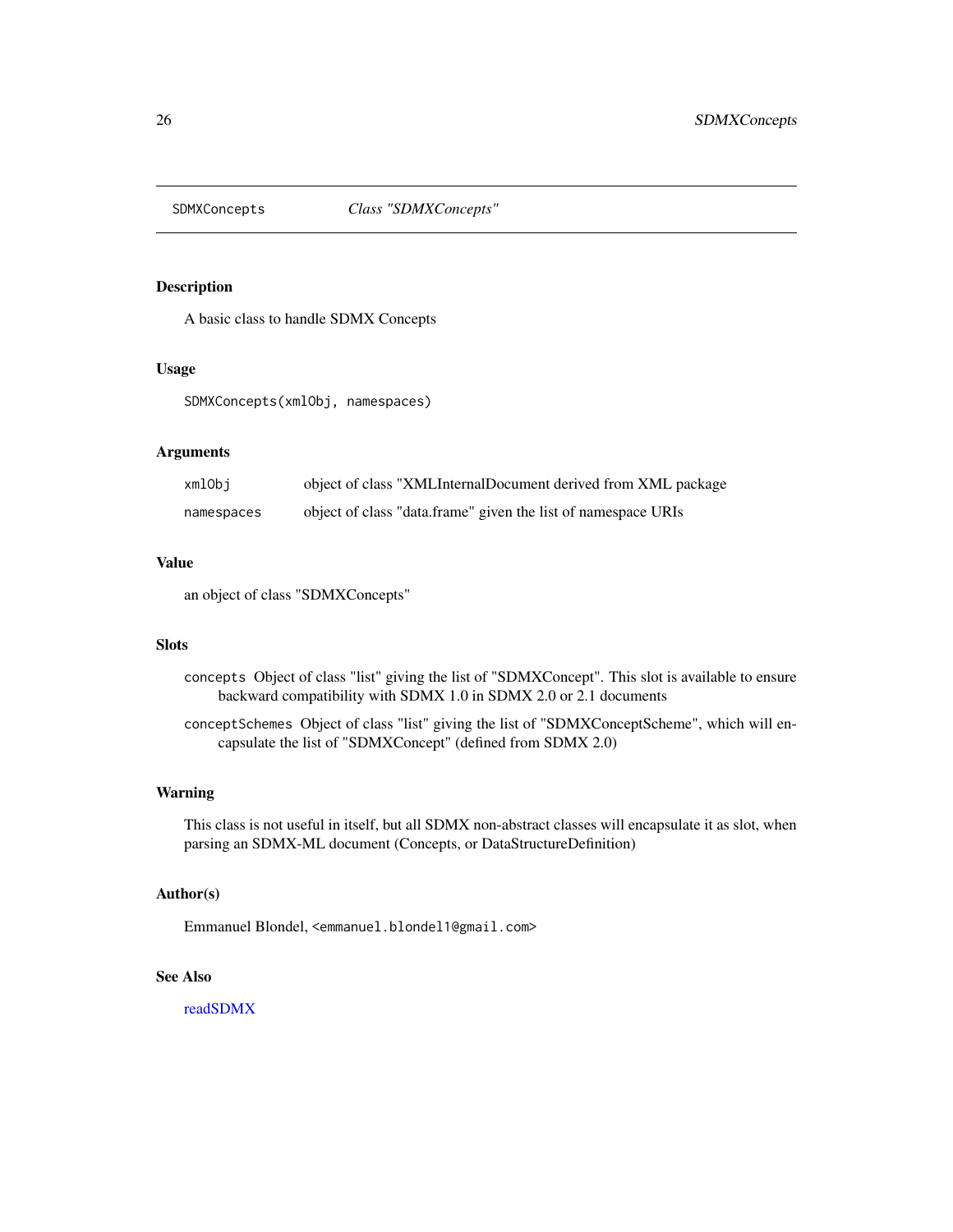SDMXConcepts *Class "SDMXConcepts"*

## Description

A basic class to handle SDMX Concepts

## Usage

```
SDMXConcepts(xmlObj, namespaces)
```

## Arguments

| | |
|---|---|
| xmlObj | object of class "XMLInternalDocument derived from XML package |
| namespaces | object of class "data.frame" given the list of namespace URIs |

## Value

an object of class "SDMXConcepts"

## Slots

`concepts` Object of class "list" giving the list of "SDMXConcept". This slot is available to ensure backward compatibility with SDMX 1.0 in SDMX 2.0 or 2.1 documents

`conceptSchemes` Object of class "list" giving the list of "SDMXConceptScheme", which will encapsulate the list of "SDMXConcept" (defined from SDMX 2.0)

## Warning

This class is not useful in itself, but all SDMX non-abstract classes will encapsulate it as slot, when parsing an SDMX-ML document (Concepts, or DataStructureDefinition)

## Author(s)

Emmanuel Blondel, <emmanuel.blondel1@gmail.com>

## See Also

readSDMX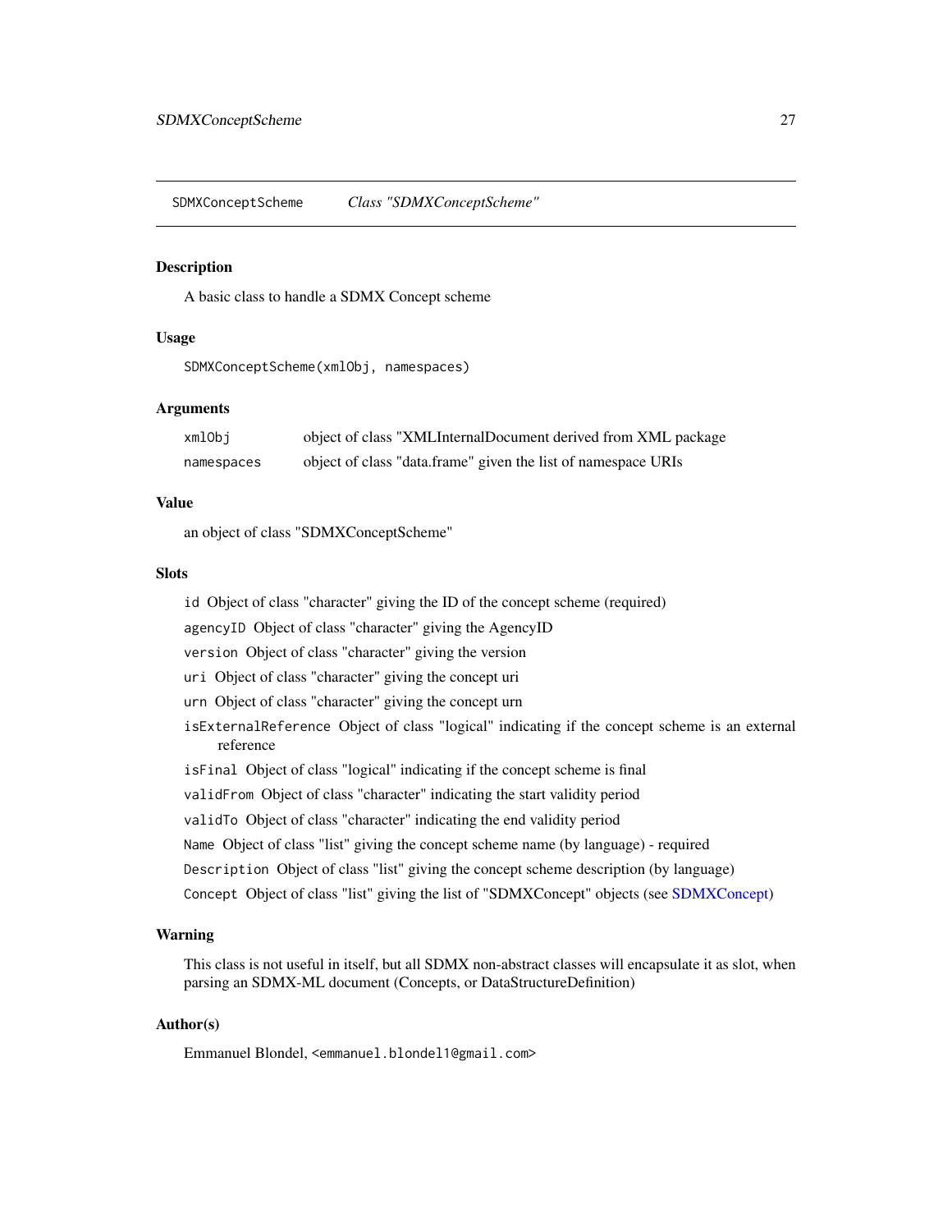SDMXConceptScheme *Class "SDMXConceptScheme"*

## Description

A basic class to handle a SDMX Concept scheme

## Usage

```
SDMXConceptScheme(xmlObj, namespaces)
```

## Arguments

| | |
|---|---|
| `xmlObj` | object of class "XMLInternalDocument derived from XML package |
| `namespaces` | object of class "data.frame" given the list of namespace URIs |

## Value

an object of class "SDMXConceptScheme"

## Slots

- `id` Object of class "character" giving the ID of the concept scheme (required)
- `agencyID` Object of class "character" giving the AgencyID
- `version` Object of class "character" giving the version
- `uri` Object of class "character" giving the concept uri
- `urn` Object of class "character" giving the concept urn
- `isExternalReference` Object of class "logical" indicating if the concept scheme is an external reference
- `isFinal` Object of class "logical" indicating if the concept scheme is final
- `validFrom` Object of class "character" indicating the start validity period
- `validTo` Object of class "character" indicating the end validity period
- `Name` Object of class "list" giving the concept scheme name (by language) - required
- `Description` Object of class "list" giving the concept scheme description (by language)
- `Concept` Object of class "list" giving the list of "SDMXConcept" objects (see SDMXConcept)

## Warning

This class is not useful in itself, but all SDMX non-abstract classes will encapsulate it as slot, when parsing an SDMX-ML document (Concepts, or DataStructureDefinition)

## Author(s)

Emmanuel Blondel, <emmanuel.blondel1@gmail.com>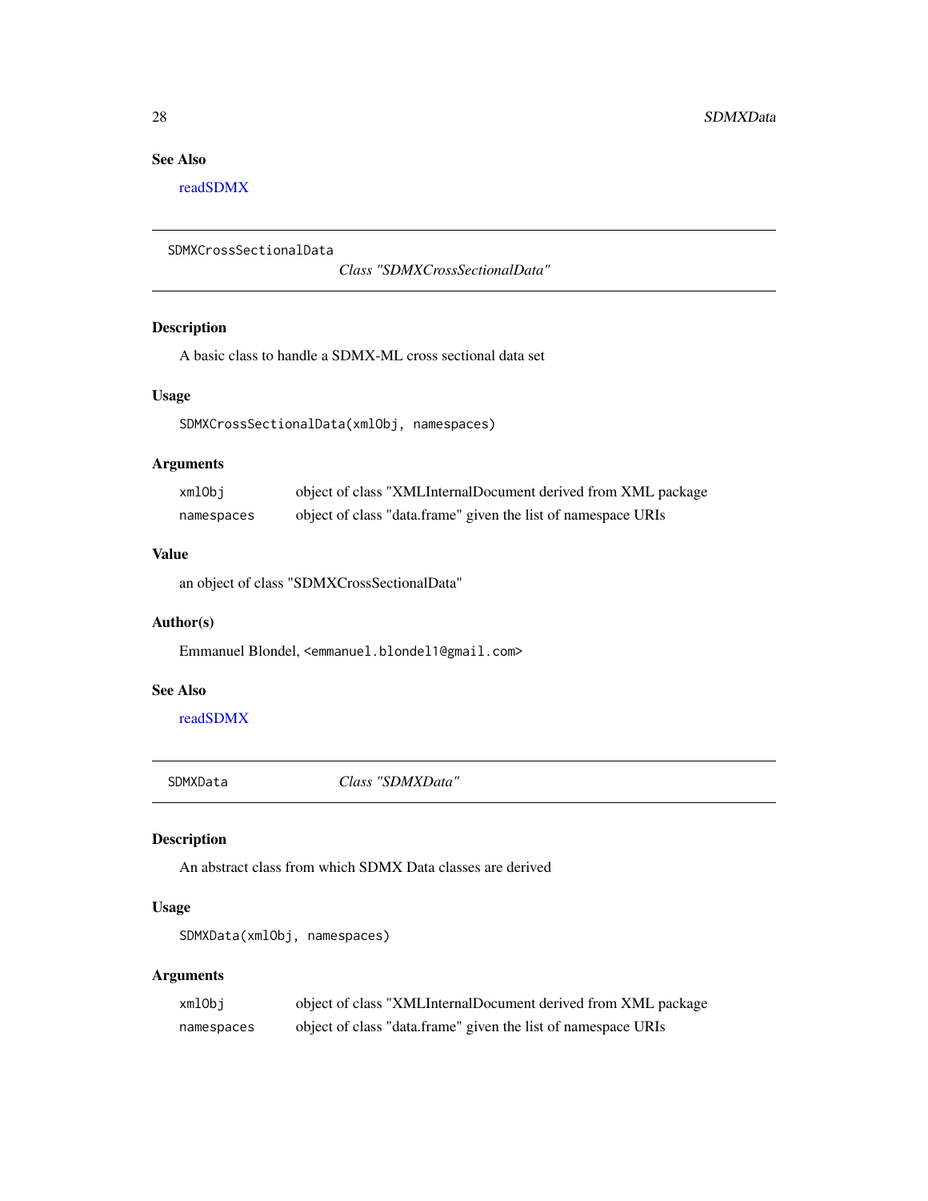### See Also

readSDMX

---

## SDMXCrossSectionalData — *Class "SDMXCrossSectionalData"*

---

### Description

A basic class to handle a SDMX-ML cross sectional data set

### Usage

```
SDMXCrossSectionalData(xmlObj, namespaces)
```

### Arguments

| | |
|---|---|
| `xmlObj` | object of class "XMLInternalDocument derived from XML package |
| `namespaces` | object of class "data.frame" given the list of namespace URIs |

### Value

an object of class "SDMXCrossSectionalData"

### Author(s)

Emmanuel Blondel, `<emmanuel.blondel1@gmail.com>`

### See Also

readSDMX

---

## SDMXData — *Class "SDMXData"*

---

### Description

An abstract class from which SDMX Data classes are derived

### Usage

```
SDMXData(xmlObj, namespaces)
```

### Arguments

| | |
|---|---|
| `xmlObj` | object of class "XMLInternalDocument derived from XML package |
| `namespaces` | object of class "data.frame" given the list of namespace URIs |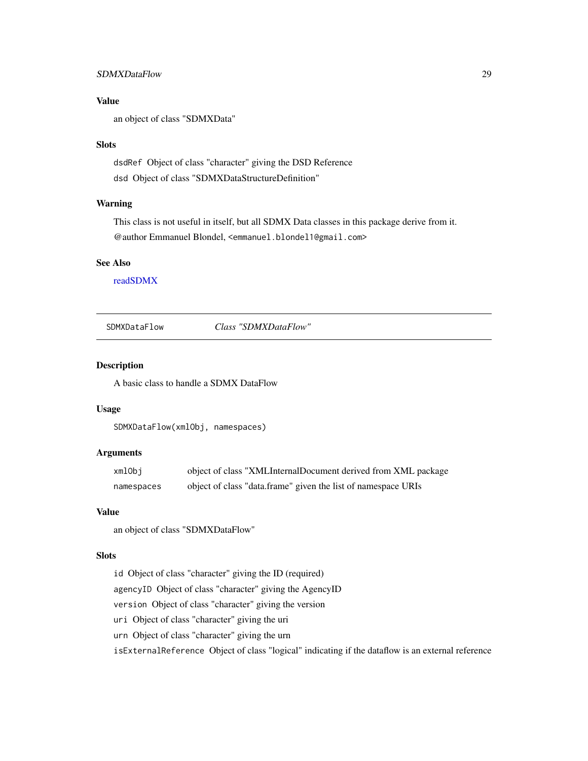### Value

an object of class "SDMXData"

### Slots

`dsdRef` Object of class "character" giving the DSD Reference

`dsd` Object of class "SDMXDataStructureDefinition"

### Warning

This class is not useful in itself, but all SDMX Data classes in this package derive from it.
@author Emmanuel Blondel, `<emmanuel.blondel1@gmail.com>`

### See Also

readSDMX

---

## SDMXDataFlow — *Class "SDMXDataFlow"*

---

### Description

A basic class to handle a SDMX DataFlow

### Usage

```
SDMXDataFlow(xmlObj, namespaces)
```

### Arguments

| | |
|---|---|
| `xmlObj` | object of class "XMLInternalDocument derived from XML package |
| `namespaces` | object of class "data.frame" given the list of namespace URIs |

### Value

an object of class "SDMXDataFlow"

### Slots

`id` Object of class "character" giving the ID (required)

`agencyID` Object of class "character" giving the AgencyID

`version` Object of class "character" giving the version

`uri` Object of class "character" giving the uri

`urn` Object of class "character" giving the urn

`isExternalReference` Object of class "logical" indicating if the dataflow is an external reference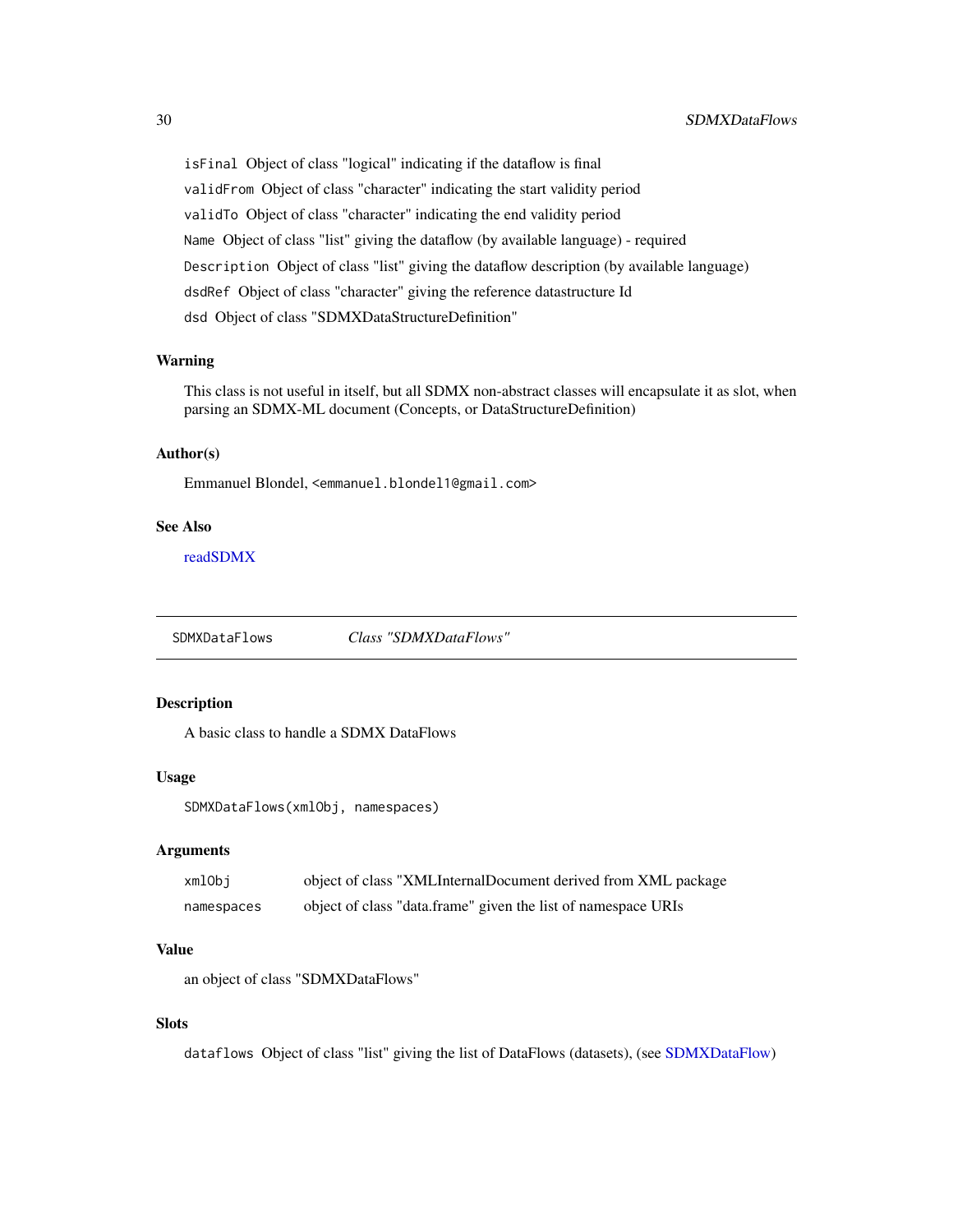isFinal Object of class "logical" indicating if the dataflow is final

validFrom Object of class "character" indicating the start validity period

validTo Object of class "character" indicating the end validity period

Name Object of class "list" giving the dataflow (by available language) - required

Description Object of class "list" giving the dataflow description (by available language)

dsdRef Object of class "character" giving the reference datastructure Id

dsd Object of class "SDMXDataStructureDefinition"

### Warning

This class is not useful in itself, but all SDMX non-abstract classes will encapsulate it as slot, when parsing an SDMX-ML document (Concepts, or DataStructureDefinition)

### Author(s)

Emmanuel Blondel, <emmanuel.blondel1@gmail.com>

### See Also

readSDMX

---

## SDMXDataFlows — *Class "SDMXDataFlows"*

### Description

A basic class to handle a SDMX DataFlows

### Usage

```
SDMXDataFlows(xmlObj, namespaces)
```

### Arguments

| | |
|---|---|
| xmlObj | object of class "XMLInternalDocument derived from XML package |
| namespaces | object of class "data.frame" given the list of namespace URIs |

### Value

an object of class "SDMXDataFlows"

### Slots

dataflows Object of class "list" giving the list of DataFlows (datasets), (see SDMXDataFlow)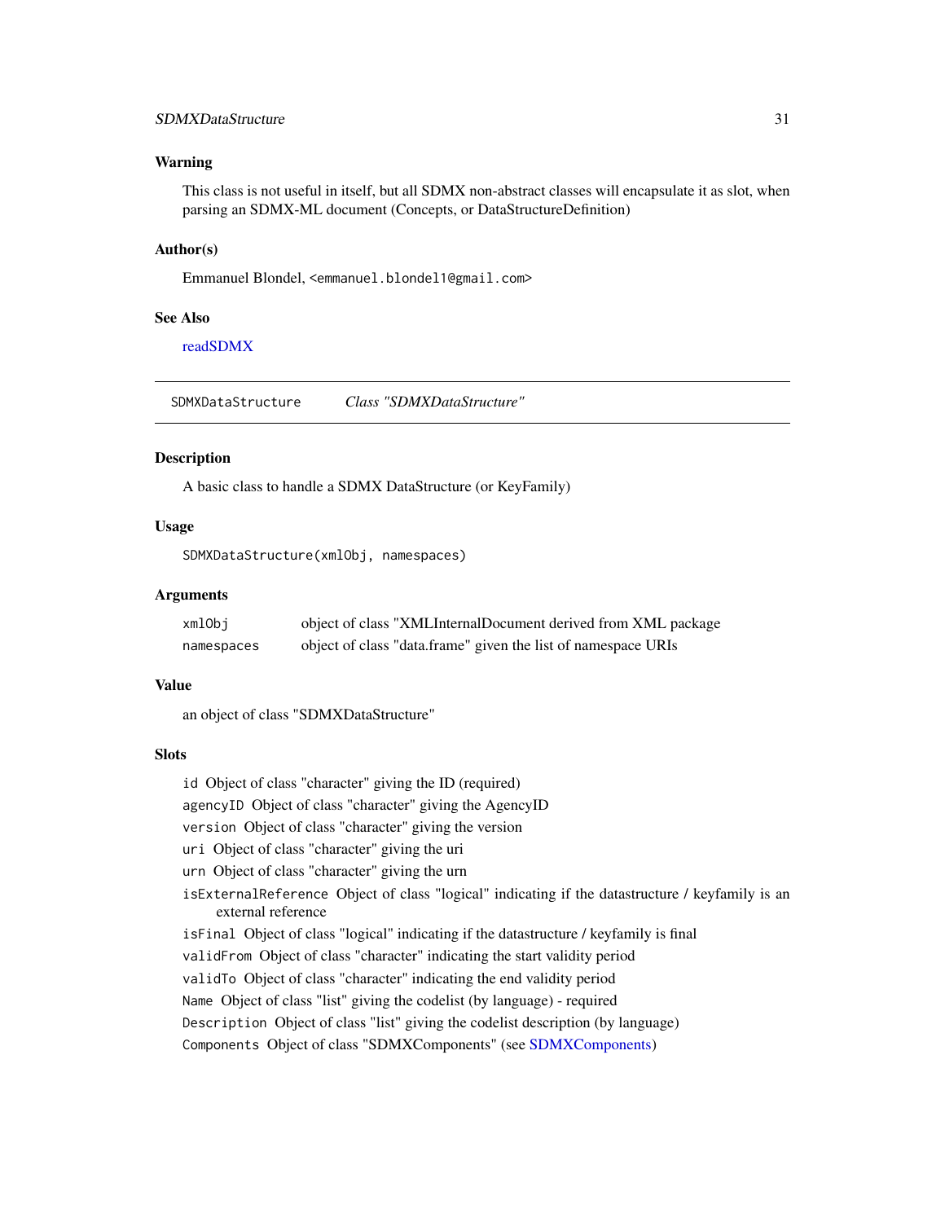### Warning

This class is not useful in itself, but all SDMX non-abstract classes will encapsulate it as slot, when parsing an SDMX-ML document (Concepts, or DataStructureDefinition)

### Author(s)

Emmanuel Blondel, <emmanuel.blondel1@gmail.com>

### See Also

readSDMX

---

## SDMXDataStructure    *Class "SDMXDataStructure"*

### Description

A basic class to handle a SDMX DataStructure (or KeyFamily)

### Usage

```
SDMXDataStructure(xmlObj, namespaces)
```

### Arguments

| | |
|---|---|
| `xmlObj` | object of class "XMLInternalDocument derived from XML package |
| `namespaces` | object of class "data.frame" given the list of namespace URIs |

### Value

an object of class "SDMXDataStructure"

### Slots

- `id` Object of class "character" giving the ID (required)
- `agencyID` Object of class "character" giving the AgencyID
- `version` Object of class "character" giving the version
- `uri` Object of class "character" giving the uri
- `urn` Object of class "character" giving the urn
- `isExternalReference` Object of class "logical" indicating if the datastructure / keyfamily is an external reference
- `isFinal` Object of class "logical" indicating if the datastructure / keyfamily is final
- `validFrom` Object of class "character" indicating the start validity period
- `validTo` Object of class "character" indicating the end validity period
- `Name` Object of class "list" giving the codelist (by language) - required
- `Description` Object of class "list" giving the codelist description (by language)
- `Components` Object of class "SDMXComponents" (see SDMXComponents)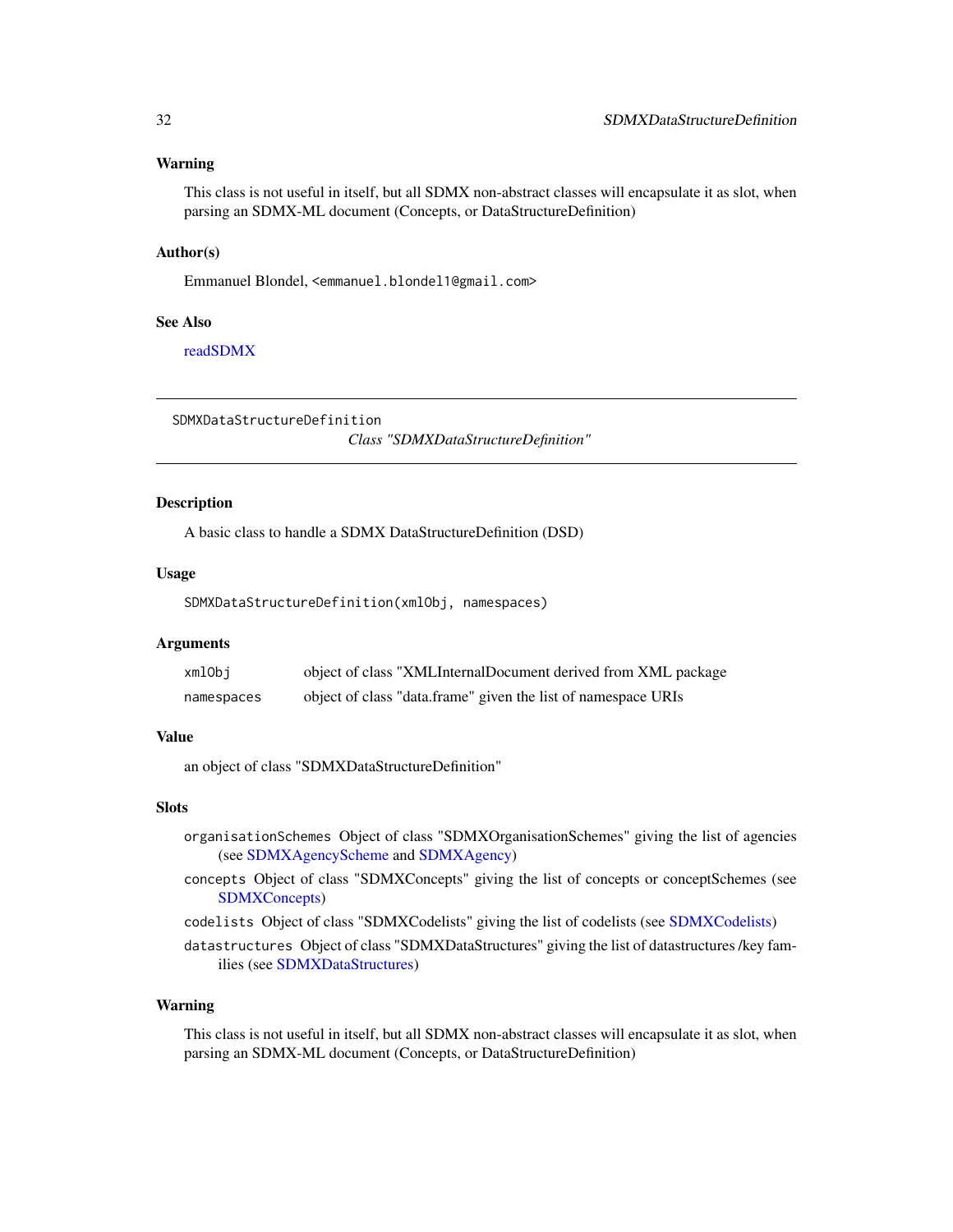### Warning

This class is not useful in itself, but all SDMX non-abstract classes will encapsulate it as slot, when parsing an SDMX-ML document (Concepts, or DataStructureDefinition)

### Author(s)

Emmanuel Blondel, <emmanuel.blondel1@gmail.com>

### See Also

readSDMX

---

SDMXDataStructureDefinition

*Class "SDMXDataStructureDefinition"*

---

### Description

A basic class to handle a SDMX DataStructureDefinition (DSD)

### Usage

```
SDMXDataStructureDefinition(xmlObj, namespaces)
```

### Arguments

| | |
|---|---|
| xmlObj | object of class "XMLInternalDocument derived from XML package |
| namespaces | object of class "data.frame" given the list of namespace URIs |

### Value

an object of class "SDMXDataStructureDefinition"

### Slots

- `organisationSchemes` Object of class "SDMXOrganisationSchemes" giving the list of agencies (see SDMXAgencyScheme and SDMXAgency)
- `concepts` Object of class "SDMXConcepts" giving the list of concepts or conceptSchemes (see SDMXConcepts)
- `codelists` Object of class "SDMXCodelists" giving the list of codelists (see SDMXCodelists)
- `datastructures` Object of class "SDMXDataStructures" giving the list of datastructures /key families (see SDMXDataStructures)

### Warning

This class is not useful in itself, but all SDMX non-abstract classes will encapsulate it as slot, when parsing an SDMX-ML document (Concepts, or DataStructureDefinition)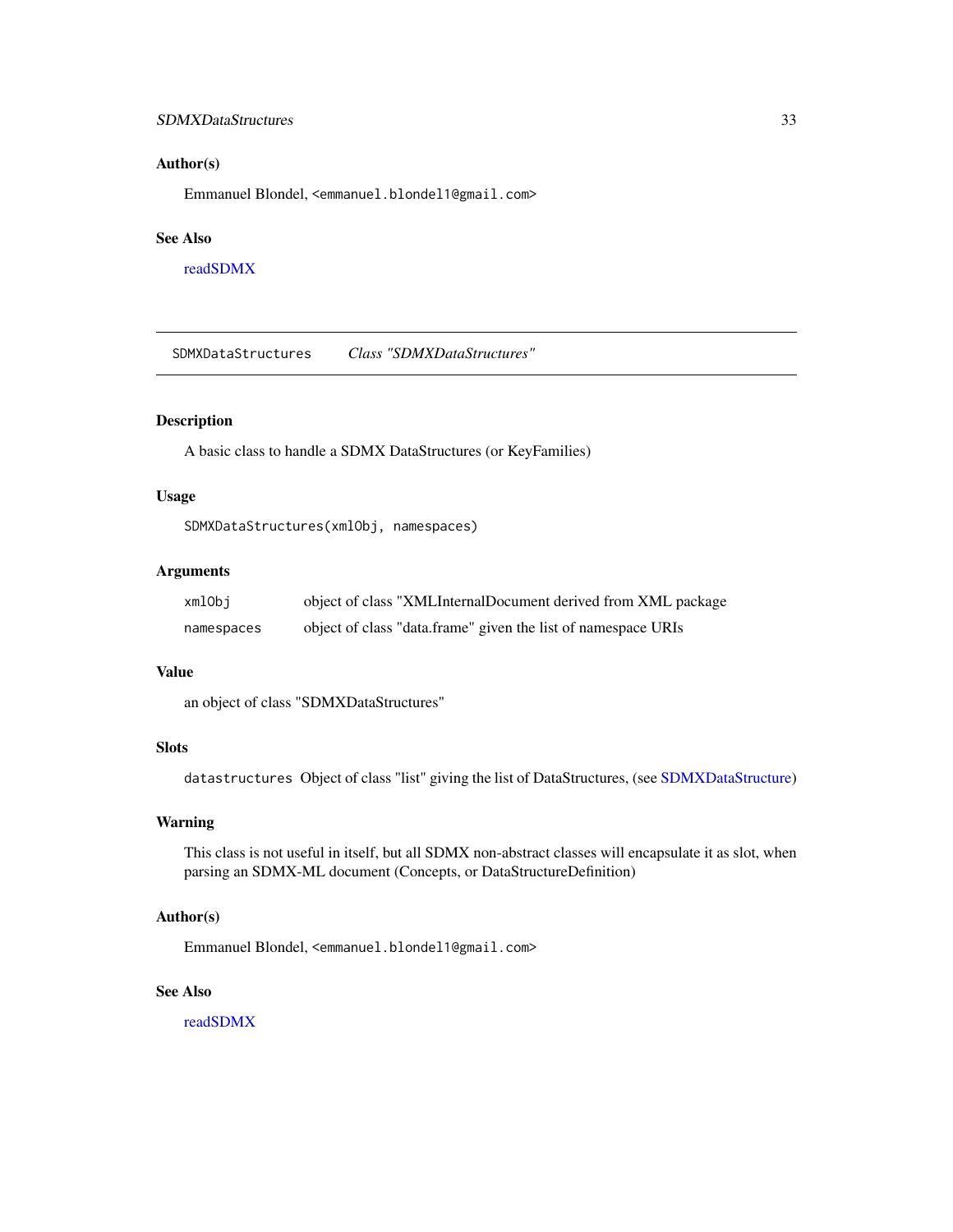## Author(s)

Emmanuel Blondel, <emmanuel.blondel1@gmail.com>

## See Also

readSDMX

---

# SDMXDataStructures *Class "SDMXDataStructures"*

## Description

A basic class to handle a SDMX DataStructures (or KeyFamilies)

## Usage

```
SDMXDataStructures(xmlObj, namespaces)
```

## Arguments

| | |
|---|---|
| xmlObj | object of class "XMLInternalDocument derived from XML package |
| namespaces | object of class "data.frame" given the list of namespace URIs |

## Value

an object of class "SDMXDataStructures"

## Slots

`datastructures` Object of class "list" giving the list of DataStructures, (see SDMXDataStructure)

## Warning

This class is not useful in itself, but all SDMX non-abstract classes will encapsulate it as slot, when parsing an SDMX-ML document (Concepts, or DataStructureDefinition)

## Author(s)

Emmanuel Blondel, <emmanuel.blondel1@gmail.com>

## See Also

readSDMX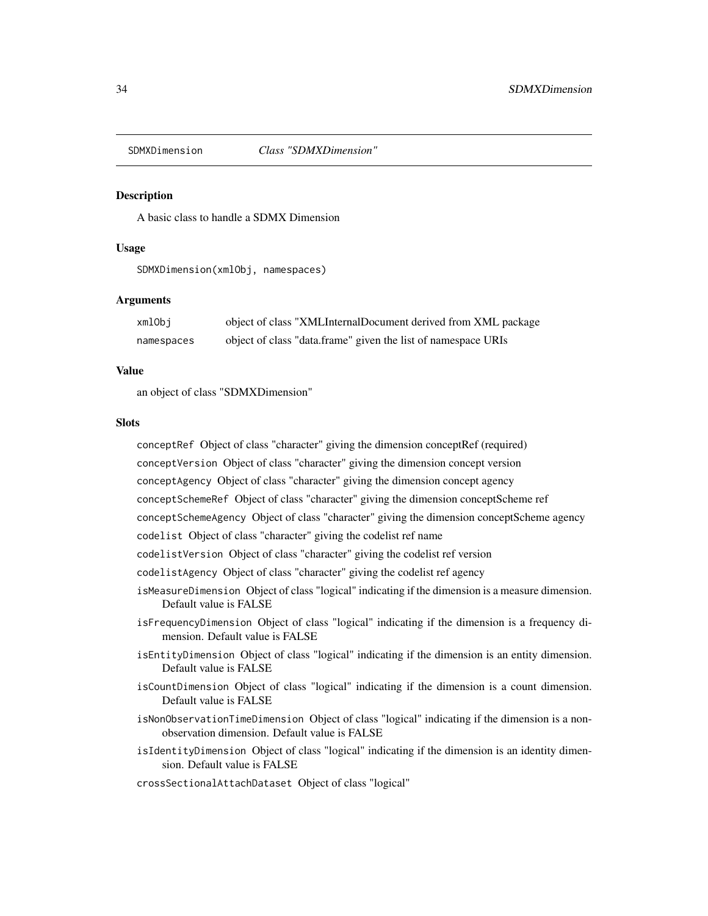SDMXDimension *Class "SDMXDimension"*

### Description

A basic class to handle a SDMX Dimension

### Usage

```
SDMXDimension(xmlObj, namespaces)
```

### Arguments

| | |
|---|---|
| xmlObj | object of class "XMLInternalDocument derived from XML package |
| namespaces | object of class "data.frame" given the list of namespace URIs |

### Value

an object of class "SDMXDimension"

### Slots

`conceptRef` Object of class "character" giving the dimension conceptRef (required)

`conceptVersion` Object of class "character" giving the dimension concept version

`conceptAgency` Object of class "character" giving the dimension concept agency

`conceptSchemeRef` Object of class "character" giving the dimension conceptScheme ref

`conceptSchemeAgency` Object of class "character" giving the dimension conceptScheme agency

`codelist` Object of class "character" giving the codelist ref name

`codelistVersion` Object of class "character" giving the codelist ref version

`codelistAgency` Object of class "character" giving the codelist ref agency

`isMeasureDimension` Object of class "logical" indicating if the dimension is a measure dimension. Default value is FALSE

`isFrequencyDimension` Object of class "logical" indicating if the dimension is a frequency dimension. Default value is FALSE

`isEntityDimension` Object of class "logical" indicating if the dimension is an entity dimension. Default value is FALSE

`isCountDimension` Object of class "logical" indicating if the dimension is a count dimension. Default value is FALSE

`isNonObservationTimeDimension` Object of class "logical" indicating if the dimension is a non-observation dimension. Default value is FALSE

`isIdentityDimension` Object of class "logical" indicating if the dimension is an identity dimension. Default value is FALSE

`crossSectionalAttachDataset` Object of class "logical"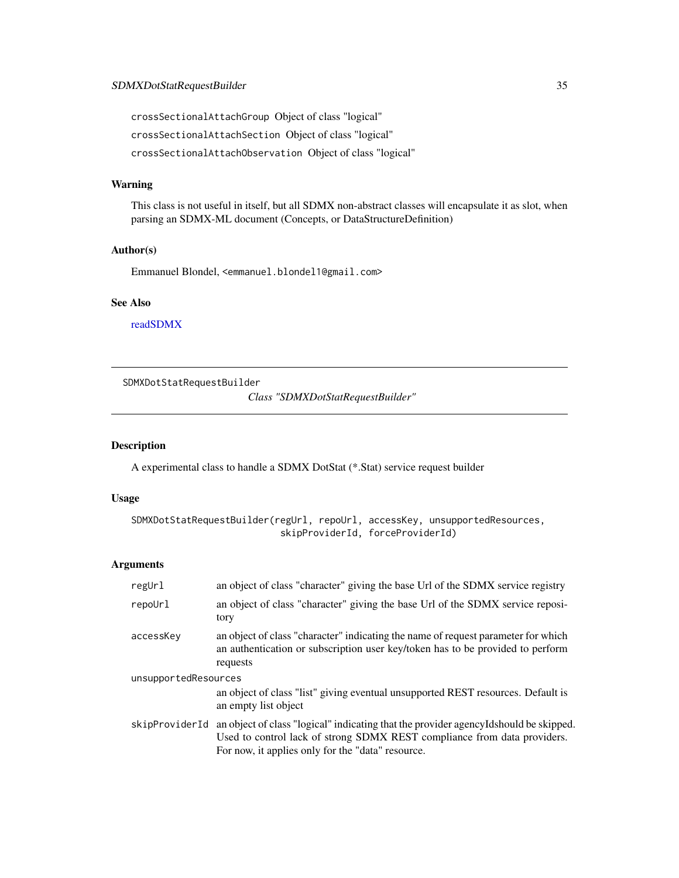crossSectionalAttachGroup Object of class "logical"

crossSectionalAttachSection Object of class "logical"

crossSectionalAttachObservation Object of class "logical"

### Warning

This class is not useful in itself, but all SDMX non-abstract classes will encapsulate it as slot, when parsing an SDMX-ML document (Concepts, or DataStructureDefinition)

### Author(s)

Emmanuel Blondel, <emmanuel.blondel1@gmail.com>

### See Also

readSDMX

---

## SDMXDotStatRequestBuilder — *Class "SDMXDotStatRequestBuilder"*

---

### Description

A experimental class to handle a SDMX DotStat (*.Stat) service request builder

### Usage

```
SDMXDotStatRequestBuilder(regUrl, repoUrl, accessKey, unsupportedResources,
                          skipProviderId, forceProviderId)
```

### Arguments

| | |
|---|---|
| regUrl | an object of class "character" giving the base Url of the SDMX service registry |
| repoUrl | an object of class "character" giving the base Url of the SDMX service repository |
| accessKey | an object of class "character" indicating the name of request parameter for which an authentication or subscription user key/token has to be provided to perform requests |
| unsupportedResources | an object of class "list" giving eventual unsupported REST resources. Default is an empty list object |
| skipProviderId | an object of class "logical" indicating that the provider agencyIdshould be skipped. Used to control lack of strong SDMX REST compliance from data providers. For now, it applies only for the "data" resource. |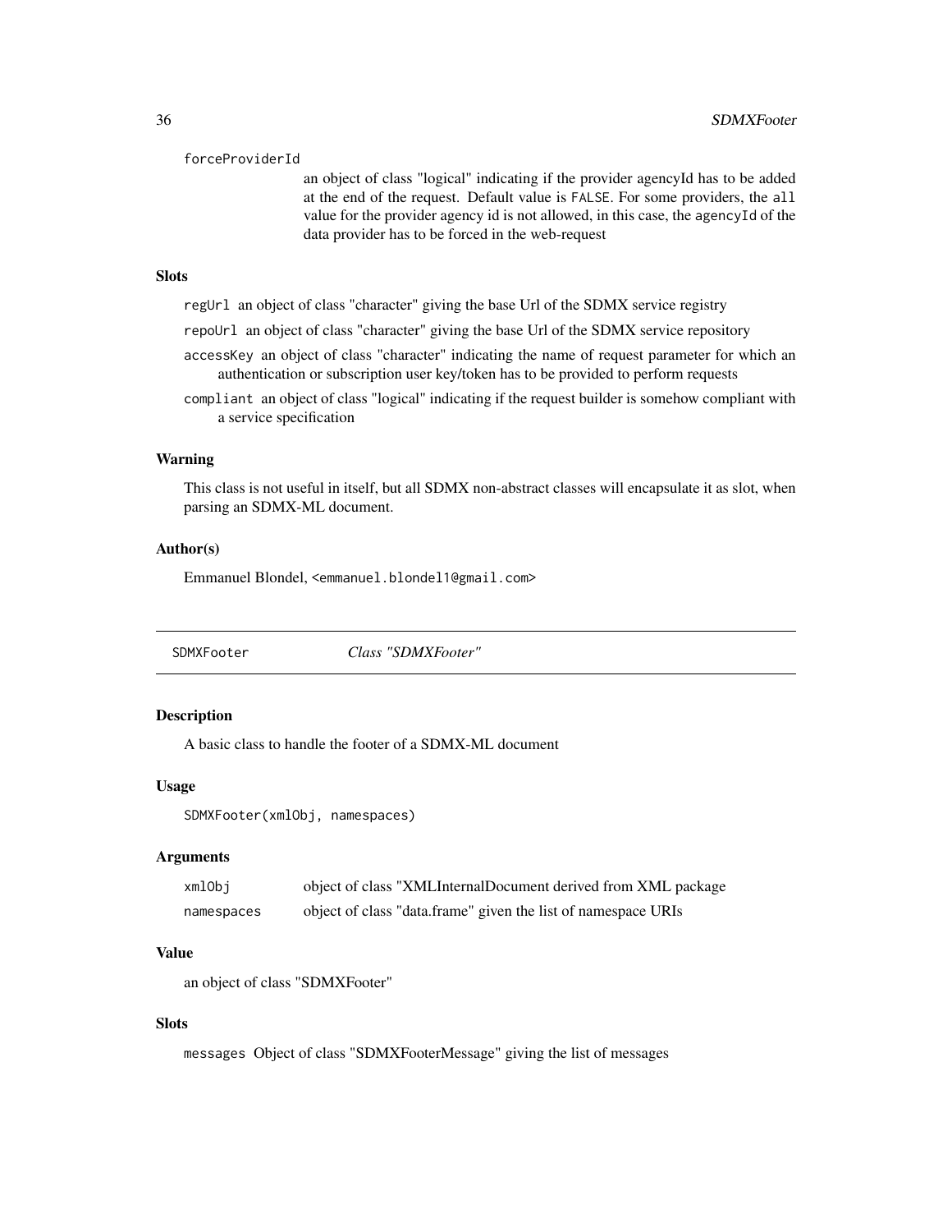forceProviderId
: an object of class "logical" indicating if the provider agencyId has to be added at the end of the request. Default value is `FALSE`. For some providers, the `all` value for the provider agency id is not allowed, in this case, the `agencyId` of the data provider has to be forced in the web-request

### Slots

- `regUrl` an object of class "character" giving the base Url of the SDMX service registry
- `repoUrl` an object of class "character" giving the base Url of the SDMX service repository
- `accessKey` an object of class "character" indicating the name of request parameter for which an authentication or subscription user key/token has to be provided to perform requests
- `compliant` an object of class "logical" indicating if the request builder is somehow compliant with a service specification

### Warning

This class is not useful in itself, but all SDMX non-abstract classes will encapsulate it as slot, when parsing an SDMX-ML document.

### Author(s)

Emmanuel Blondel, `<emmanuel.blondel1@gmail.com>`

---

## SDMXFooter — *Class "SDMXFooter"*

### Description

A basic class to handle the footer of a SDMX-ML document

### Usage

```
SDMXFooter(xmlObj, namespaces)
```

### Arguments

| | |
|---|---|
| `xmlObj` | object of class "XMLInternalDocument derived from XML package |
| `namespaces` | object of class "data.frame" given the list of namespace URIs |

### Value

an object of class "SDMXFooter"

### Slots

- `messages` Object of class "SDMXFooterMessage" giving the list of messages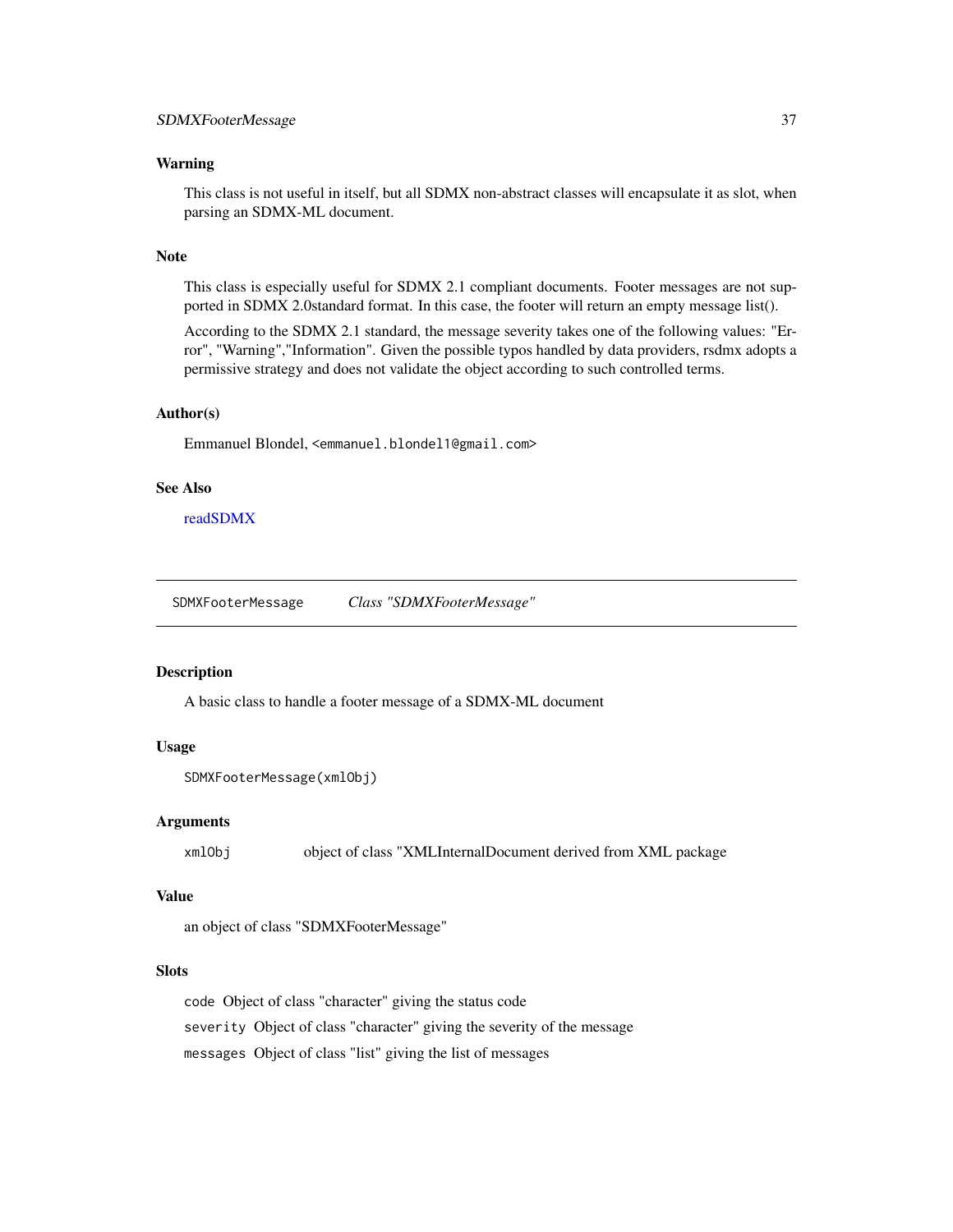### Warning

This class is not useful in itself, but all SDMX non-abstract classes will encapsulate it as slot, when parsing an SDMX-ML document.

### Note

This class is especially useful for SDMX 2.1 compliant documents. Footer messages are not supported in SDMX 2.0standard format. In this case, the footer will return an empty message list().

According to the SDMX 2.1 standard, the message severity takes one of the following values: "Error", "Warning","Information". Given the possible typos handled by data providers, rsdmx adopts a permissive strategy and does not validate the object according to such controlled terms.

### Author(s)

Emmanuel Blondel, `<emmanuel.blondel1@gmail.com>`

### See Also

readSDMX

---

## SDMXFooterMessage &nbsp;&nbsp;&nbsp; *Class "SDMXFooterMessage"*

---

### Description

A basic class to handle a footer message of a SDMX-ML document

### Usage

```
SDMXFooterMessage(xmlObj)
```

### Arguments

`xmlObj` &nbsp;&nbsp;&nbsp; object of class "XMLInternalDocument derived from XML package

### Value

an object of class "SDMXFooterMessage"

### Slots

`code` Object of class "character" giving the status code

`severity` Object of class "character" giving the severity of the message

`messages` Object of class "list" giving the list of messages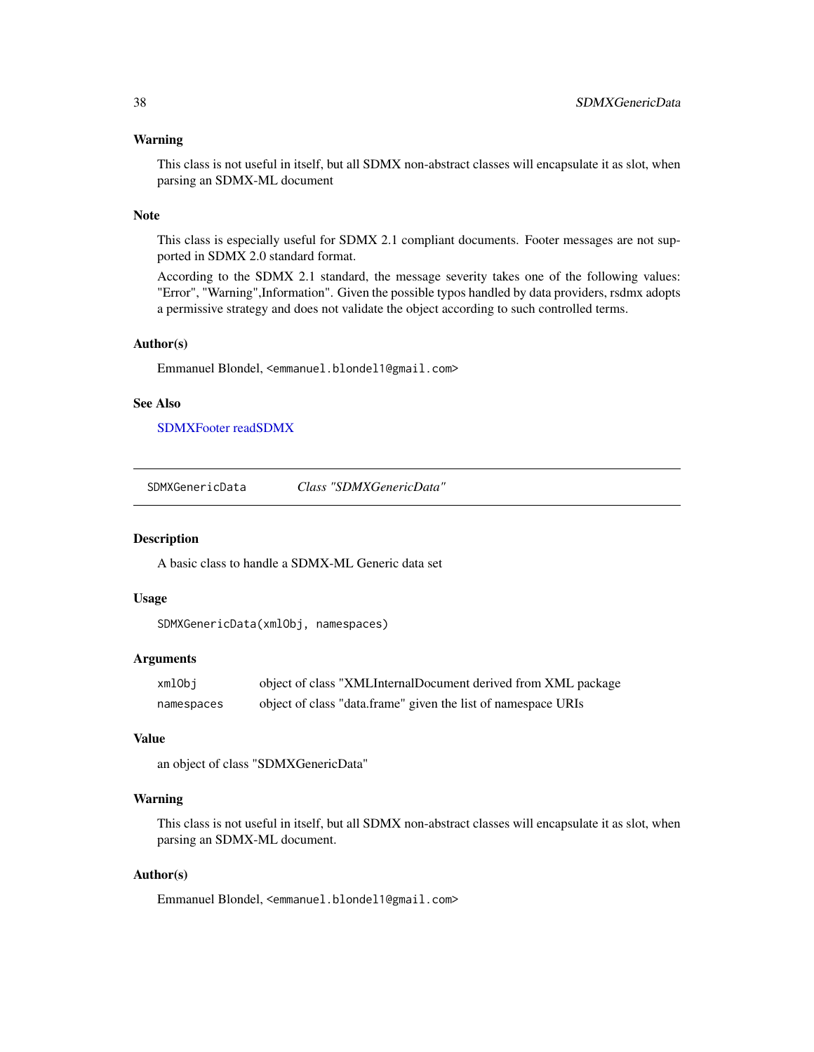### Warning

This class is not useful in itself, but all SDMX non-abstract classes will encapsulate it as slot, when parsing an SDMX-ML document

### Note

This class is especially useful for SDMX 2.1 compliant documents. Footer messages are not supported in SDMX 2.0 standard format.

According to the SDMX 2.1 standard, the message severity takes one of the following values: "Error", "Warning",Information". Given the possible typos handled by data providers, rsdmx adopts a permissive strategy and does not validate the object according to such controlled terms.

### Author(s)

Emmanuel Blondel, <emmanuel.blondel1@gmail.com>

### See Also

SDMXFooter readSDMX

---

## SDMXGenericData    *Class "SDMXGenericData"*

---

### Description

A basic class to handle a SDMX-ML Generic data set

### Usage

```
SDMXGenericData(xmlObj, namespaces)
```

### Arguments

| | |
|---|---|
| `xmlObj` | object of class "XMLInternalDocument derived from XML package |
| `namespaces` | object of class "data.frame" given the list of namespace URIs |

### Value

an object of class "SDMXGenericData"

### Warning

This class is not useful in itself, but all SDMX non-abstract classes will encapsulate it as slot, when parsing an SDMX-ML document.

### Author(s)

Emmanuel Blondel, <emmanuel.blondel1@gmail.com>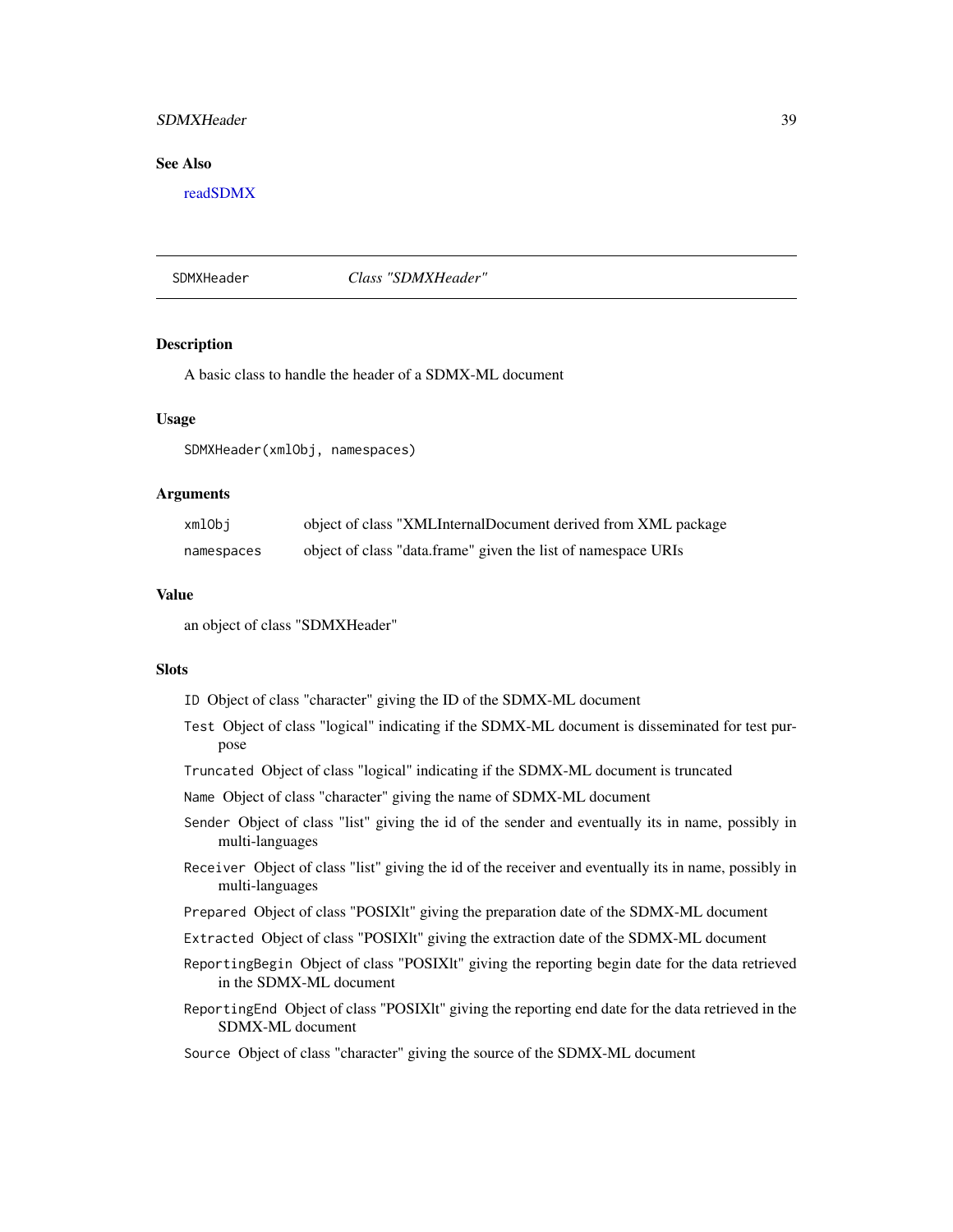## See Also

readSDMX

---

SDMXHeader *Class "SDMXHeader"*

---

### Description

A basic class to handle the header of a SDMX-ML document

### Usage

```
SDMXHeader(xmlObj, namespaces)
```

### Arguments

| | |
|---|---|
| `xmlObj` | object of class "XMLInternalDocument derived from XML package |
| `namespaces` | object of class "data.frame" given the list of namespace URIs |

### Value

an object of class "SDMXHeader"

### Slots

- `ID` Object of class "character" giving the ID of the SDMX-ML document
- `Test` Object of class "logical" indicating if the SDMX-ML document is disseminated for test purpose
- `Truncated` Object of class "logical" indicating if the SDMX-ML document is truncated
- `Name` Object of class "character" giving the name of SDMX-ML document
- `Sender` Object of class "list" giving the id of the sender and eventually its in name, possibly in multi-languages
- `Receiver` Object of class "list" giving the id of the receiver and eventually its in name, possibly in multi-languages
- `Prepared` Object of class "POSIXlt" giving the preparation date of the SDMX-ML document
- `Extracted` Object of class "POSIXlt" giving the extraction date of the SDMX-ML document
- `ReportingBegin` Object of class "POSIXlt" giving the reporting begin date for the data retrieved in the SDMX-ML document
- `ReportingEnd` Object of class "POSIXlt" giving the reporting end date for the data retrieved in the SDMX-ML document
- `Source` Object of class "character" giving the source of the SDMX-ML document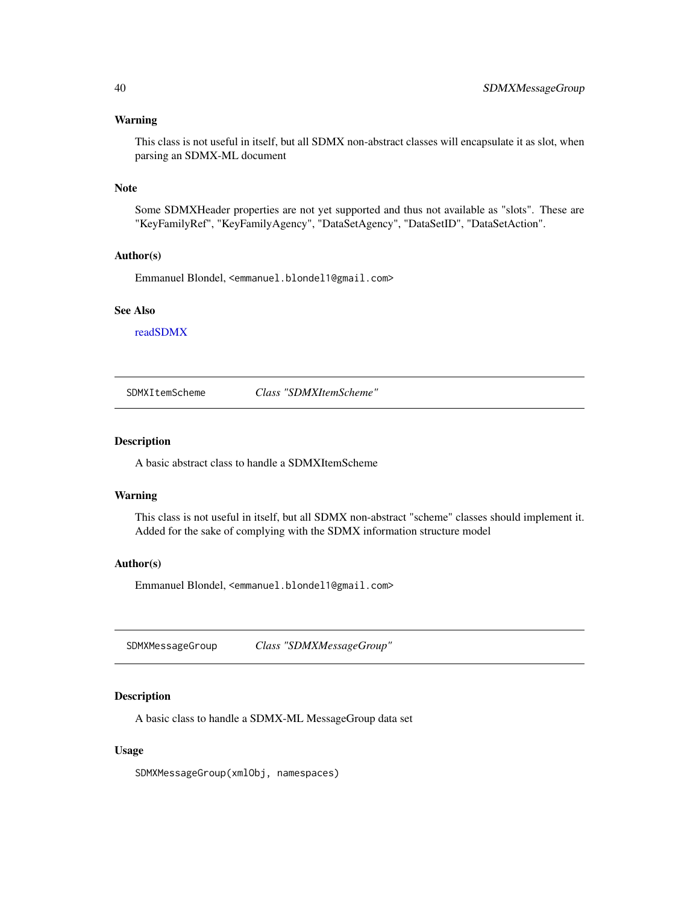### Warning

This class is not useful in itself, but all SDMX non-abstract classes will encapsulate it as slot, when parsing an SDMX-ML document

### Note

Some SDMXHeader properties are not yet supported and thus not available as "slots". These are "KeyFamilyRef", "KeyFamilyAgency", "DataSetAgency", "DataSetID", "DataSetAction".

### Author(s)

Emmanuel Blondel, <emmanuel.blondel1@gmail.com>

### See Also

readSDMX

---

## SDMXItemScheme — *Class "SDMXItemScheme"*

---

### Description

A basic abstract class to handle a SDMXItemScheme

### Warning

This class is not useful in itself, but all SDMX non-abstract "scheme" classes should implement it. Added for the sake of complying with the SDMX information structure model

### Author(s)

Emmanuel Blondel, <emmanuel.blondel1@gmail.com>

---

## SDMXMessageGroup — *Class "SDMXMessageGroup"*

---

### Description

A basic class to handle a SDMX-ML MessageGroup data set

### Usage

```
SDMXMessageGroup(xmlObj, namespaces)
```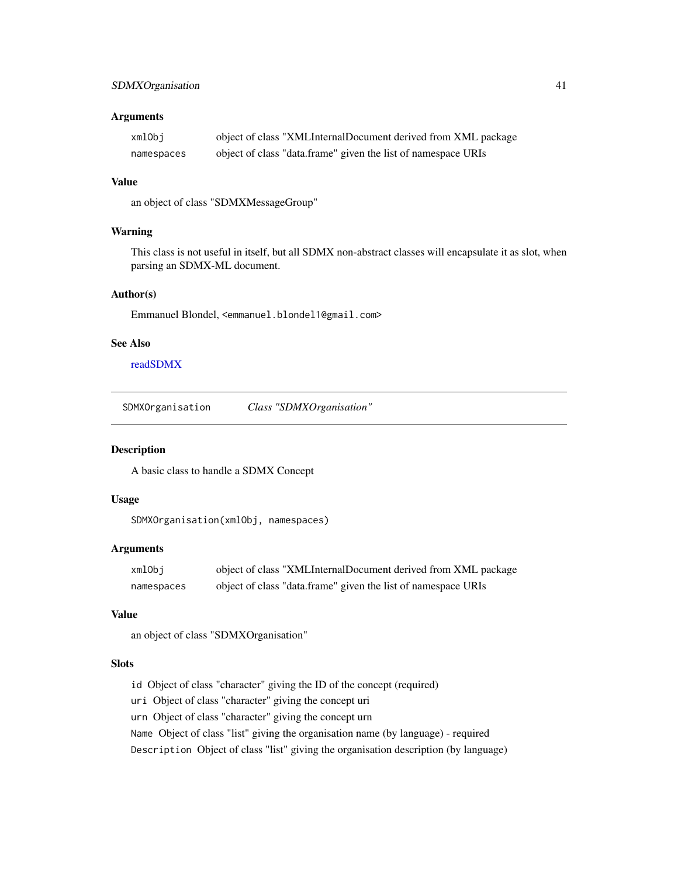### Arguments

| | |
|---|---|
| `xmlObj` | object of class "XMLInternalDocument derived from XML package |
| `namespaces` | object of class "data.frame" given the list of namespace URIs |

### Value

an object of class "SDMXMessageGroup"

### Warning

This class is not useful in itself, but all SDMX non-abstract classes will encapsulate it as slot, when parsing an SDMX-ML document.

### Author(s)

Emmanuel Blondel, `<emmanuel.blondel1@gmail.com>`

### See Also

readSDMX

---

## SDMXOrganisation — *Class "SDMXOrganisation"*

---

### Description

A basic class to handle a SDMX Concept

### Usage

```
SDMXOrganisation(xmlObj, namespaces)
```

### Arguments

| | |
|---|---|
| `xmlObj` | object of class "XMLInternalDocument derived from XML package |
| `namespaces` | object of class "data.frame" given the list of namespace URIs |

### Value

an object of class "SDMXOrganisation"

### Slots

`id` Object of class "character" giving the ID of the concept (required)

`uri` Object of class "character" giving the concept uri

`urn` Object of class "character" giving the concept urn

`Name` Object of class "list" giving the organisation name (by language) - required

`Description` Object of class "list" giving the organisation description (by language)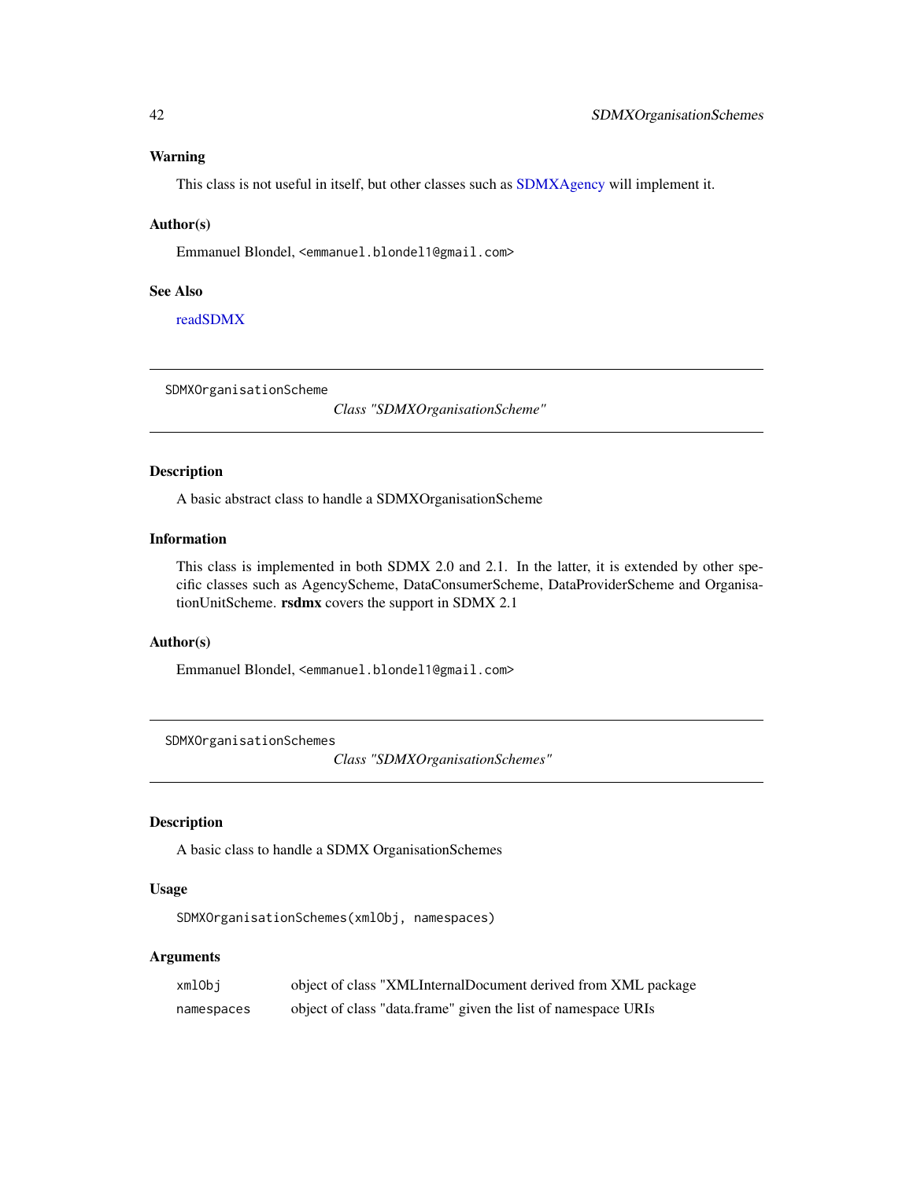### Warning

This class is not useful in itself, but other classes such as SDMXAgency will implement it.

### Author(s)

Emmanuel Blondel, <emmanuel.blondel1@gmail.com>

### See Also

readSDMX

---

## SDMXOrganisationScheme

*Class "SDMXOrganisationScheme"*

---

### Description

A basic abstract class to handle a SDMXOrganisationScheme

### Information

This class is implemented in both SDMX 2.0 and 2.1. In the latter, it is extended by other specific classes such as AgencyScheme, DataConsumerScheme, DataProviderScheme and OrganisationUnitScheme. **rsdmx** covers the support in SDMX 2.1

### Author(s)

Emmanuel Blondel, <emmanuel.blondel1@gmail.com>

---

## SDMXOrganisationSchemes

*Class "SDMXOrganisationSchemes"*

---

### Description

A basic class to handle a SDMX OrganisationSchemes

### Usage

```
SDMXOrganisationSchemes(xmlObj, namespaces)
```

### Arguments

| | |
|---|---|
| xmlObj | object of class "XMLInternalDocument derived from XML package |
| namespaces | object of class "data.frame" given the list of namespace URIs |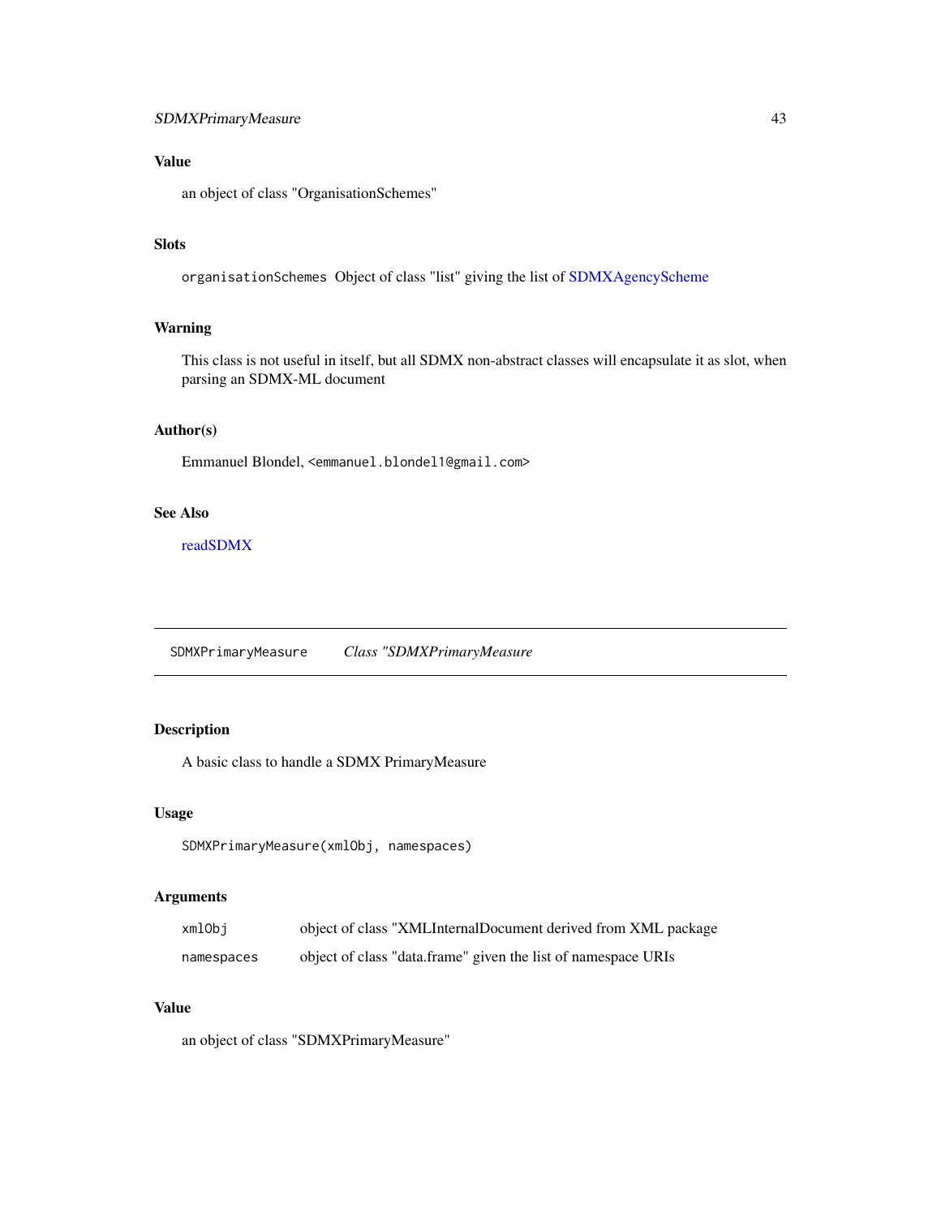### Value

an object of class "OrganisationSchemes"

### Slots

`organisationSchemes` Object of class "list" giving the list of SDMXAgencyScheme

### Warning

This class is not useful in itself, but all SDMX non-abstract classes will encapsulate it as slot, when parsing an SDMX-ML document

### Author(s)

Emmanuel Blondel, <emmanuel.blondel1@gmail.com>

### See Also

readSDMX

---

## SDMXPrimaryMeasure    *Class "SDMXPrimaryMeasure*

### Description

A basic class to handle a SDMX PrimaryMeasure

### Usage

```
SDMXPrimaryMeasure(xmlObj, namespaces)
```

### Arguments

| | |
|---|---|
| `xmlObj` | object of class "XMLInternalDocument derived from XML package |
| `namespaces` | object of class "data.frame" given the list of namespace URIs |

### Value

an object of class "SDMXPrimaryMeasure"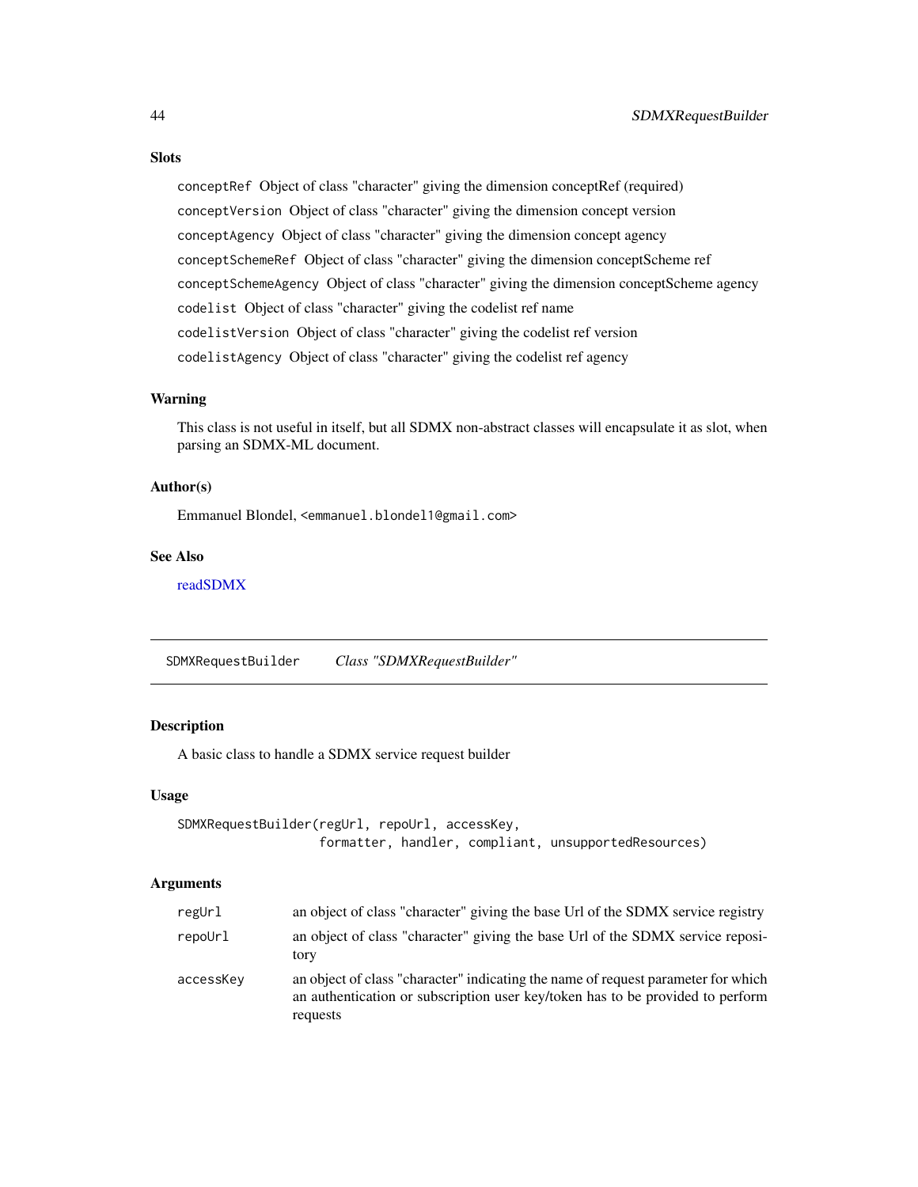### Slots

`conceptRef` Object of class "character" giving the dimension conceptRef (required)

`conceptVersion` Object of class "character" giving the dimension concept version

`conceptAgency` Object of class "character" giving the dimension concept agency

`conceptSchemeRef` Object of class "character" giving the dimension conceptScheme ref

`conceptSchemeAgency` Object of class "character" giving the dimension conceptScheme agency

`codelist` Object of class "character" giving the codelist ref name

`codelistVersion` Object of class "character" giving the codelist ref version

`codelistAgency` Object of class "character" giving the codelist ref agency

### Warning

This class is not useful in itself, but all SDMX non-abstract classes will encapsulate it as slot, when parsing an SDMX-ML document.

### Author(s)

Emmanuel Blondel, <emmanuel.blondel1@gmail.com>

### See Also

readSDMX

---

## SDMXRequestBuilder *Class "SDMXRequestBuilder"*

---

### Description

A basic class to handle a SDMX service request builder

### Usage

```
SDMXRequestBuilder(regUrl, repoUrl, accessKey,
                   formatter, handler, compliant, unsupportedResources)
```

### Arguments

| | |
|---|---|
| `regUrl` | an object of class "character" giving the base Url of the SDMX service registry |
| `repoUrl` | an object of class "character" giving the base Url of the SDMX service repository |
| `accessKey` | an object of class "character" indicating the name of request parameter for which an authentication or subscription user key/token has to be provided to perform requests |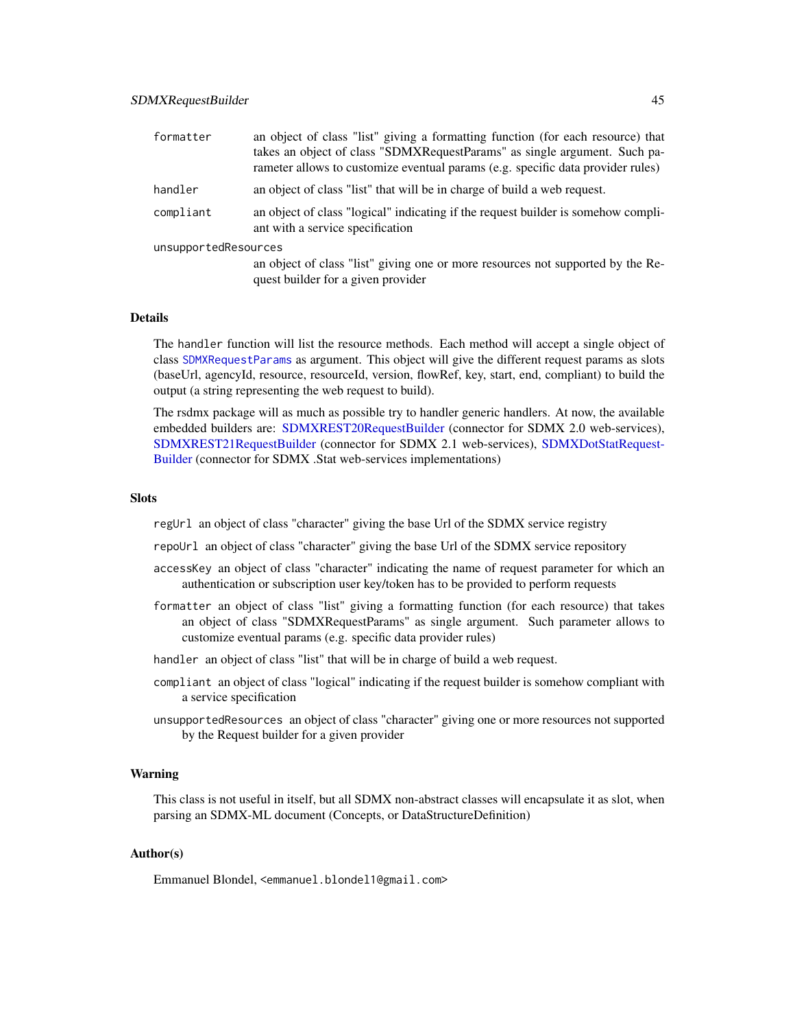formatter
: an object of class "list" giving a formatting function (for each resource) that takes an object of class "SDMXRequestParams" as single argument. Such parameter allows to customize eventual params (e.g. specific data provider rules)

handler
: an object of class "list" that will be in charge of build a web request.

compliant
: an object of class "logical" indicating if the request builder is somehow compliant with a service specification

unsupportedResources
: an object of class "list" giving one or more resources not supported by the Request builder for a given provider

### Details

The `handler` function will list the resource methods. Each method will accept a single object of class `SDMXRequestParams` as argument. This object will give the different request params as slots (baseUrl, agencyId, resource, resourceId, version, flowRef, key, start, end, compliant) to build the output (a string representing the web request to build).

The rsdmx package will as much as possible try to handler generic handlers. At now, the available embedded builders are: SDMXREST20RequestBuilder (connector for SDMX 2.0 web-services), SDMXREST21RequestBuilder (connector for SDMX 2.1 web-services), SDMXDotStatRequestBuilder (connector for SDMX .Stat web-services implementations)

### Slots

- `regUrl` an object of class "character" giving the base Url of the SDMX service registry
- `repoUrl` an object of class "character" giving the base Url of the SDMX service repository
- `accessKey` an object of class "character" indicating the name of request parameter for which an authentication or subscription user key/token has to be provided to perform requests
- `formatter` an object of class "list" giving a formatting function (for each resource) that takes an object of class "SDMXRequestParams" as single argument. Such parameter allows to customize eventual params (e.g. specific data provider rules)
- `handler` an object of class "list" that will be in charge of build a web request.
- `compliant` an object of class "logical" indicating if the request builder is somehow compliant with a service specification
- `unsupportedResources` an object of class "character" giving one or more resources not supported by the Request builder for a given provider

### Warning

This class is not useful in itself, but all SDMX non-abstract classes will encapsulate it as slot, when parsing an SDMX-ML document (Concepts, or DataStructureDefinition)

### Author(s)

Emmanuel Blondel, <emmanuel.blondel1@gmail.com>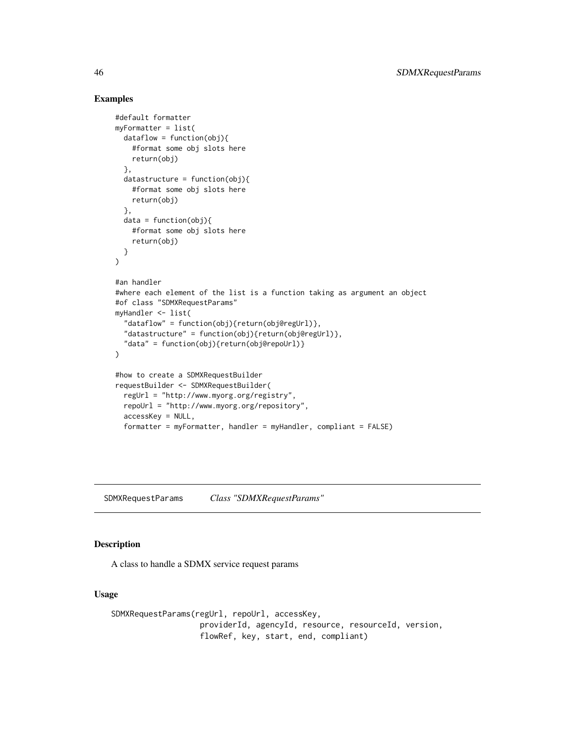## Examples

```
#default formatter
myFormatter = list(
  dataflow = function(obj){
    #format some obj slots here
    return(obj)
  },
  datastructure = function(obj){
    #format some obj slots here
    return(obj)
  },
  data = function(obj){
    #format some obj slots here
    return(obj)
  }
)

#an handler
#where each element of the list is a function taking as argument an object
#of class "SDMXRequestParams"
myHandler <- list(
  "dataflow" = function(obj){return(obj@regUrl)},
  "datastructure" = function(obj){return(obj@regUrl)},
  "data" = function(obj){return(obj@repoUrl)}
)

#how to create a SDMXRequestBuilder
requestBuilder <- SDMXRequestBuilder(
  regUrl = "http://www.myorg.org/registry",
  repoUrl = "http://www.myorg.org/repository",
  accessKey = NULL,
  formatter = myFormatter, handler = myHandler, compliant = FALSE)
```

---

SDMXRequestParams *Class "SDMXRequestParams"*

---

## Description

A class to handle a SDMX service request params

## Usage

```
SDMXRequestParams(regUrl, repoUrl, accessKey,
                  providerId, agencyId, resource, resourceId, version,
                  flowRef, key, start, end, compliant)
```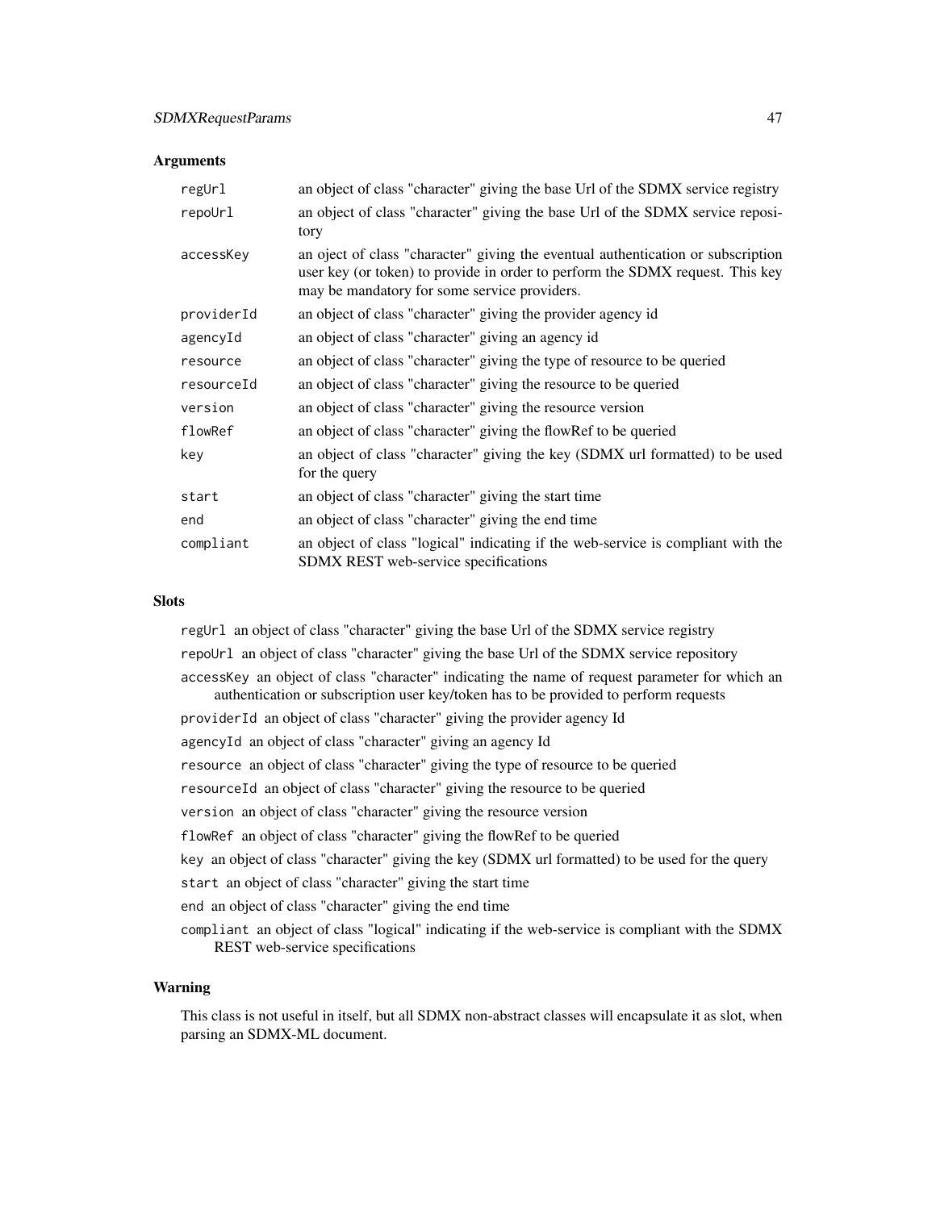## Arguments

| | |
|---|---|
| `regUrl` | an object of class "character" giving the base Url of the SDMX service registry |
| `repoUrl` | an object of class "character" giving the base Url of the SDMX service repository |
| `accessKey` | an oject of class "character" giving the eventual authentication or subscription user key (or token) to provide in order to perform the SDMX request. This key may be mandatory for some service providers. |
| `providerId` | an object of class "character" giving the provider agency id |
| `agencyId` | an object of class "character" giving an agency id |
| `resource` | an object of class "character" giving the type of resource to be queried |
| `resourceId` | an object of class "character" giving the resource to be queried |
| `version` | an object of class "character" giving the resource version |
| `flowRef` | an object of class "character" giving the flowRef to be queried |
| `key` | an object of class "character" giving the key (SDMX url formatted) to be used for the query |
| `start` | an object of class "character" giving the start time |
| `end` | an object of class "character" giving the end time |
| `compliant` | an object of class "logical" indicating if the web-service is compliant with the SDMX REST web-service specifications |

## Slots

- `regUrl` an object of class "character" giving the base Url of the SDMX service registry
- `repoUrl` an object of class "character" giving the base Url of the SDMX service repository
- `accessKey` an object of class "character" indicating the name of request parameter for which an authentication or subscription user key/token has to be provided to perform requests
- `providerId` an object of class "character" giving the provider agency Id
- `agencyId` an object of class "character" giving an agency Id
- `resource` an object of class "character" giving the type of resource to be queried
- `resourceId` an object of class "character" giving the resource to be queried
- `version` an object of class "character" giving the resource version
- `flowRef` an object of class "character" giving the flowRef to be queried
- `key` an object of class "character" giving the key (SDMX url formatted) to be used for the query
- `start` an object of class "character" giving the start time
- `end` an object of class "character" giving the end time
- `compliant` an object of class "logical" indicating if the web-service is compliant with the SDMX REST web-service specifications

## Warning

This class is not useful in itself, but all SDMX non-abstract classes will encapsulate it as slot, when parsing an SDMX-ML document.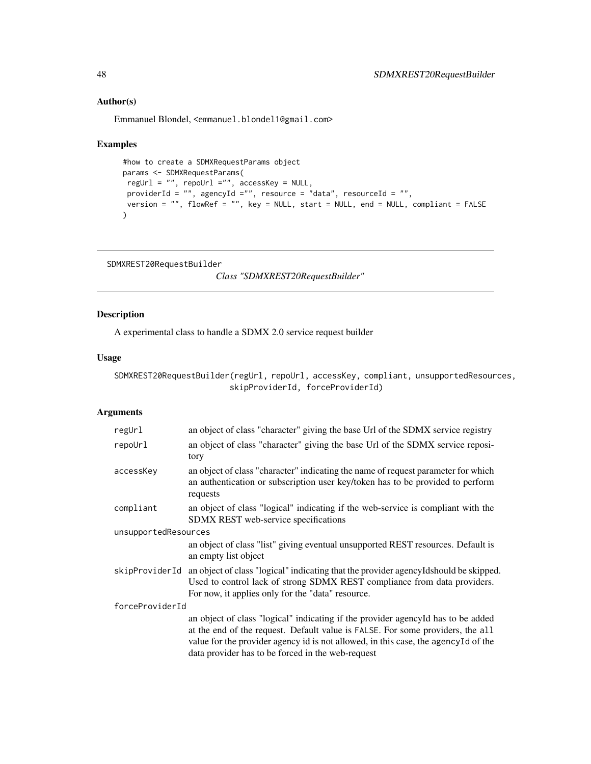## Author(s)

Emmanuel Blondel, <emmanuel.blondel1@gmail.com>

## Examples

```
#how to create a SDMXRequestParams object
params <- SDMXRequestParams(
 regUrl = "", repoUrl ="", accessKey = NULL,
 providerId = "", agencyId ="", resource = "data", resourceId = "",
 version = "", flowRef = "", key = NULL, start = NULL, end = NULL, compliant = FALSE
)
```

---

SDMXREST20RequestBuilder    *Class "SDMXREST20RequestBuilder"*

---

## Description

A experimental class to handle a SDMX 2.0 service request builder

## Usage

```
SDMXREST20RequestBuilder(regUrl, repoUrl, accessKey, compliant, unsupportedResources,
                         skipProviderId, forceProviderId)
```

## Arguments

| | |
|---|---|
| regUrl | an object of class "character" giving the base Url of the SDMX service registry |
| repoUrl | an object of class "character" giving the base Url of the SDMX service repository |
| accessKey | an object of class "character" indicating the name of request parameter for which an authentication or subscription user key/token has to be provided to perform requests |
| compliant | an object of class "logical" indicating if the web-service is compliant with the SDMX REST web-service specifications |
| unsupportedResources | an object of class "list" giving eventual unsupported REST resources. Default is an empty list object |
| skipProviderId | an object of class "logical" indicating that the provider agencyIdshould be skipped. Used to control lack of strong SDMX REST compliance from data providers. For now, it applies only for the "data" resource. |
| forceProviderId | an object of class "logical" indicating if the provider agencyId has to be added at the end of the request. Default value is `FALSE`. For some providers, the `all` value for the provider agency id is not allowed, in this case, the `agencyId` of the data provider has to be forced in the web-request |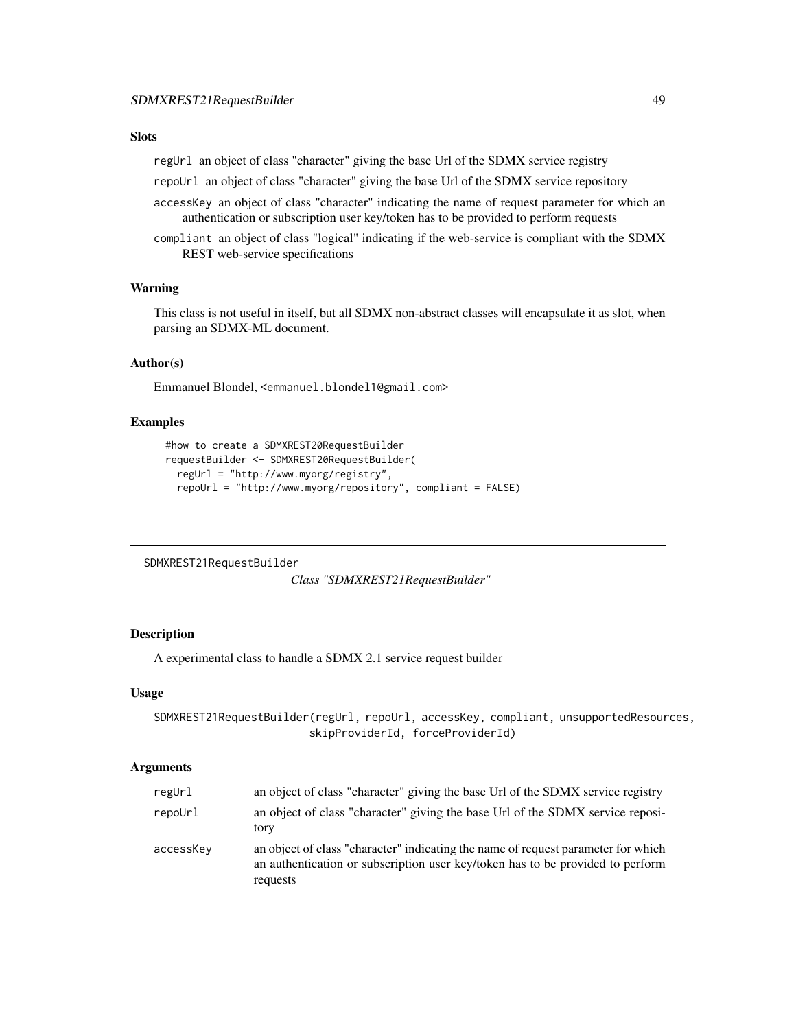### Slots

- `regUrl` an object of class "character" giving the base Url of the SDMX service registry
- `repoUrl` an object of class "character" giving the base Url of the SDMX service repository
- `accessKey` an object of class "character" indicating the name of request parameter for which an authentication or subscription user key/token has to be provided to perform requests
- `compliant` an object of class "logical" indicating if the web-service is compliant with the SDMX REST web-service specifications

### Warning

This class is not useful in itself, but all SDMX non-abstract classes will encapsulate it as slot, when parsing an SDMX-ML document.

### Author(s)

Emmanuel Blondel, <emmanuel.blondel1@gmail.com>

### Examples

```
#how to create a SDMXREST20RequestBuilder
requestBuilder <- SDMXREST20RequestBuilder(
  regUrl = "http://www.myorg/registry",
  repoUrl = "http://www.myorg/repository", compliant = FALSE)
```

---

## SDMXREST21RequestBuilder

*Class "SDMXREST21RequestBuilder"*

---

### Description

A experimental class to handle a SDMX 2.1 service request builder

### Usage

```
SDMXREST21RequestBuilder(regUrl, repoUrl, accessKey, compliant, unsupportedResources,
                         skipProviderId, forceProviderId)
```

### Arguments

| | |
|---|---|
| `regUrl` | an object of class "character" giving the base Url of the SDMX service registry |
| `repoUrl` | an object of class "character" giving the base Url of the SDMX service repository |
| `accessKey` | an object of class "character" indicating the name of request parameter for which an authentication or subscription user key/token has to be provided to perform requests |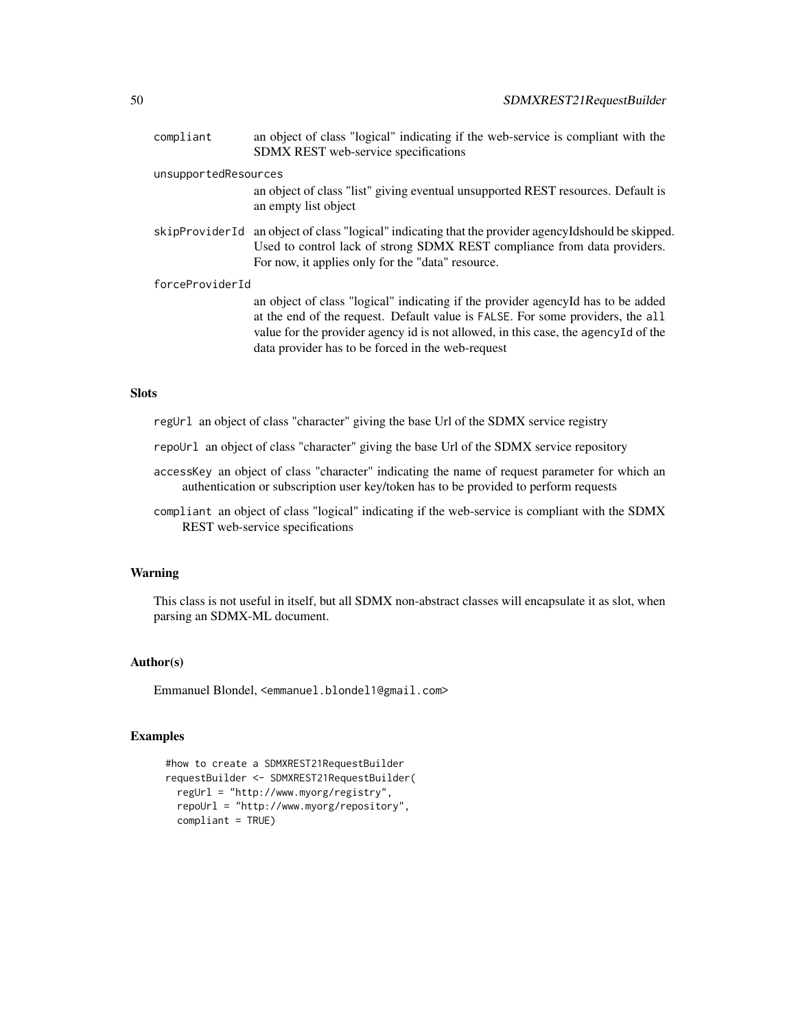compliant an object of class "logical" indicating if the web-service is compliant with the SDMX REST web-service specifications

unsupportedResources
an object of class "list" giving eventual unsupported REST resources. Default is an empty list object

skipProviderId an object of class "logical" indicating that the provider agencyIdshould be skipped. Used to control lack of strong SDMX REST compliance from data providers. For now, it applies only for the "data" resource.

forceProviderId
an object of class "logical" indicating if the provider agencyId has to be added at the end of the request. Default value is `FALSE`. For some providers, the `all` value for the provider agency id is not allowed, in this case, the `agencyId` of the data provider has to be forced in the web-request

## Slots

- `regUrl` an object of class "character" giving the base Url of the SDMX service registry
- `repoUrl` an object of class "character" giving the base Url of the SDMX service repository
- `accessKey` an object of class "character" indicating the name of request parameter for which an authentication or subscription user key/token has to be provided to perform requests
- `compliant` an object of class "logical" indicating if the web-service is compliant with the SDMX REST web-service specifications

## Warning

This class is not useful in itself, but all SDMX non-abstract classes will encapsulate it as slot, when parsing an SDMX-ML document.

## Author(s)

Emmanuel Blondel, <emmanuel.blondel1@gmail.com>

## Examples

```
#how to create a SDMXREST21RequestBuilder
requestBuilder <- SDMXREST21RequestBuilder(
  regUrl = "http://www.myorg/registry",
  repoUrl = "http://www.myorg/repository",
  compliant = TRUE)
```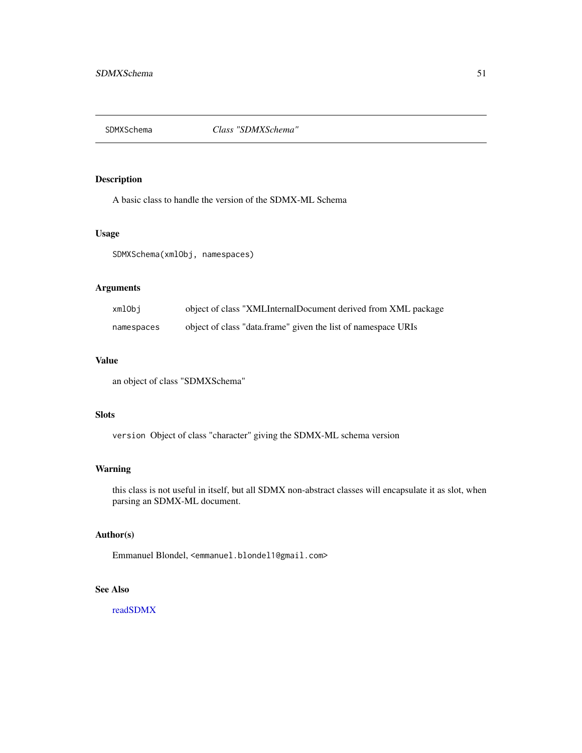SDMXSchema *Class "SDMXSchema"*

---

## Description

A basic class to handle the version of the SDMX-ML Schema

## Usage

```
SDMXSchema(xmlObj, namespaces)
```

## Arguments

| | |
|---|---|
| `xmlObj` | object of class "XMLInternalDocument derived from XML package |
| `namespaces` | object of class "data.frame" given the list of namespace URIs |

## Value

an object of class "SDMXSchema"

## Slots

`version` Object of class "character" giving the SDMX-ML schema version

## Warning

this class is not useful in itself, but all SDMX non-abstract classes will encapsulate it as slot, when parsing an SDMX-ML document.

## Author(s)

Emmanuel Blondel, `<emmanuel.blondel1@gmail.com>`

## See Also

readSDMX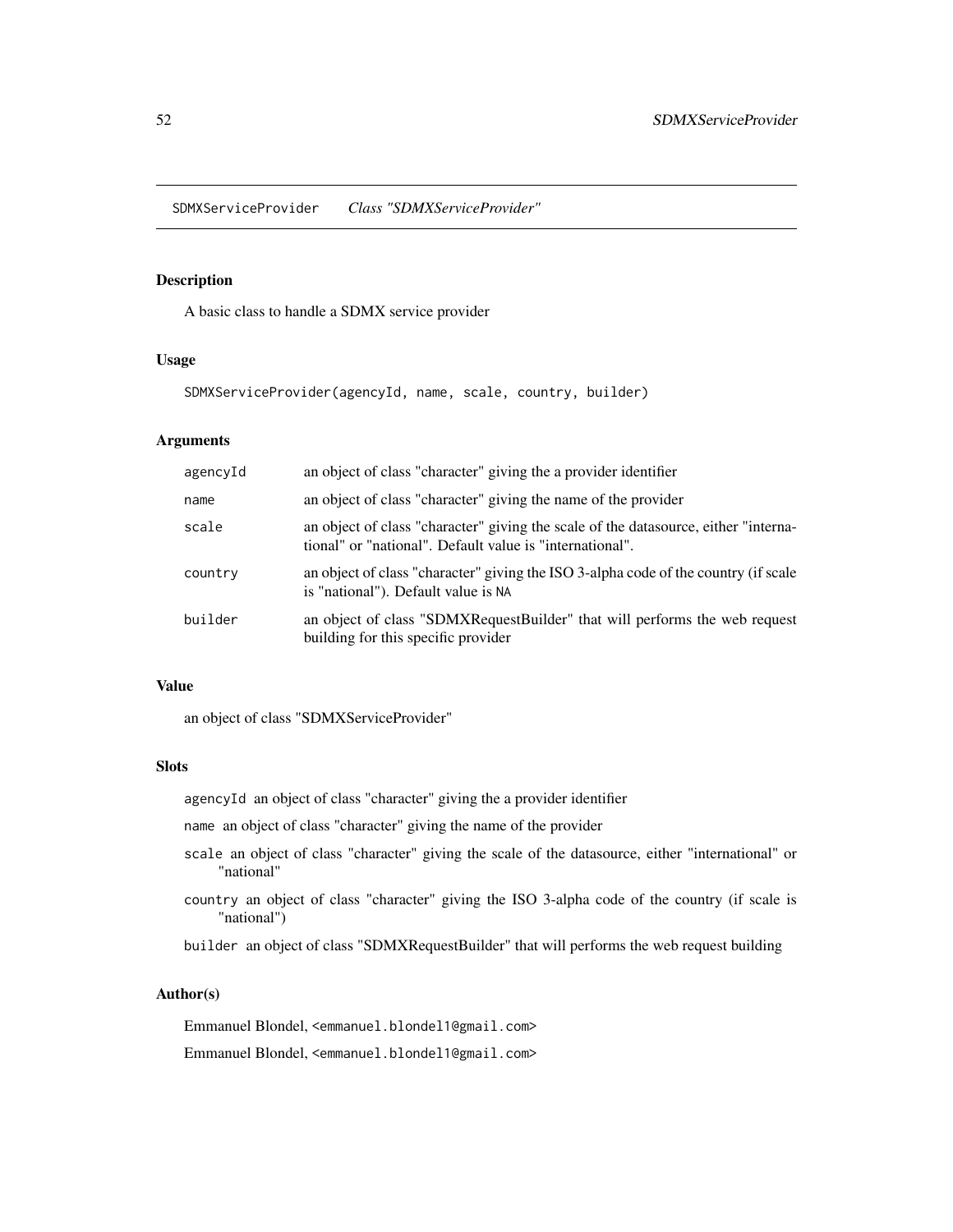SDMXServiceProvider *Class "SDMXServiceProvider"*

## Description

A basic class to handle a SDMX service provider

## Usage

```
SDMXServiceProvider(agencyId, name, scale, country, builder)
```

## Arguments

| | |
|---|---|
| agencyId | an object of class "character" giving the a provider identifier |
| name | an object of class "character" giving the name of the provider |
| scale | an object of class "character" giving the scale of the datasource, either "international" or "national". Default value is "international". |
| country | an object of class "character" giving the ISO 3-alpha code of the country (if scale is "national"). Default value is NA |
| builder | an object of class "SDMXRequestBuilder" that will performs the web request building for this specific provider |

## Value

an object of class "SDMXServiceProvider"

## Slots

`agencyId` an object of class "character" giving the a provider identifier

`name` an object of class "character" giving the name of the provider

`scale` an object of class "character" giving the scale of the datasource, either "international" or "national"

`country` an object of class "character" giving the ISO 3-alpha code of the country (if scale is "national")

`builder` an object of class "SDMXRequestBuilder" that will performs the web request building

## Author(s)

Emmanuel Blondel, <emmanuel.blondel1@gmail.com>

Emmanuel Blondel, <emmanuel.blondel1@gmail.com>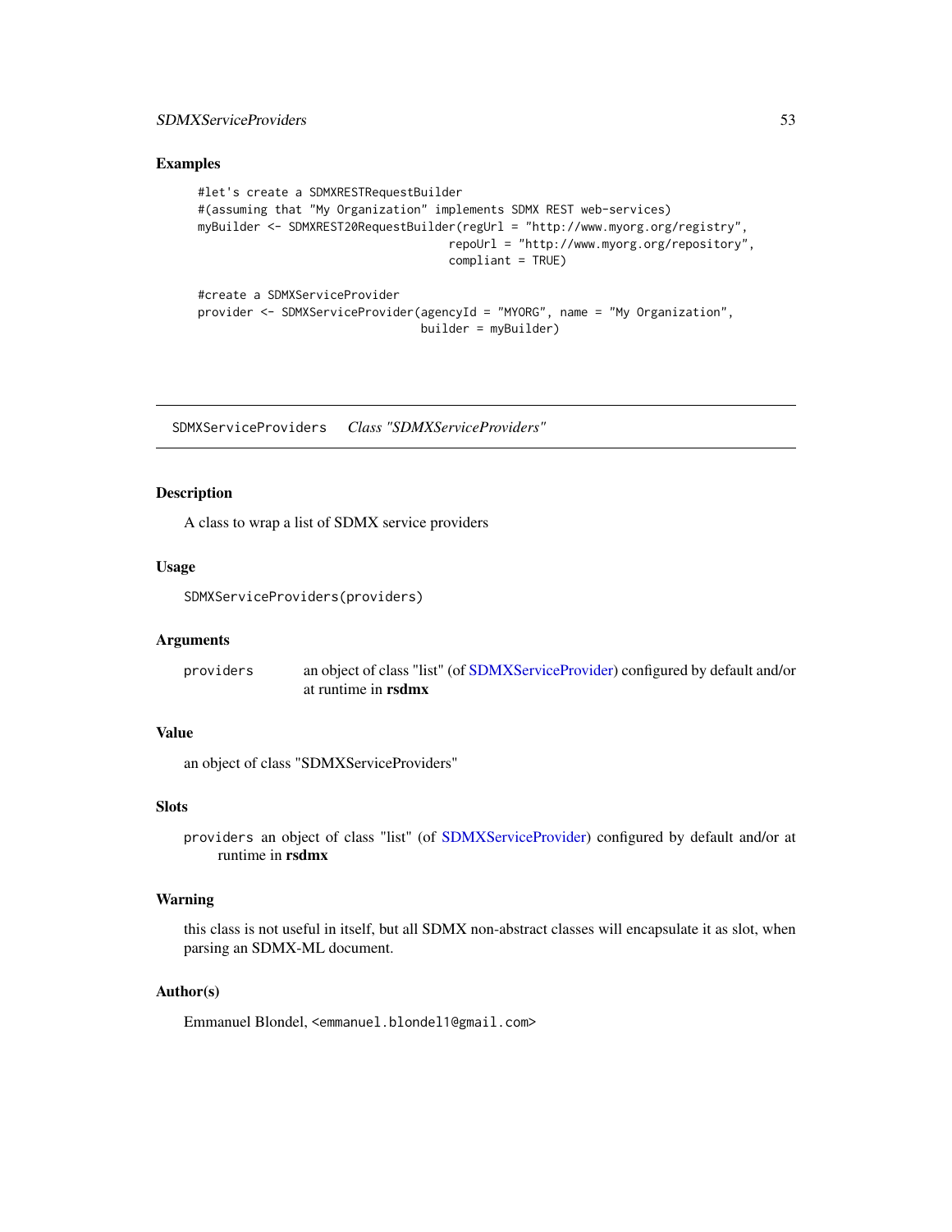### Examples

```
#let's create a SDMXRESTRequestBuilder
#(assuming that "My Organization" implements SDMX REST web-services)
myBuilder <- SDMXREST20RequestBuilder(regUrl = "http://www.myorg.org/registry",
                                      repoUrl = "http://www.myorg.org/repository",
                                      compliant = TRUE)

#create a SDMXServiceProvider
provider <- SDMXServiceProvider(agencyId = "MYORG", name = "My Organization",
                                builder = myBuilder)
```

---

## SDMXServiceProviders    *Class "SDMXServiceProviders"*

---

### Description

A class to wrap a list of SDMX service providers

### Usage

```
SDMXServiceProviders(providers)
```

### Arguments

| | |
|---|---|
| `providers` | an object of class "list" (of SDMXServiceProvider) configured by default and/or at runtime in **rsdmx** |

### Value

an object of class "SDMXServiceProviders"

### Slots

`providers` an object of class "list" (of SDMXServiceProvider) configured by default and/or at runtime in **rsdmx**

### Warning

this class is not useful in itself, but all SDMX non-abstract classes will encapsulate it as slot, when parsing an SDMX-ML document.

### Author(s)

Emmanuel Blondel, <emmanuel.blondel1@gmail.com>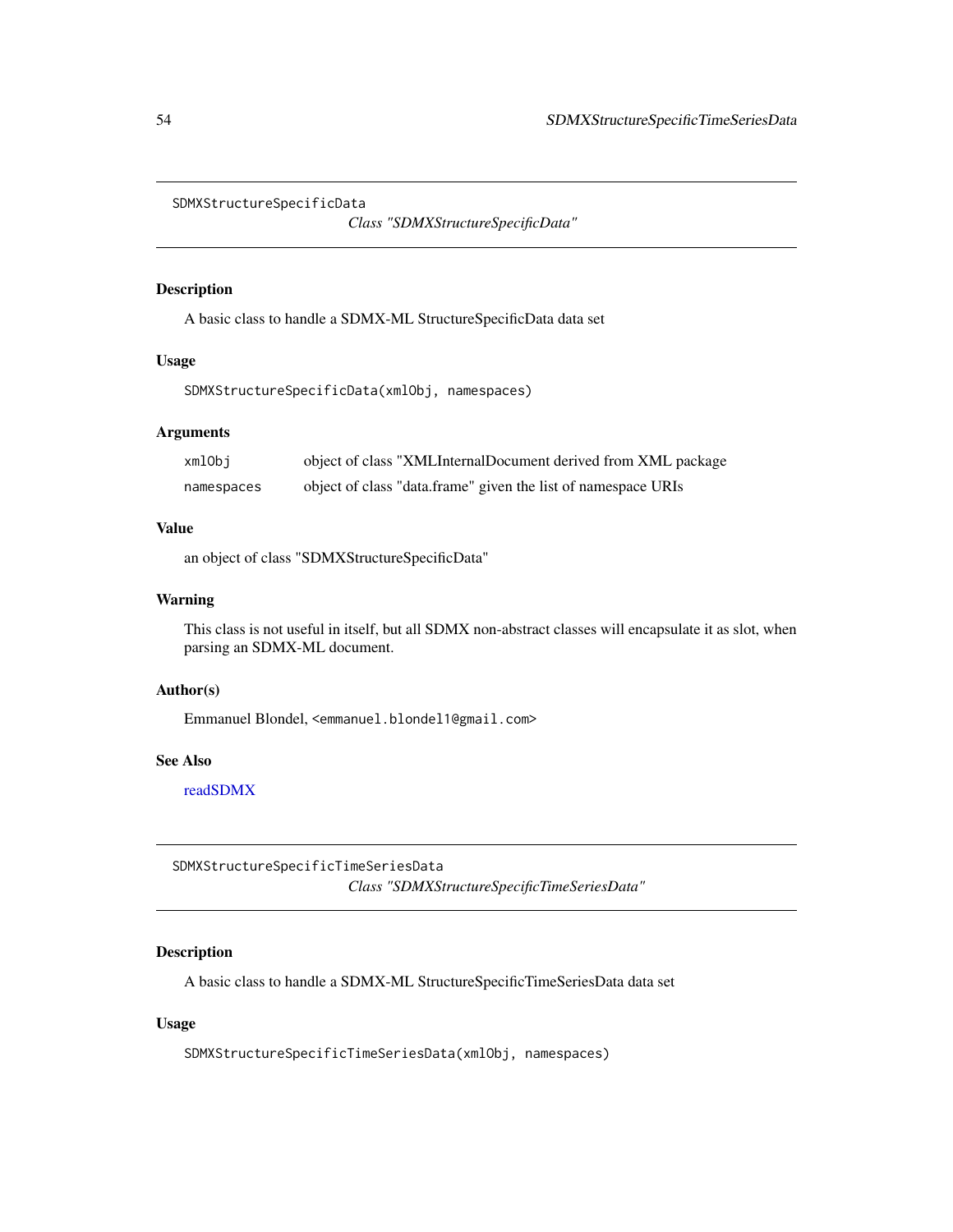SDMXStructureSpecificData *Class "SDMXStructureSpecificData"*

## Description

A basic class to handle a SDMX-ML StructureSpecificData data set

## Usage

```
SDMXStructureSpecificData(xmlObj, namespaces)
```

## Arguments

| | |
|---|---|
| xmlObj | object of class "XMLInternalDocument derived from XML package |
| namespaces | object of class "data.frame" given the list of namespace URIs |

## Value

an object of class "SDMXStructureSpecificData"

## Warning

This class is not useful in itself, but all SDMX non-abstract classes will encapsulate it as slot, when parsing an SDMX-ML document.

## Author(s)

Emmanuel Blondel, <emmanuel.blondel1@gmail.com>

## See Also

readSDMX

---

SDMXStructureSpecificTimeSeriesData *Class "SDMXStructureSpecificTimeSeriesData"*

## Description

A basic class to handle a SDMX-ML StructureSpecificTimeSeriesData data set

## Usage

```
SDMXStructureSpecificTimeSeriesData(xmlObj, namespaces)
```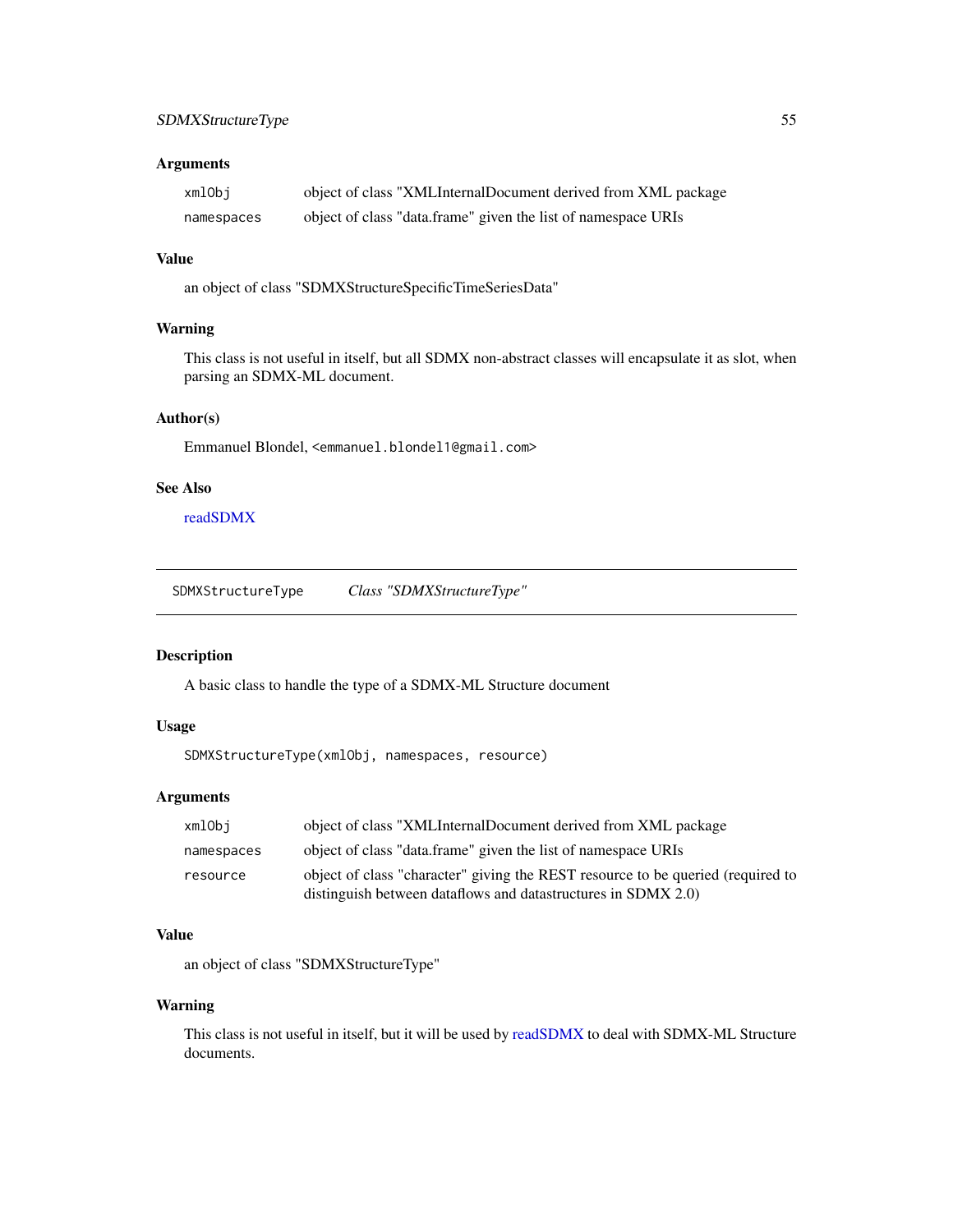### Arguments

| | |
|---|---|
| `xmlObj` | object of class "XMLInternalDocument derived from XML package |
| `namespaces` | object of class "data.frame" given the list of namespace URIs |

### Value

an object of class "SDMXStructureSpecificTimeSeriesData"

### Warning

This class is not useful in itself, but all SDMX non-abstract classes will encapsulate it as slot, when parsing an SDMX-ML document.

### Author(s)

Emmanuel Blondel, <emmanuel.blondel1@gmail.com>

### See Also

readSDMX

---

## SDMXStructureType *Class "SDMXStructureType"*

---

### Description

A basic class to handle the type of a SDMX-ML Structure document

### Usage

```
SDMXStructureType(xmlObj, namespaces, resource)
```

### Arguments

| | |
|---|---|
| `xmlObj` | object of class "XMLInternalDocument derived from XML package |
| `namespaces` | object of class "data.frame" given the list of namespace URIs |
| `resource` | object of class "character" giving the REST resource to be queried (required to distinguish between dataflows and datastructures in SDMX 2.0) |

### Value

an object of class "SDMXStructureType"

### Warning

This class is not useful in itself, but it will be used by readSDMX to deal with SDMX-ML Structure documents.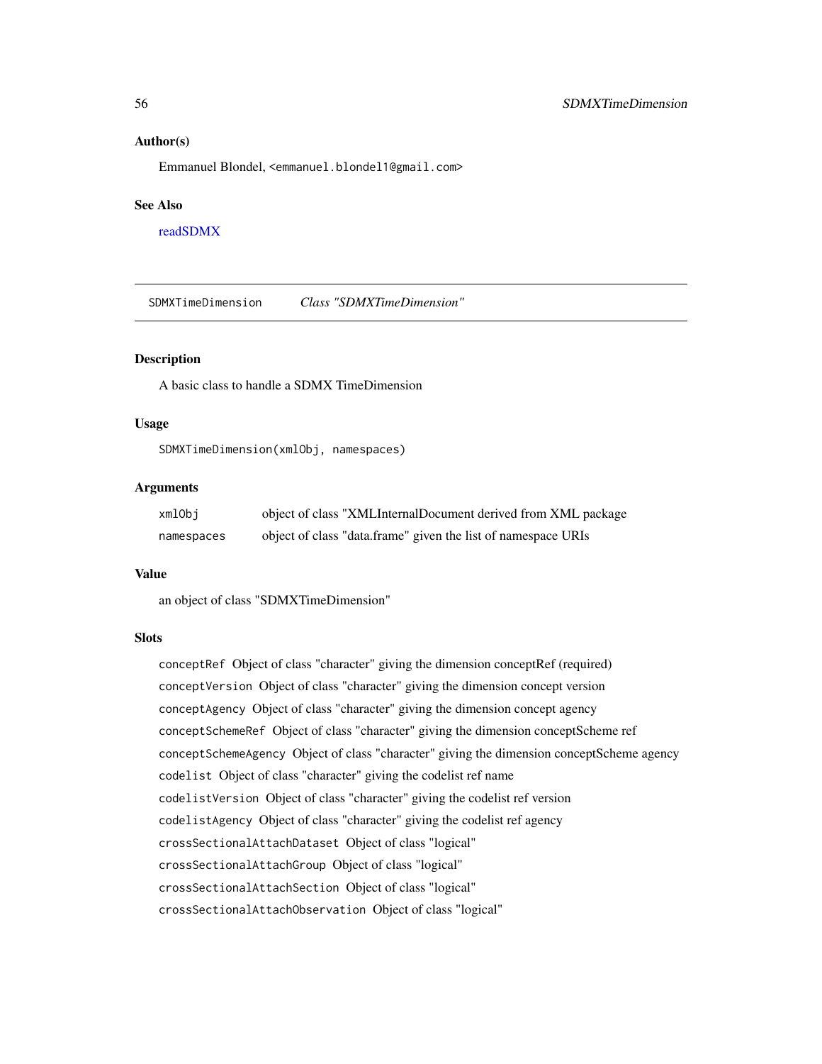### Author(s)

Emmanuel Blondel, <emmanuel.blondel1@gmail.com>

### See Also

readSDMX

---

## SDMXTimeDimension *Class "SDMXTimeDimension"*

---

### Description

A basic class to handle a SDMX TimeDimension

### Usage

```
SDMXTimeDimension(xmlObj, namespaces)
```

### Arguments

| | |
|---|---|
| `xmlObj` | object of class "XMLInternalDocument derived from XML package |
| `namespaces` | object of class "data.frame" given the list of namespace URIs |

### Value

an object of class "SDMXTimeDimension"

### Slots

`conceptRef` Object of class "character" giving the dimension conceptRef (required)

`conceptVersion` Object of class "character" giving the dimension concept version

`conceptAgency` Object of class "character" giving the dimension concept agency

`conceptSchemeRef` Object of class "character" giving the dimension conceptScheme ref

`conceptSchemeAgency` Object of class "character" giving the dimension conceptScheme agency

`codelist` Object of class "character" giving the codelist ref name

`codelistVersion` Object of class "character" giving the codelist ref version

`codelistAgency` Object of class "character" giving the codelist ref agency

`crossSectionalAttachDataset` Object of class "logical"

`crossSectionalAttachGroup` Object of class "logical"

`crossSectionalAttachSection` Object of class "logical"

`crossSectionalAttachObservation` Object of class "logical"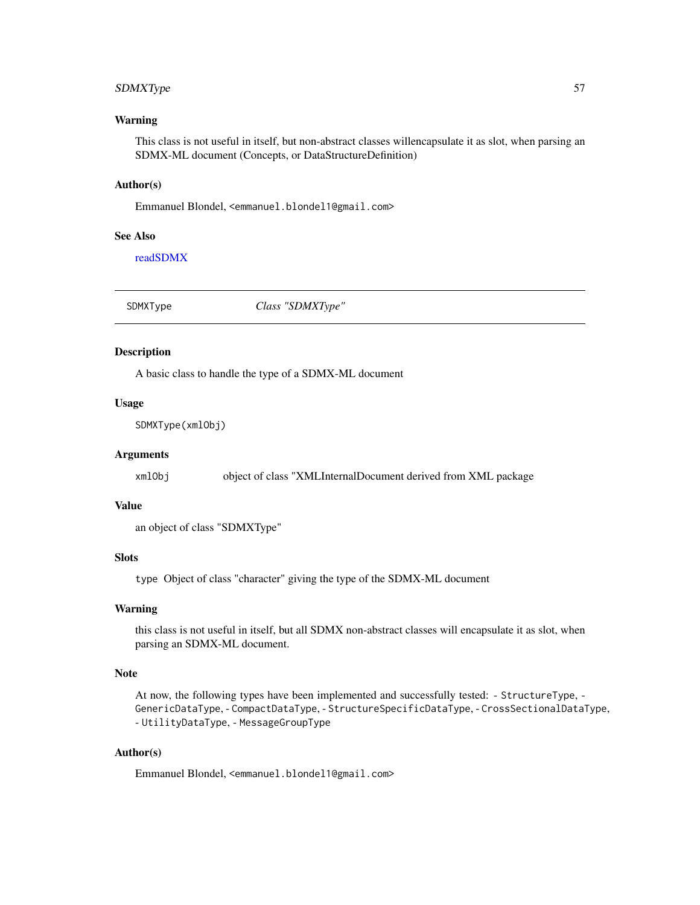### Warning

This class is not useful in itself, but non-abstract classes willencapsulate it as slot, when parsing an SDMX-ML document (Concepts, or DataStructureDefinition)

### Author(s)

Emmanuel Blondel, <emmanuel.blondel1@gmail.com>

### See Also

readSDMX

---

## SDMXType — *Class "SDMXType"*

---

### Description

A basic class to handle the type of a SDMX-ML document

### Usage

```
SDMXType(xmlObj)
```

### Arguments

| | |
|---|---|
| xmlObj | object of class "XMLInternalDocument derived from XML package |

### Value

an object of class "SDMXType"

### Slots

`type` Object of class "character" giving the type of the SDMX-ML document

### Warning

this class is not useful in itself, but all SDMX non-abstract classes will encapsulate it as slot, when parsing an SDMX-ML document.

### Note

At now, the following types have been implemented and successfully tested: - `StructureType`, - `GenericDataType`, - `CompactDataType`, - `StructureSpecificDataType`, - `CrossSectionalDataType`, - `UtilityDataType`, - `MessageGroupType`

### Author(s)

Emmanuel Blondel, <emmanuel.blondel1@gmail.com>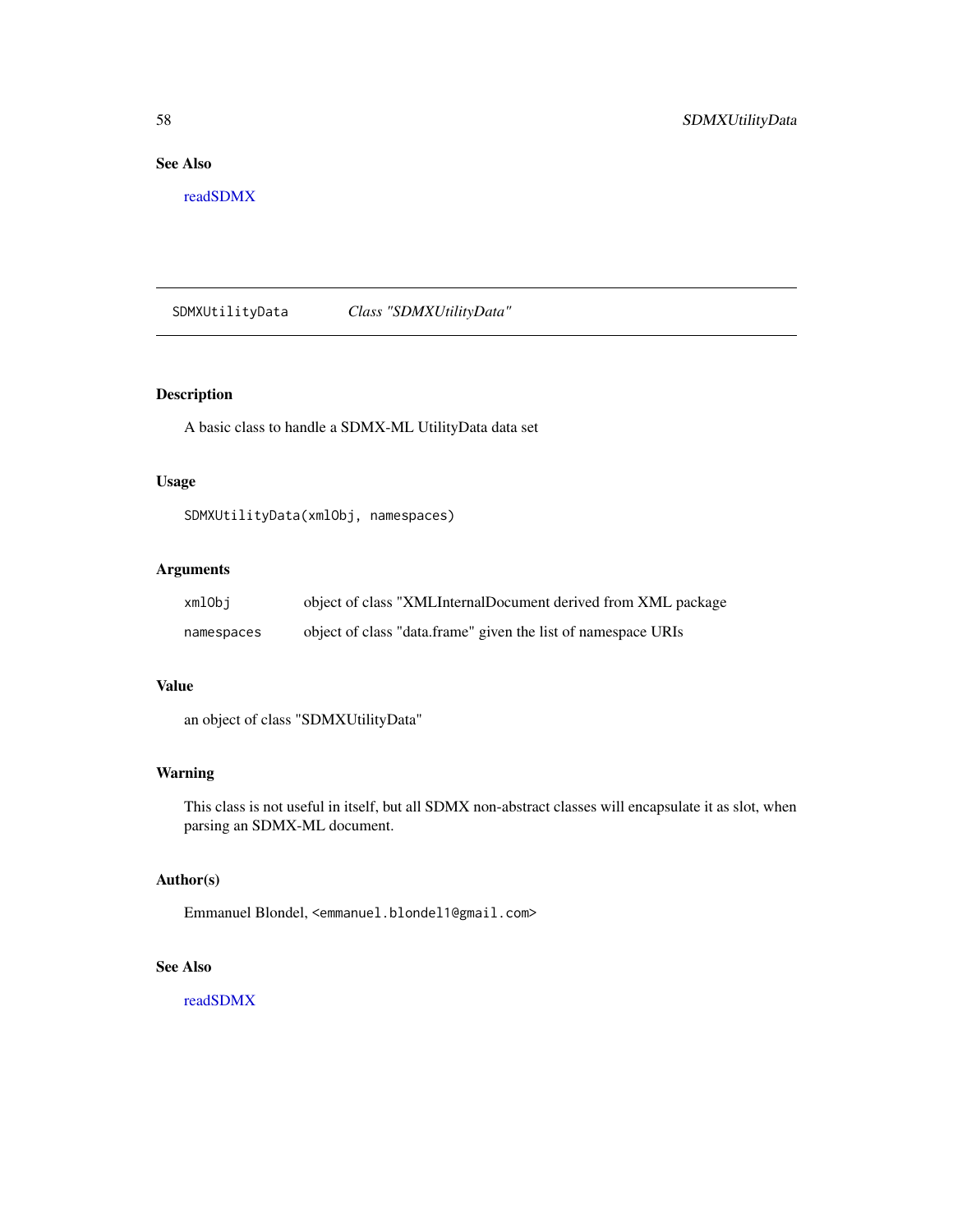## See Also

readSDMX

---

# SDMXUtilityData *Class "SDMXUtilityData"*

## Description

A basic class to handle a SDMX-ML UtilityData data set

## Usage

```
SDMXUtilityData(xmlObj, namespaces)
```

## Arguments

| | |
|---|---|
| `xmlObj` | object of class "XMLInternalDocument derived from XML package |
| `namespaces` | object of class "data.frame" given the list of namespace URIs |

## Value

an object of class "SDMXUtilityData"

## Warning

This class is not useful in itself, but all SDMX non-abstract classes will encapsulate it as slot, when parsing an SDMX-ML document.

## Author(s)

Emmanuel Blondel, `<emmanuel.blondel1@gmail.com>`

## See Also

readSDMX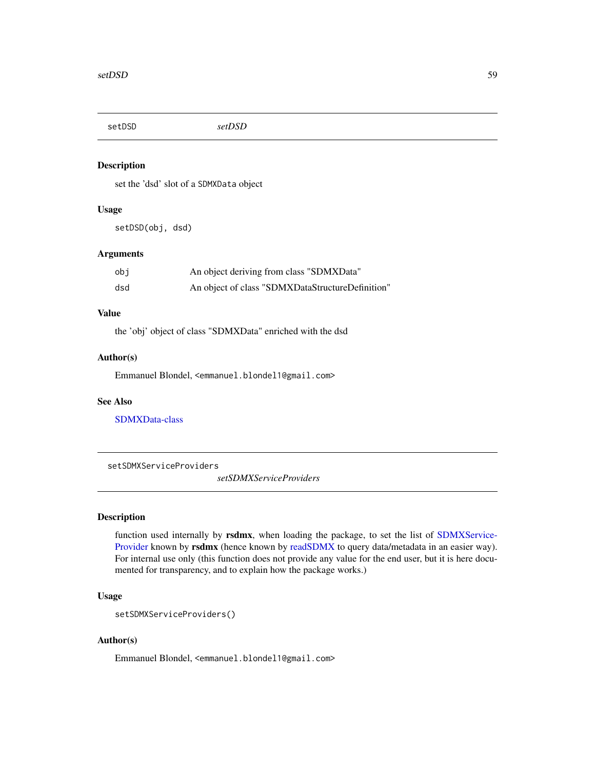## setDSD

*setDSD*

### Description

set the 'dsd' slot of a `SDMXData` object

### Usage

```
setDSD(obj, dsd)
```

### Arguments

| | |
|---|---|
| `obj` | An object deriving from class "SDMXData" |
| `dsd` | An object of class "SDMXDataStructureDefinition" |

### Value

the 'obj' object of class "SDMXData" enriched with the dsd

### Author(s)

Emmanuel Blondel, <emmanuel.blondel1@gmail.com>

### See Also

SDMXData-class

## setSDMXServiceProviders

*setSDMXServiceProviders*

### Description

function used internally by **rsdmx**, when loading the package, to set the list of SDMXServiceProvider known by **rsdmx** (hence known by readSDMX to query data/metadata in an easier way). For internal use only (this function does not provide any value for the end user, but it is here documented for transparency, and to explain how the package works.)

### Usage

```
setSDMXServiceProviders()
```

### Author(s)

Emmanuel Blondel, <emmanuel.blondel1@gmail.com>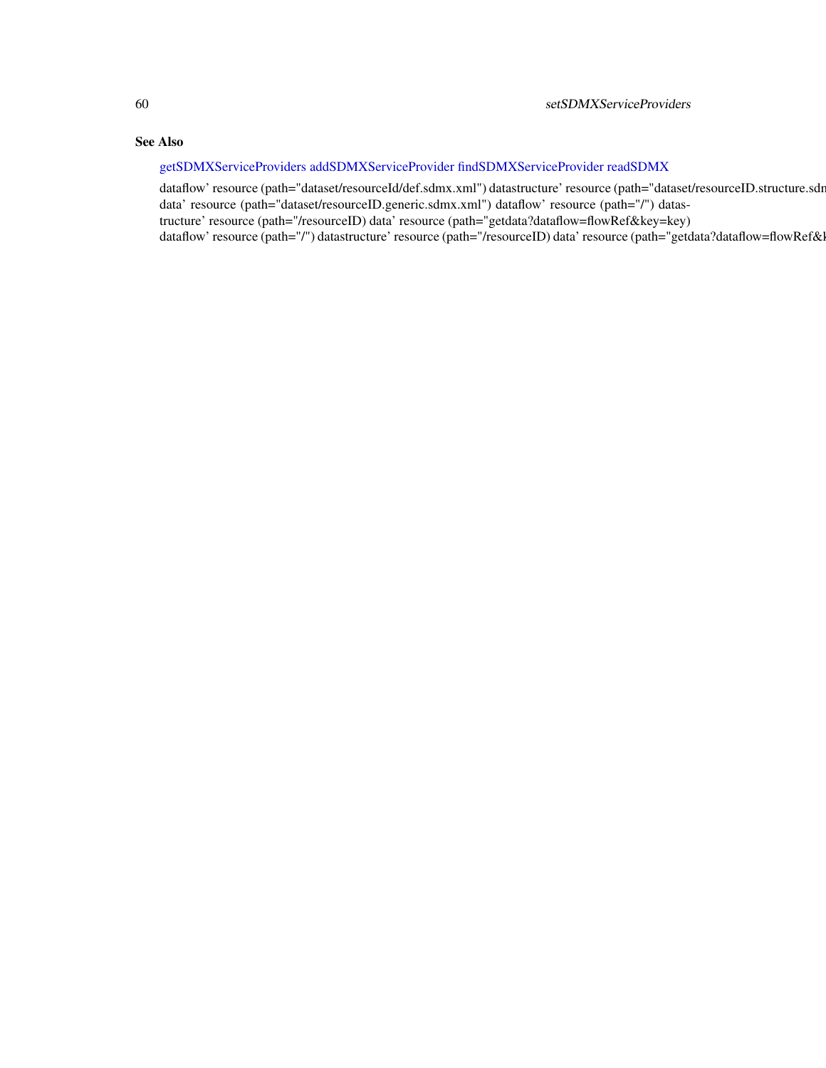### See Also

getSDMXServiceProviders addSDMXServiceProvider findSDMXServiceProvider readSDMX

dataflow' resource (path="dataset/resourceId/def.sdmx.xml") datastructure' resource (path="dataset/resourceID.structure.sdm
data' resource (path="dataset/resourceID.generic.sdmx.xml") dataflow' resource (path="/") datas-
tructure' resource (path="/resourceID) data' resource (path="getdata?dataflow=flowRef&key=key)
dataflow' resource (path="/") datastructure' resource (path="/resourceID) data' resource (path="getdata?dataflow=flowRef&k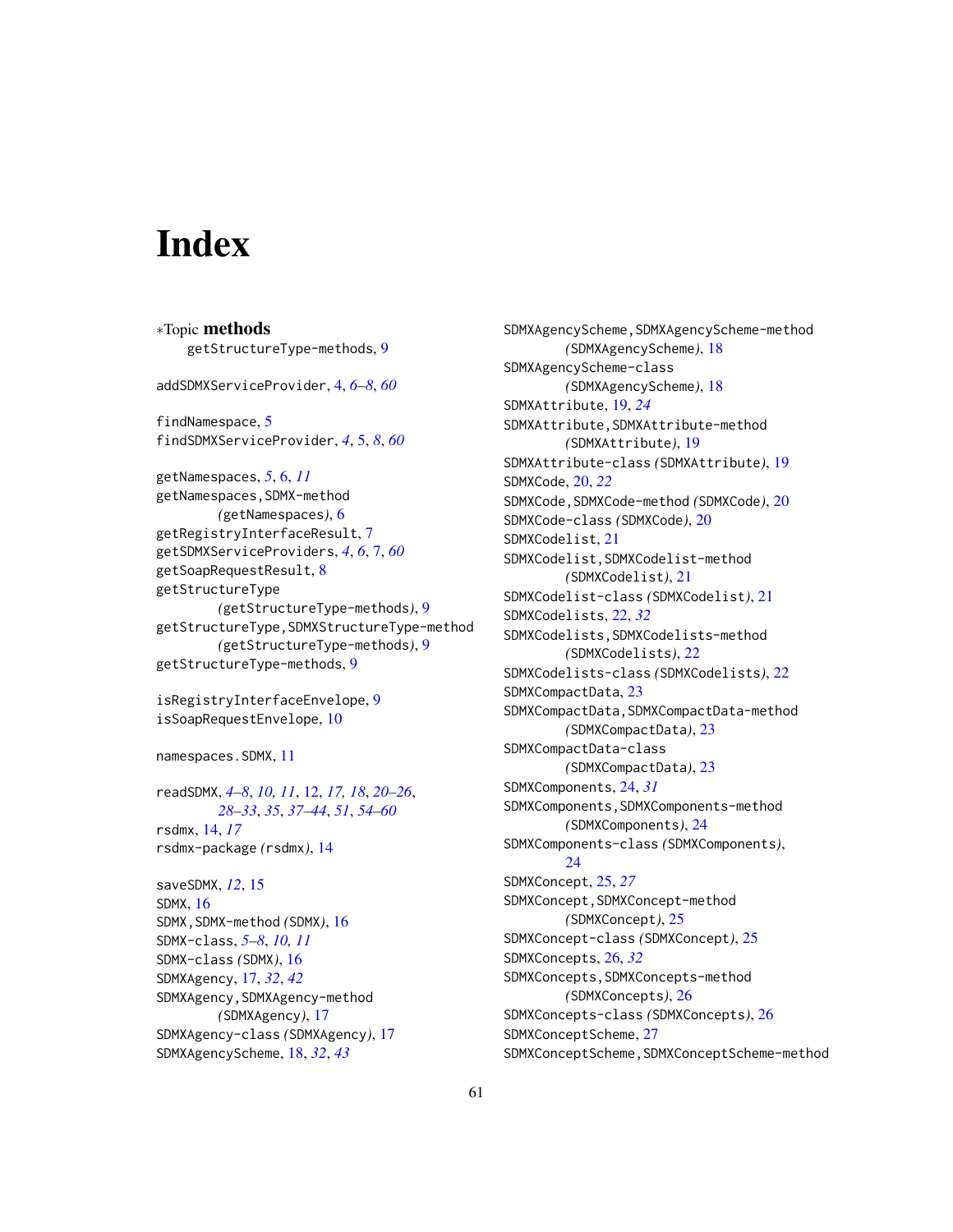# Index

∗Topic **methods**
getStructureType-methods, 9

addSDMXServiceProvider, 4, *6–8*, *60*

findNamespace, 5
findSDMXServiceProvider, *4*, 5, *8*, *60*

getNamespaces, *5*, 6, *11*
getNamespaces,SDMX-method *(getNamespaces)*, 6
getRegistryInterfaceResult, 7
getSDMXServiceProviders, *4*, *6*, 7, *60*
getSoapRequestResult, 8
getStructureType *(getStructureType-methods)*, 9
getStructureType,SDMXStructureType-method *(getStructureType-methods)*, 9
getStructureType-methods, 9

isRegistryInterfaceEnvelope, 9
isSoapRequestEnvelope, 10

namespaces.SDMX, 11

readSDMX, *4–8*, *10, 11*, 12, *17, 18*, *20–26*, *28–33*, *35*, *37–44*, *51*, *54–60*
rsdmx, 14, *17*
rsdmx-package *(rsdmx)*, 14

saveSDMX, *12*, 15
SDMX, 16
SDMX,SDMX-method *(SDMX)*, 16
SDMX-class, *5–8*, *10, 11*
SDMX-class *(SDMX)*, 16
SDMXAgency, 17, *32*, *42*
SDMXAgency,SDMXAgency-method *(SDMXAgency)*, 17
SDMXAgency-class *(SDMXAgency)*, 17
SDMXAgencyScheme, 18, *32*, *43*
SDMXAgencyScheme,SDMXAgencyScheme-method *(SDMXAgencyScheme)*, 18
SDMXAgencyScheme-class *(SDMXAgencyScheme)*, 18
SDMXAttribute, 19, *24*
SDMXAttribute,SDMXAttribute-method *(SDMXAttribute)*, 19
SDMXAttribute-class *(SDMXAttribute)*, 19
SDMXCode, 20, *22*
SDMXCode,SDMXCode-method *(SDMXCode)*, 20
SDMXCode-class *(SDMXCode)*, 20
SDMXCodelist, 21
SDMXCodelist,SDMXCodelist-method *(SDMXCodelist)*, 21
SDMXCodelist-class *(SDMXCodelist)*, 21
SDMXCodelists, 22, *32*
SDMXCodelists,SDMXCodelists-method *(SDMXCodelists)*, 22
SDMXCodelists-class *(SDMXCodelists)*, 22
SDMXCompactData, 23
SDMXCompactData,SDMXCompactData-method *(SDMXCompactData)*, 23
SDMXCompactData-class *(SDMXCompactData)*, 23
SDMXComponents, 24, *31*
SDMXComponents,SDMXComponents-method *(SDMXComponents)*, 24
SDMXComponents-class *(SDMXComponents)*, 24
SDMXConcept, 25, *27*
SDMXConcept,SDMXConcept-method *(SDMXConcept)*, 25
SDMXConcept-class *(SDMXConcept)*, 25
SDMXConcepts, 26, *32*
SDMXConcepts,SDMXConcepts-method *(SDMXConcepts)*, 26
SDMXConcepts-class *(SDMXConcepts)*, 26
SDMXConceptScheme, 27
SDMXConceptScheme,SDMXConceptScheme-method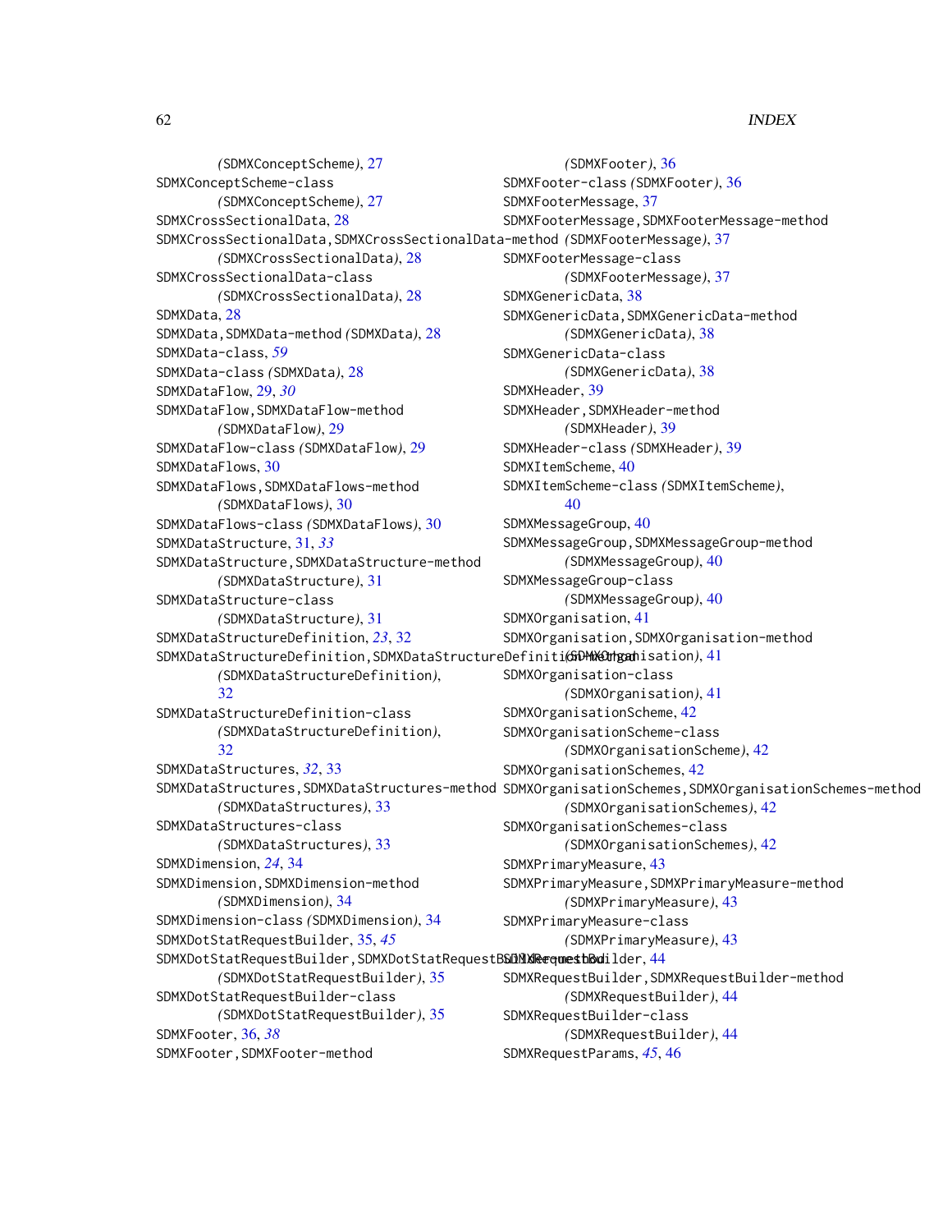(SDMXConceptScheme), 27
SDMXConceptScheme-class (SDMXConceptScheme), 27
SDMXCrossSectionalData, 28
SDMXCrossSectionalData,SDMXCrossSectionalData-method (SDMXCrossSectionalData), 28
SDMXCrossSectionalData-class (SDMXCrossSectionalData), 28
SDMXData, 28
SDMXData,SDMXData-method (SDMXData), 28
SDMXData-class, *59*
SDMXData-class (SDMXData), 28
SDMXDataFlow, 29, *30*
SDMXDataFlow,SDMXDataFlow-method (SDMXDataFlow), 29
SDMXDataFlow-class (SDMXDataFlow), 29
SDMXDataFlows, 30
SDMXDataFlows,SDMXDataFlows-method (SDMXDataFlows), 30
SDMXDataFlows-class (SDMXDataFlows), 30
SDMXDataStructure, 31, *33*
SDMXDataStructure,SDMXDataStructure-method (SDMXDataStructure), 31
SDMXDataStructure-class (SDMXDataStructure), 31
SDMXDataStructureDefinition, *23*, 32
SDMXDataStructureDefinition,SDMXDataStructureDefinition-method (SDMXDataStructureDefinition), 32
SDMXDataStructureDefinition-class (SDMXDataStructureDefinition), 32
SDMXDataStructures, *32*, 33
SDMXDataStructures,SDMXDataStructures-method (SDMXDataStructures), 33
SDMXDataStructures-class (SDMXDataStructures), 33
SDMXDimension, *24*, 34
SDMXDimension,SDMXDimension-method (SDMXDimension), 34
SDMXDimension-class (SDMXDimension), 34
SDMXDotStatRequestBuilder, 35, *45*
SDMXDotStatRequestBuilder,SDMXDotStatRequestBuilder-method (SDMXDotStatRequestBuilder), 35
SDMXDotStatRequestBuilder-class (SDMXDotStatRequestBuilder), 35
SDMXFooter, 36, *38*
SDMXFooter,SDMXFooter-method (SDMXFooter), 36
SDMXFooter-class (SDMXFooter), 36
SDMXFooterMessage, 37
SDMXFooterMessage,SDMXFooterMessage-method (SDMXFooterMessage), 37
SDMXFooterMessage-class (SDMXFooterMessage), 37
SDMXGenericData, 38
SDMXGenericData,SDMXGenericData-method (SDMXGenericData), 38
SDMXGenericData-class (SDMXGenericData), 38
SDMXHeader, 39
SDMXHeader,SDMXHeader-method (SDMXHeader), 39
SDMXHeader-class (SDMXHeader), 39
SDMXItemScheme, 40
SDMXItemScheme-class (SDMXItemScheme), 40
SDMXMessageGroup, 40
SDMXMessageGroup,SDMXMessageGroup-method (SDMXMessageGroup), 40
SDMXMessageGroup-class (SDMXMessageGroup), 40
SDMXOrganisation, 41
SDMXOrganisation,SDMXOrganisation-method (SDMXOrganisation), 41
SDMXOrganisation-class (SDMXOrganisation), 41
SDMXOrganisationScheme, 42
SDMXOrganisationScheme-class (SDMXOrganisationScheme), 42
SDMXOrganisationSchemes, 42
SDMXOrganisationSchemes,SDMXOrganisationSchemes-method (SDMXOrganisationSchemes), 42
SDMXOrganisationSchemes-class (SDMXOrganisationSchemes), 42
SDMXPrimaryMeasure, 43
SDMXPrimaryMeasure,SDMXPrimaryMeasure-method (SDMXPrimaryMeasure), 43
SDMXPrimaryMeasure-class (SDMXPrimaryMeasure), 43
SDMXRequestBuilder, 44
SDMXRequestBuilder,SDMXRequestBuilder-method (SDMXRequestBuilder), 44
SDMXRequestBuilder-class (SDMXRequestBuilder), 44
SDMXRequestParams, *45*, 46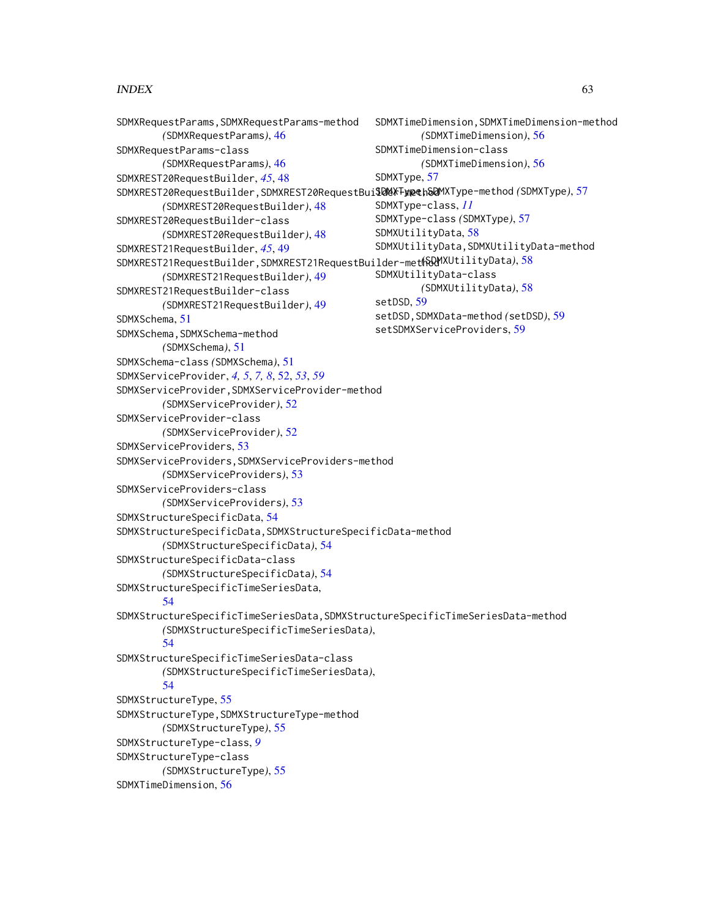SDMXRequestParams,SDMXRequestParams-method
    *(SDMXRequestParams)*, 46
SDMXRequestParams-class
    *(SDMXRequestParams)*, 46
SDMXREST20RequestBuilder, *45*, 48
SDMXREST20RequestBuilder,SDMXREST20RequestBuilder-method
    *(SDMXREST20RequestBuilder)*, 48
SDMXREST20RequestBuilder-class
    *(SDMXREST20RequestBuilder)*, 48
SDMXREST21RequestBuilder, *45*, 49
SDMXREST21RequestBuilder,SDMXREST21RequestBuilder-method
    *(SDMXREST21RequestBuilder)*, 49
SDMXREST21RequestBuilder-class
    *(SDMXREST21RequestBuilder)*, 49
SDMXSchema, 51
SDMXSchema,SDMXSchema-method
    *(SDMXSchema)*, 51
SDMXSchema-class *(SDMXSchema)*, 51
SDMXServiceProvider, *4, 5*, *7, 8*, 52, *53*, *59*
SDMXServiceProvider,SDMXServiceProvider-method
    *(SDMXServiceProvider)*, 52
SDMXServiceProvider-class
    *(SDMXServiceProvider)*, 52
SDMXServiceProviders, 53
SDMXServiceProviders,SDMXServiceProviders-method
    *(SDMXServiceProviders)*, 53
SDMXServiceProviders-class
    *(SDMXServiceProviders)*, 53
SDMXStructureSpecificData, 54
SDMXStructureSpecificData,SDMXStructureSpecificData-method
    *(SDMXStructureSpecificData)*, 54
SDMXStructureSpecificData-class
    *(SDMXStructureSpecificData)*, 54
SDMXStructureSpecificTimeSeriesData,
    54
SDMXStructureSpecificTimeSeriesData,SDMXStructureSpecificTimeSeriesData-method
    *(SDMXStructureSpecificTimeSeriesData)*,
    54
SDMXStructureSpecificTimeSeriesData-class
    *(SDMXStructureSpecificTimeSeriesData)*,
    54
SDMXStructureType, 55
SDMXStructureType,SDMXStructureType-method
    *(SDMXStructureType)*, 55
SDMXStructureType-class, *9*
SDMXStructureType-class
    *(SDMXStructureType)*, 55
SDMXTimeDimension, 56
SDMXTimeDimension,SDMXTimeDimension-method
    *(SDMXTimeDimension)*, 56
SDMXTimeDimension-class
    *(SDMXTimeDimension)*, 56
SDMXType, 57
SDMXType,SDMXType-method *(SDMXType)*, 57
SDMXType-class, *11*
SDMXType-class *(SDMXType)*, 57
SDMXUtilityData, 58
SDMXUtilityData,SDMXUtilityData-method
    *(SDMXUtilityData)*, 58
SDMXUtilityData-class
    *(SDMXUtilityData)*, 58
setDSD, 59
setDSD,SDMXData-method *(setDSD)*, 59
setSDMXServiceProviders, 59